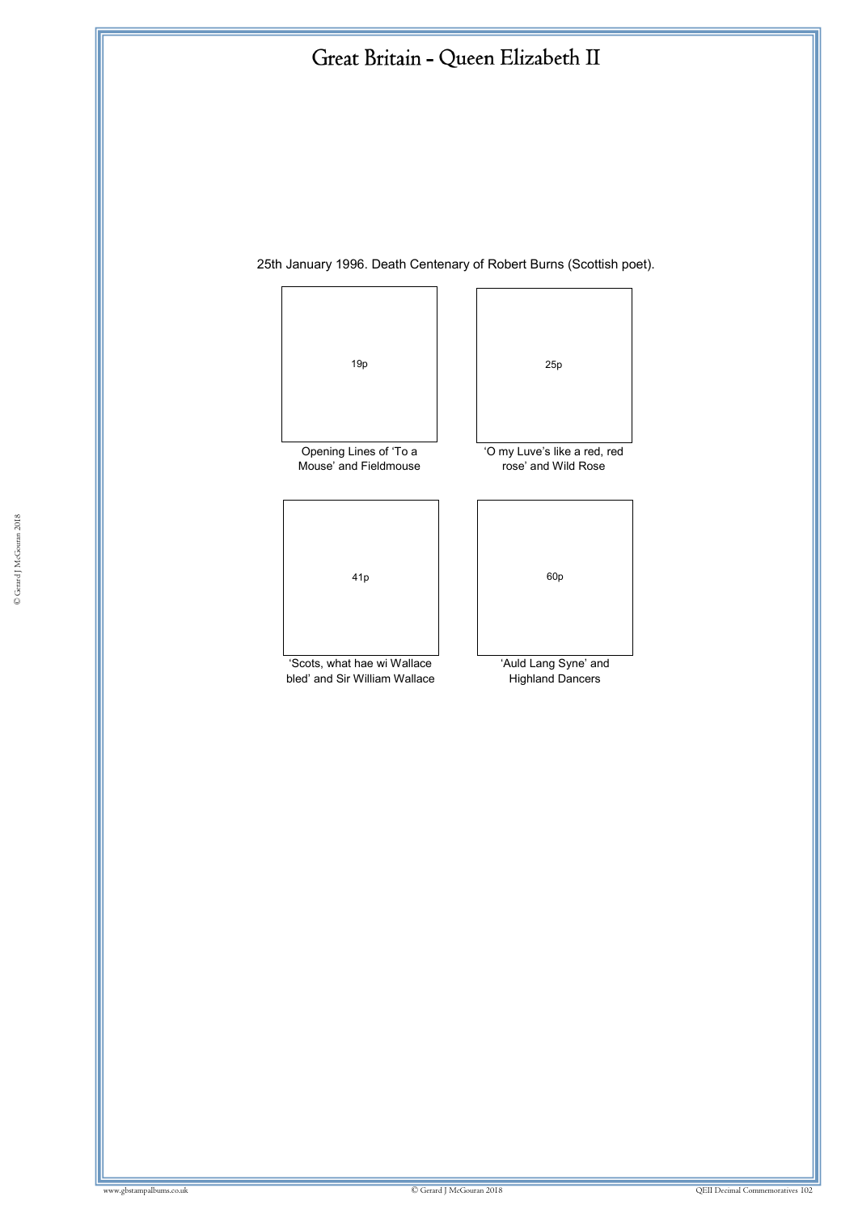# Great Britain - Queen Elizabeth II

25th January 1996. Death Centenary of Robert Burns (Scottish poet).

19p

Opening Lines of 'To a Mouse' and Fieldmouse

25p

'O my Luve's like a red, red rose' and Wild Rose

41p

'Scots, what hae wi Wallace bled' and Sir William Wallace

60p

'Auld Lang Syne' and Highland Dancers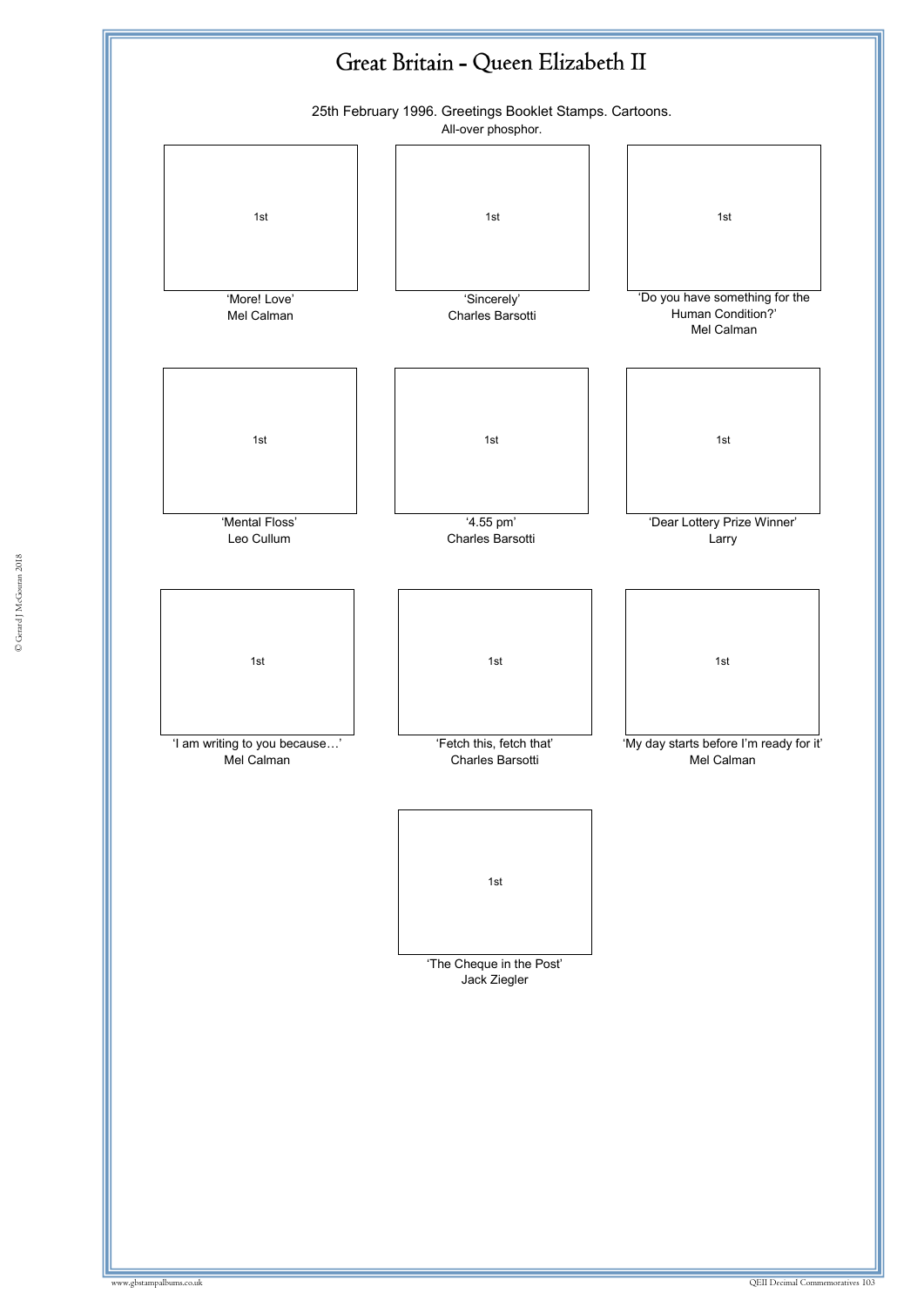# Great Britain - Queen Elizabeth II

25th February 1996. Greetings Booklet Stamps. Cartoons.

All-over phosphor.

1st

'More! Love'
Mel Calman

1st

'Sincerely'
Charles Barsotti

1st

'Do you have something for the Human Condition?'
Mel Calman

1st

'Mental Floss'
Leo Cullum

1st

'4.55 pm'
Charles Barsotti

1st

'Dear Lottery Prize Winner'
Larry

1st

'I am writing to you because…'
Mel Calman

1st

'Fetch this, fetch that'
Charles Barsotti

1st

'My day starts before I'm ready for it'
Mel Calman

1st

'The Cheque in the Post'
Jack Ziegler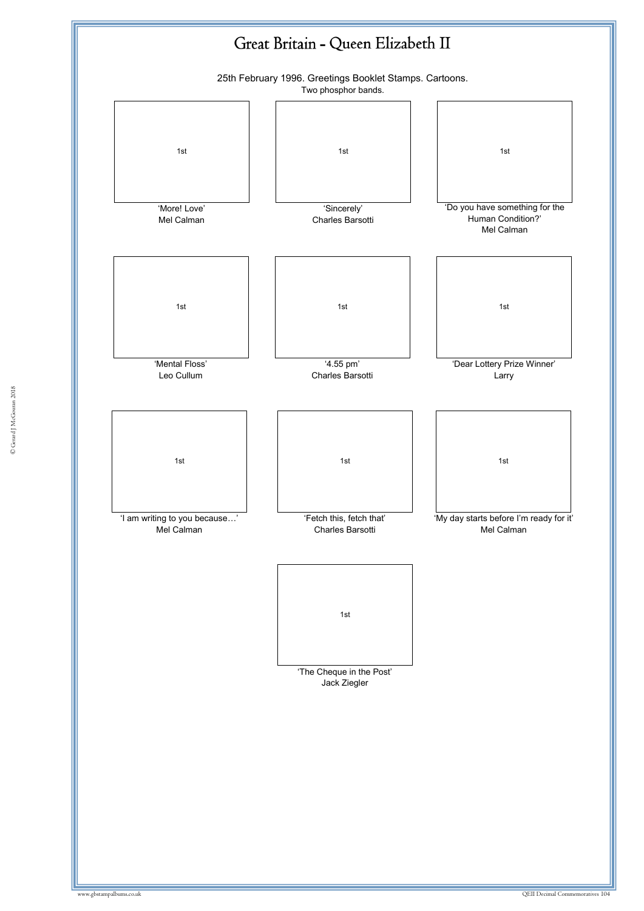# Great Britain - Queen Elizabeth II

25th February 1996. Greetings Booklet Stamps. Cartoons.

Two phosphor bands.

1st

'More! Love'
Mel Calman

1st

'Sincerely'
Charles Barsotti

1st

'Do you have something for the Human Condition?'
Mel Calman

1st

'Mental Floss'
Leo Cullum

1st

'4.55 pm'
Charles Barsotti

1st

'Dear Lottery Prize Winner'
Larry

1st

'I am writing to you because…'
Mel Calman

1st

'Fetch this, fetch that'
Charles Barsotti

1st

'My day starts before I'm ready for it'
Mel Calman

1st

'The Cheque in the Post'
Jack Ziegler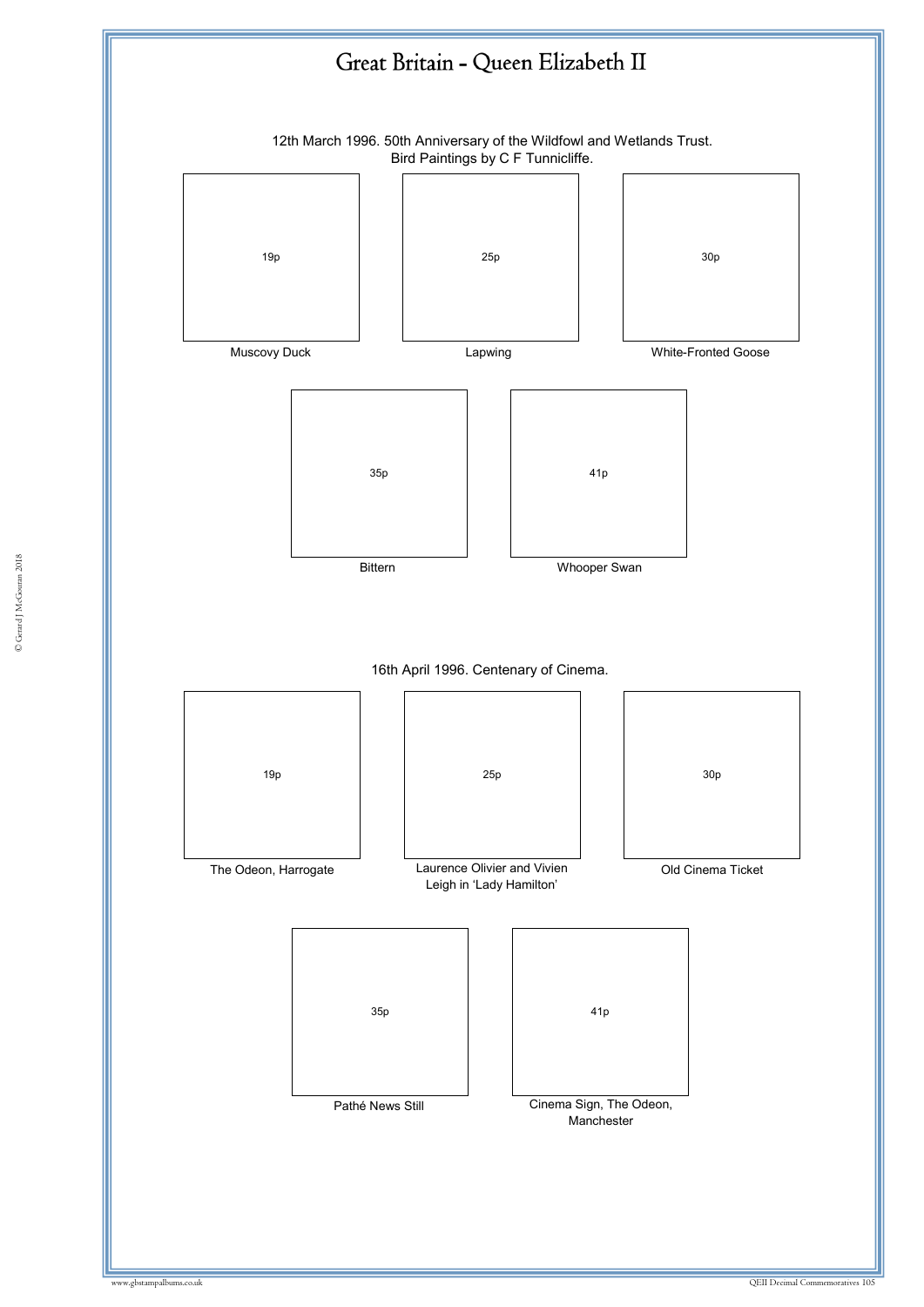# Great Britain - Queen Elizabeth II

12th March 1996. 50th Anniversary of the Wildfowl and Wetlands Trust.
Bird Paintings by C F Tunnicliffe.

19p

Muscovy Duck

25p

Lapwing

30p

White-Fronted Goose

35p

Bittern

41p

Whooper Swan

16th April 1996. Centenary of Cinema.

19p

The Odeon, Harrogate

25p

Laurence Olivier and Vivien Leigh in 'Lady Hamilton'

30p

Old Cinema Ticket

35p

Pathé News Still

41p

Cinema Sign, The Odeon, Manchester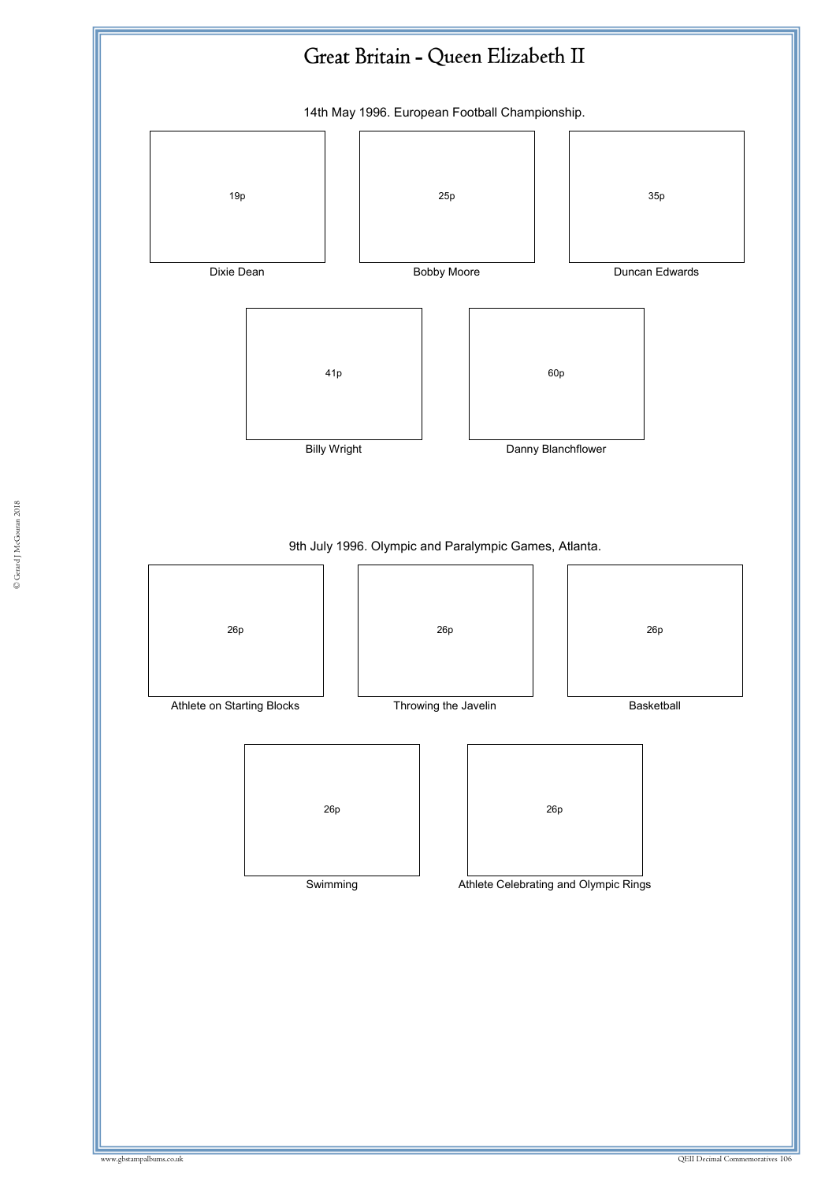# Great Britain - Queen Elizabeth II

14th May 1996. European Football Championship.

19p

Dixie Dean

25p

Bobby Moore

35p

Duncan Edwards

41p

Billy Wright

60p

Danny Blanchflower

9th July 1996. Olympic and Paralympic Games, Atlanta.

26p

Athlete on Starting Blocks

26p

Throwing the Javelin

26p

Basketball

26p

Swimming

26p

Athlete Celebrating and Olympic Rings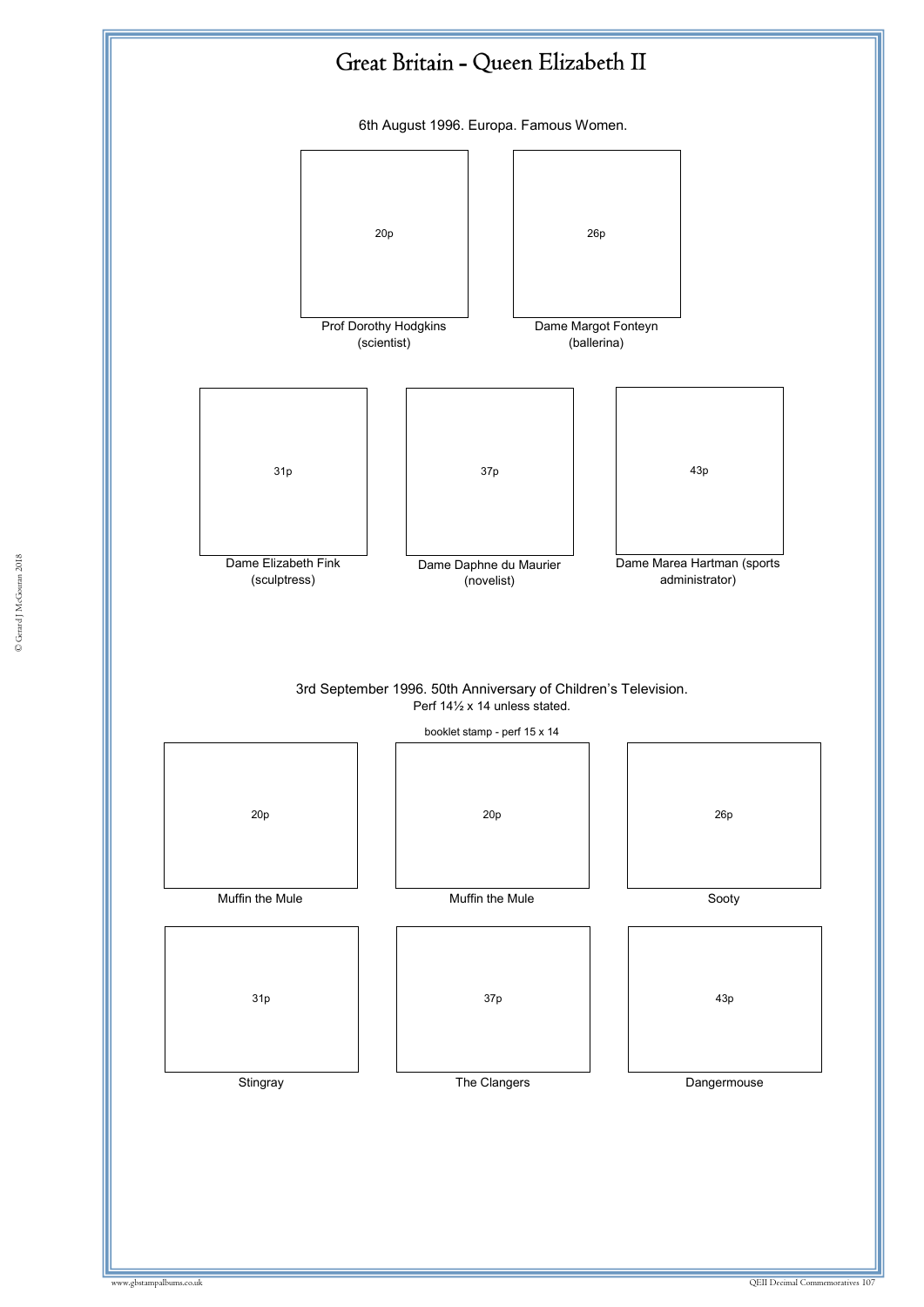# Great Britain - Queen Elizabeth II

## 6th August 1996. Europa. Famous Women.

20p

Prof Dorothy Hodgkins (scientist)

26p

Dame Margot Fonteyn (ballerina)

31p

Dame Elizabeth Fink (sculptress)

37p

Dame Daphne du Maurier (novelist)

43p

Dame Marea Hartman (sports administrator)

## 3rd September 1996. 50th Anniversary of Children's Television.

Perf 14½ x 14 unless stated.

20p

Muffin the Mule

booklet stamp - perf 15 x 14

20p

Muffin the Mule

26p

Sooty

31p

Stingray

37p

The Clangers

43p

Dangermouse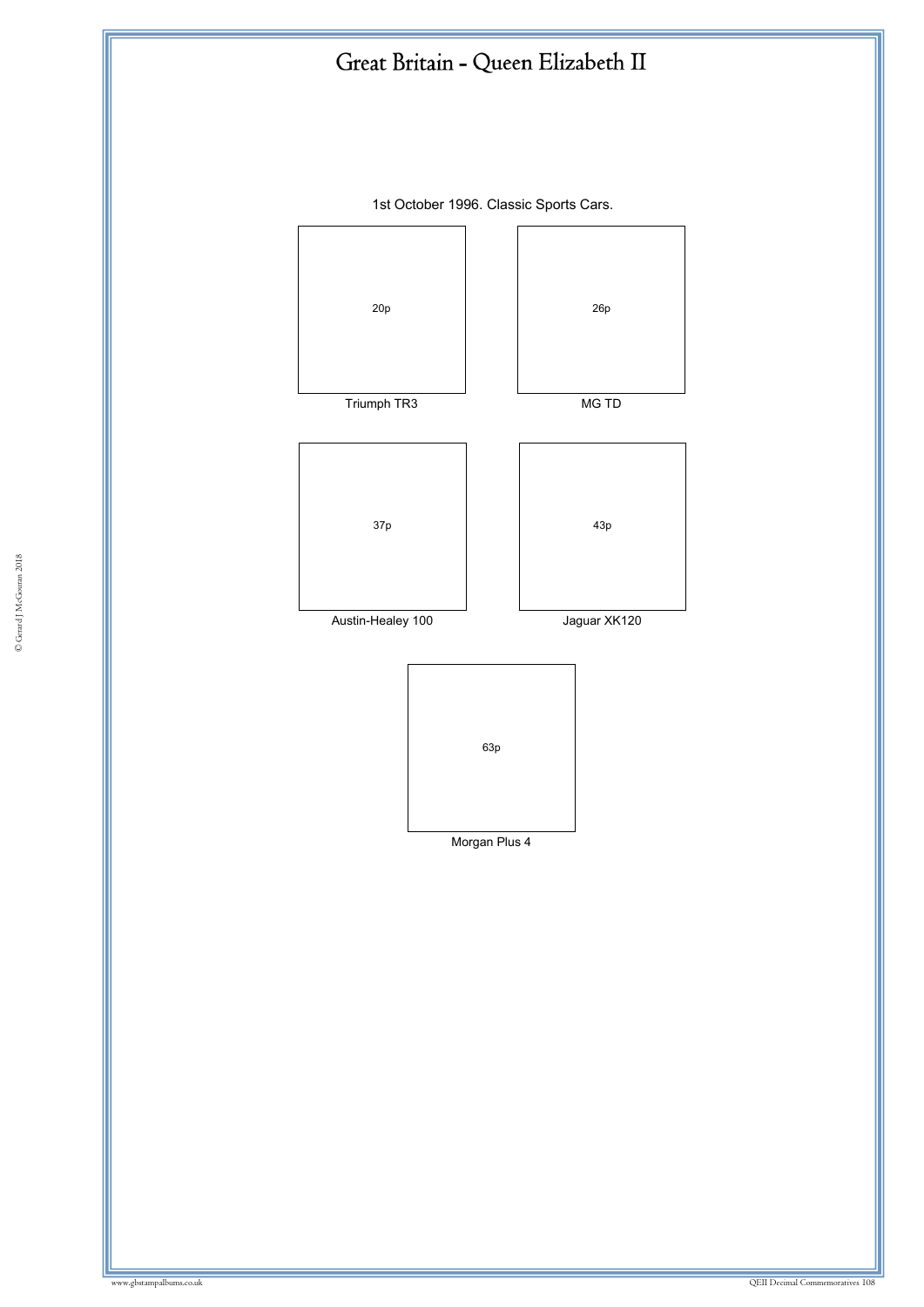# Great Britain - Queen Elizabeth II

1st October 1996. Classic Sports Cars.

20p

Triumph TR3

26p

MG TD

37p

Austin-Healey 100

43p

Jaguar XK120

63p

Morgan Plus 4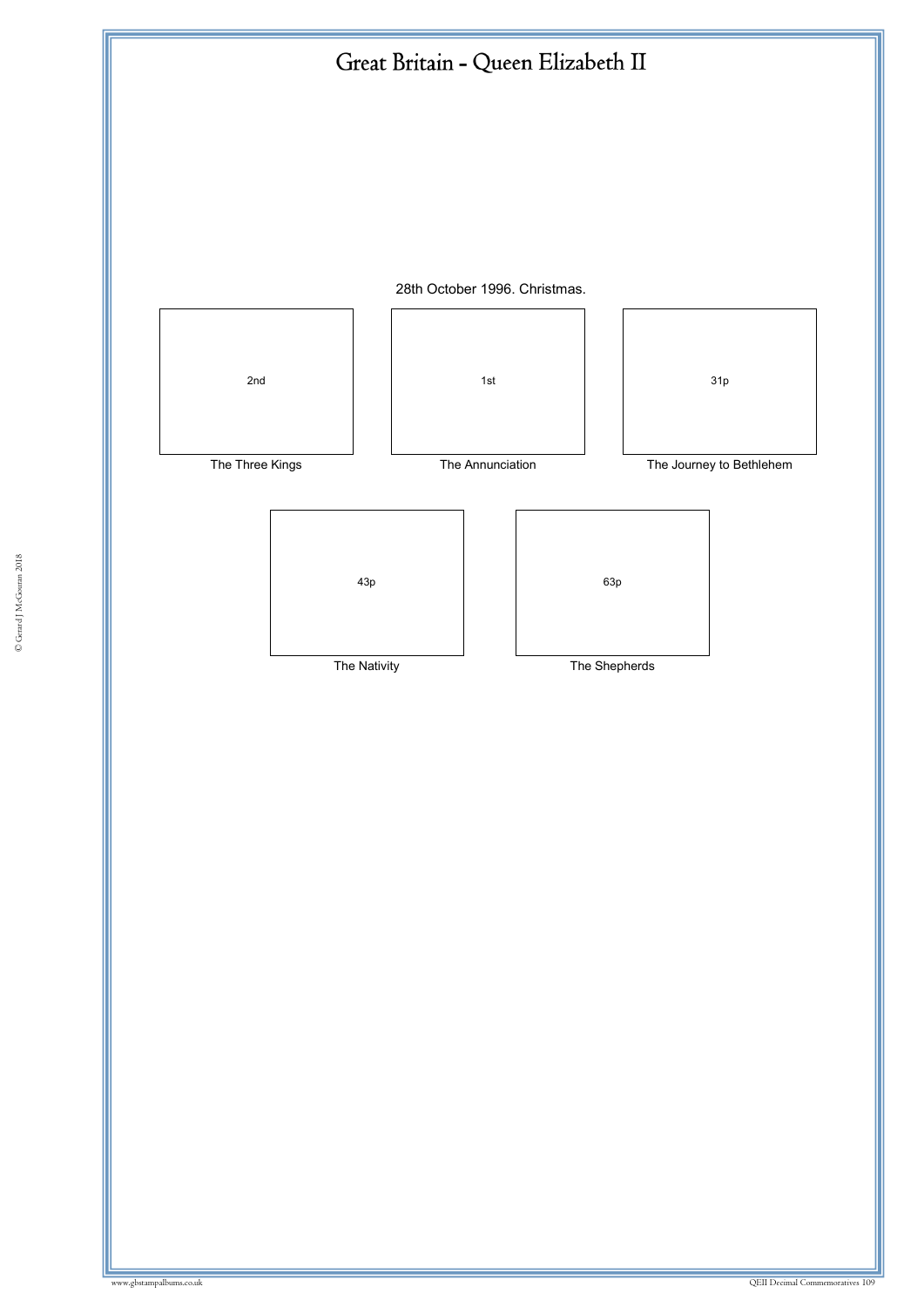# Great Britain - Queen Elizabeth II

28th October 1996. Christmas.

2nd

The Three Kings

1st

The Annunciation

31p

The Journey to Bethlehem

43p

The Nativity

63p

The Shepherds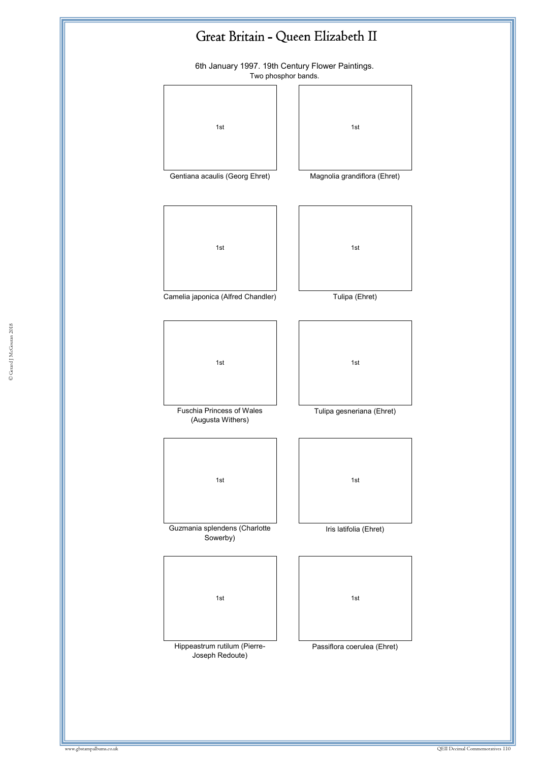# Great Britain - Queen Elizabeth II

6th January 1997. 19th Century Flower Paintings.
Two phosphor bands.

1st

Gentiana acaulis (Georg Ehret)

1st

Magnolia grandiflora (Ehret)

1st

Camelia japonica (Alfred Chandler)

1st

Tulipa (Ehret)

1st

Fuschia Princess of Wales (Augusta Withers)

1st

Tulipa gesneriana (Ehret)

1st

Guzmania splendens (Charlotte Sowerby)

1st

Iris latifolia (Ehret)

1st

Hippeastrum rutilum (Pierre-Joseph Redoute)

1st

Passiflora coerulea (Ehret)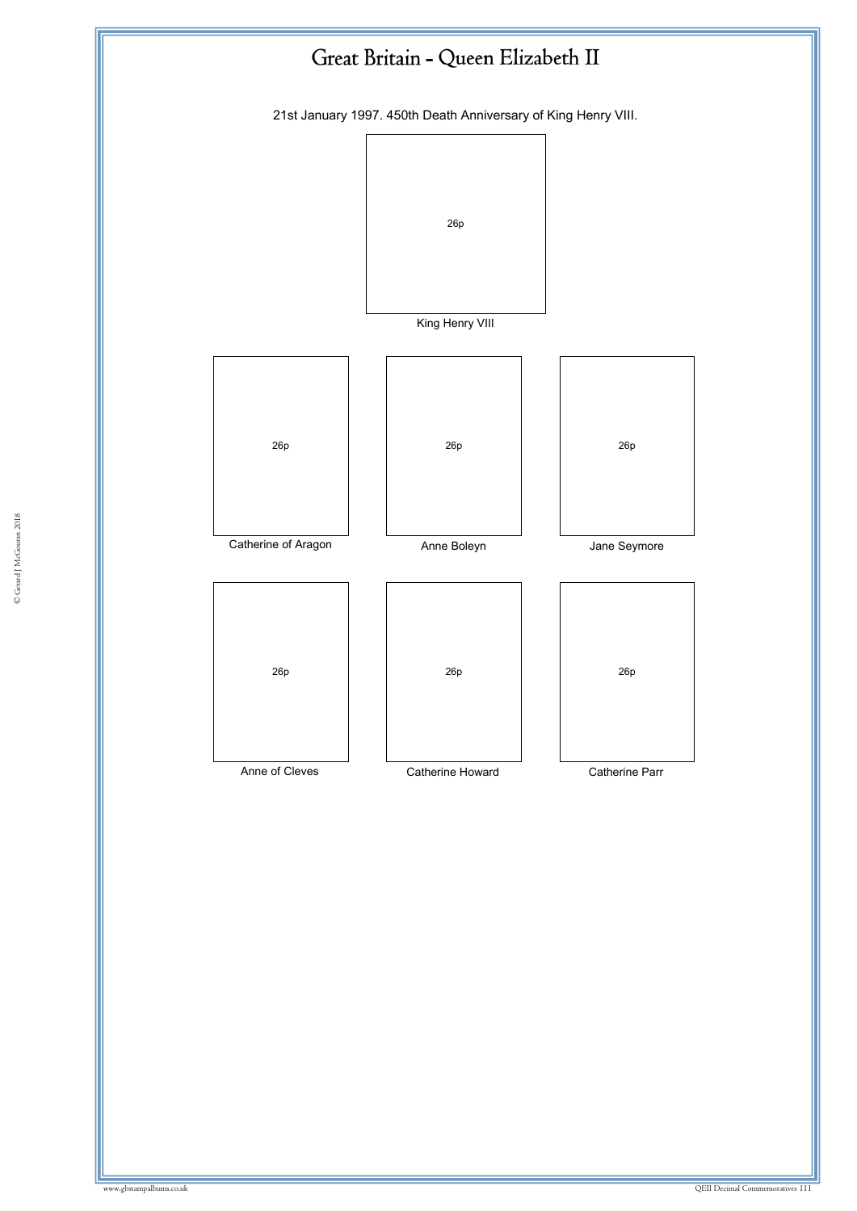# Great Britain - Queen Elizabeth II

21st January 1997. 450th Death Anniversary of King Henry VIII.

26p

King Henry VIII

26p

Catherine of Aragon

26p

Anne Boleyn

26p

Jane Seymore

26p

Anne of Cleves

26p

Catherine Howard

26p

Catherine Parr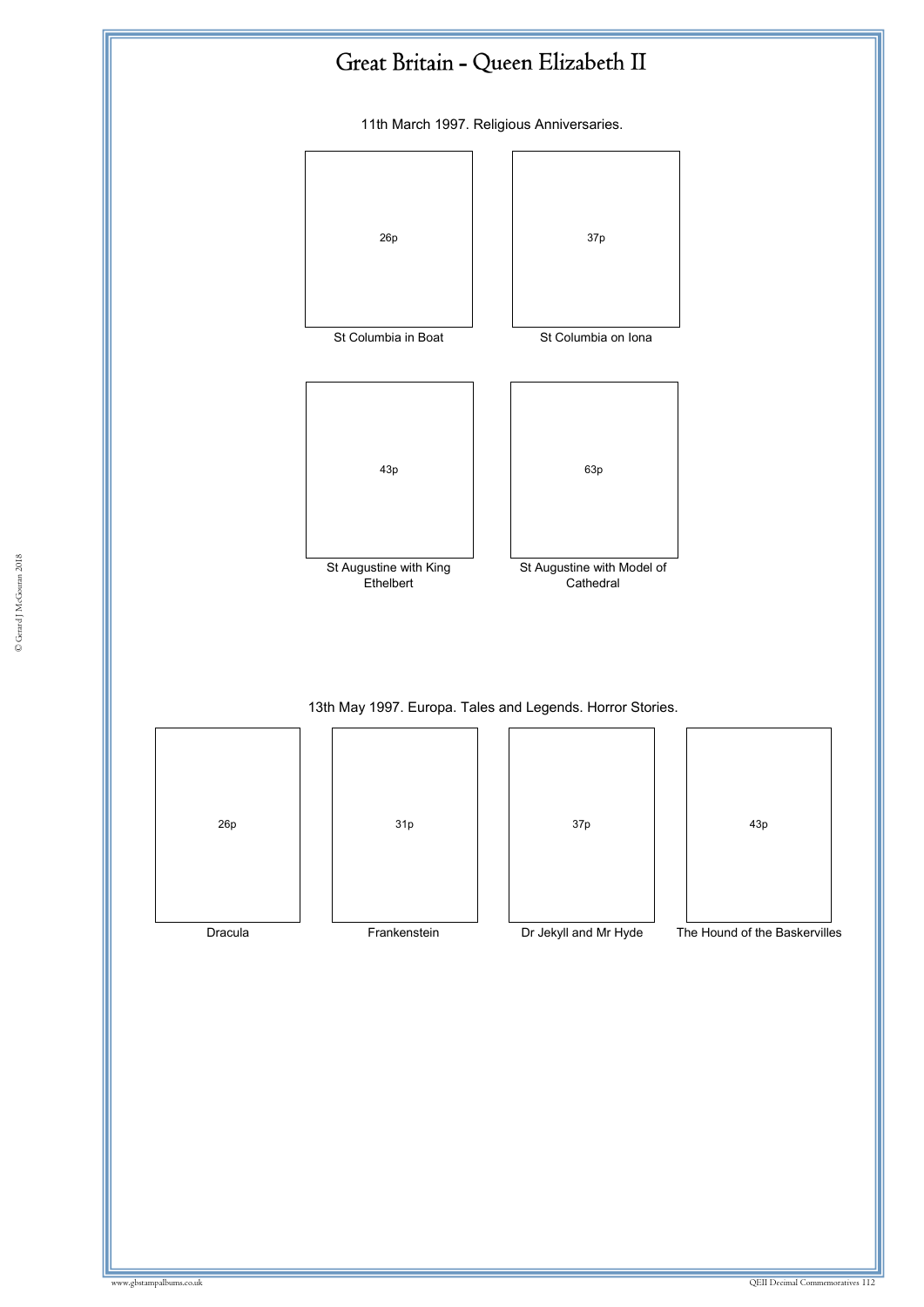# Great Britain - Queen Elizabeth II

11th March 1997. Religious Anniversaries.

26p

St Columbia in Boat

37p

St Columbia on Iona

43p

St Augustine with King Ethelbert

63p

St Augustine with Model of Cathedral

13th May 1997. Europa. Tales and Legends. Horror Stories.

26p

Dracula

31p

Frankenstein

37p

Dr Jekyll and Mr Hyde

43p

The Hound of the Baskervilles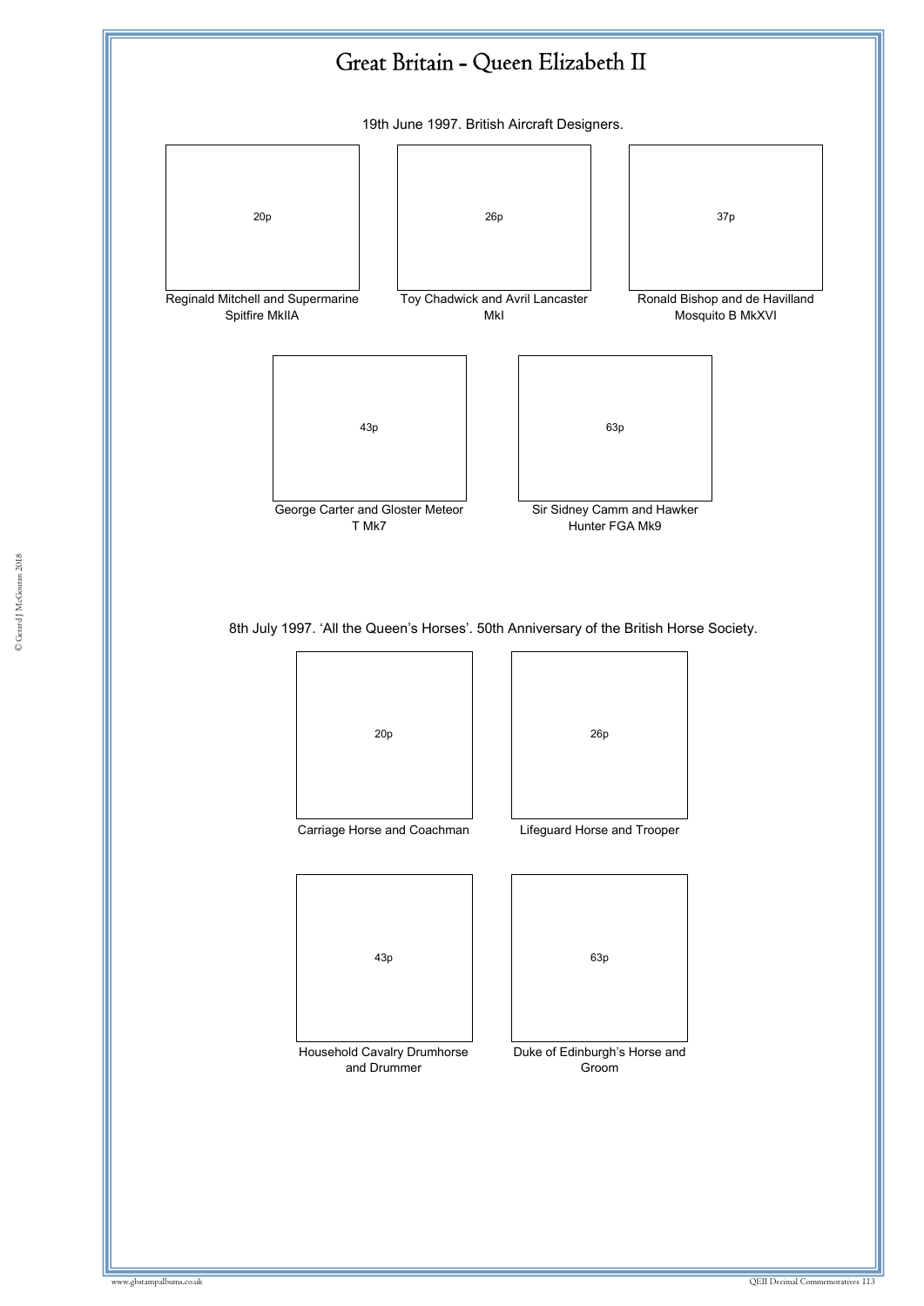# Great Britain - Queen Elizabeth II

19th June 1997. British Aircraft Designers.

20p

Reginald Mitchell and Supermarine Spitfire MkIIA

26p

Toy Chadwick and Avril Lancaster MkI

37p

Ronald Bishop and de Havilland Mosquito B MkXVI

43p

George Carter and Gloster Meteor T Mk7

63p

Sir Sidney Camm and Hawker Hunter FGA Mk9

8th July 1997. 'All the Queen's Horses'. 50th Anniversary of the British Horse Society.

20p

Carriage Horse and Coachman

26p

Lifeguard Horse and Trooper

43p

Household Cavalry Drumhorse and Drummer

63p

Duke of Edinburgh's Horse and Groom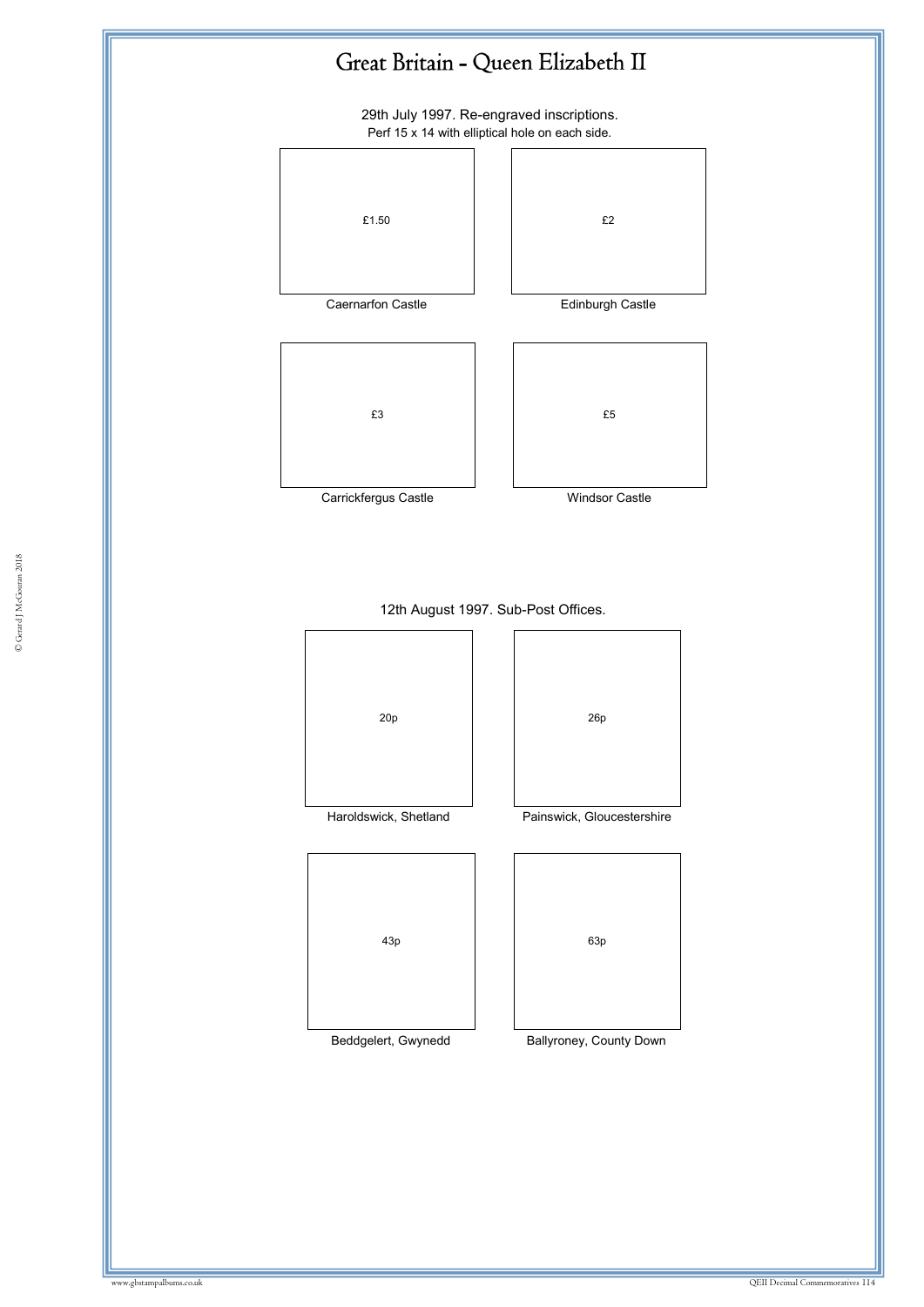# Great Britain - Queen Elizabeth II

29th July 1997. Re-engraved inscriptions.

Perf 15 x 14 with elliptical hole on each side.

£1.50

Caernarfon Castle

£2

Edinburgh Castle

£3

Carrickfergus Castle

£5

Windsor Castle

12th August 1997. Sub-Post Offices.

20p

Haroldswick, Shetland

26p

Painswick, Gloucestershire

43p

Beddgelert, Gwynedd

63p

Ballyroney, County Down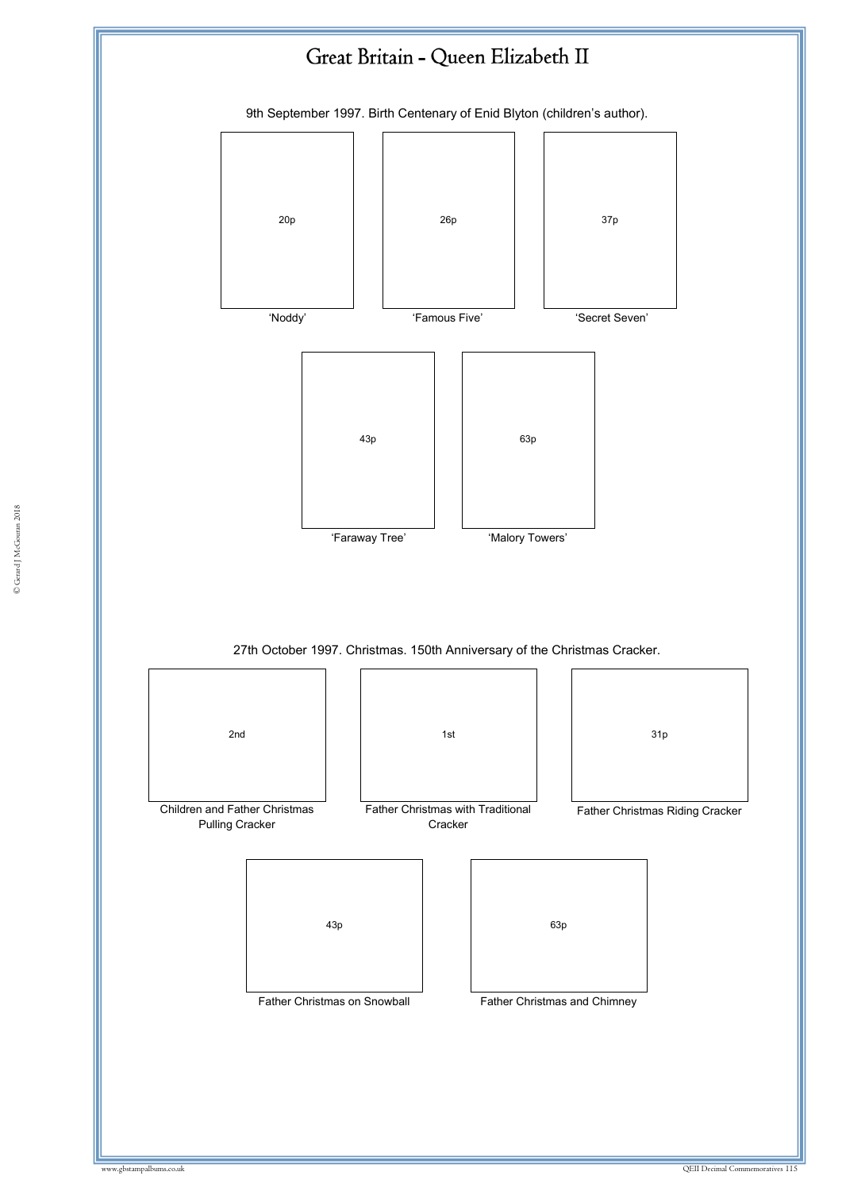# Great Britain - Queen Elizabeth II

9th September 1997. Birth Centenary of Enid Blyton (children's author).

20p

'Noddy'

26p

'Famous Five'

37p

'Secret Seven'

43p

'Faraway Tree'

63p

'Malory Towers'

27th October 1997. Christmas. 150th Anniversary of the Christmas Cracker.

2nd

Children and Father Christmas Pulling Cracker

1st

Father Christmas with Traditional Cracker

31p

Father Christmas Riding Cracker

43p

Father Christmas on Snowball

63p

Father Christmas and Chimney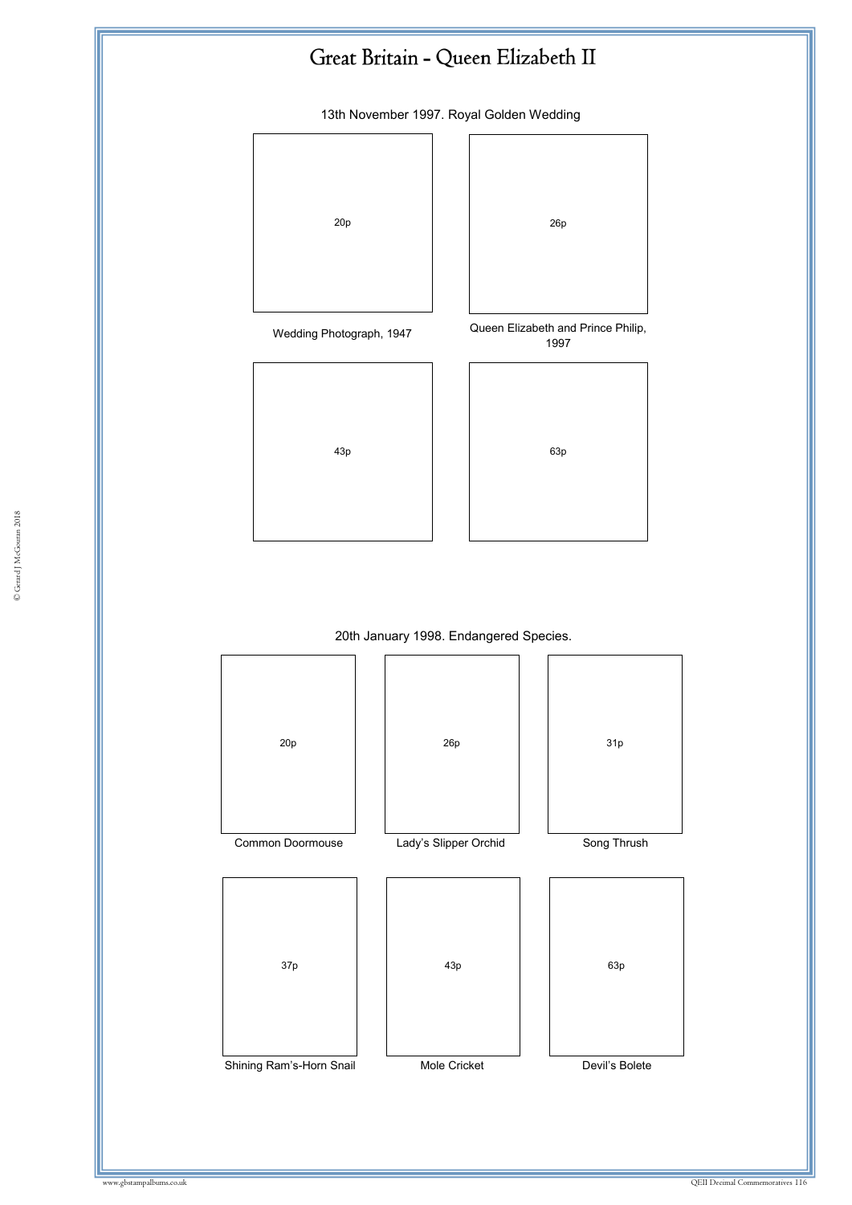# Great Britain - Queen Elizabeth II

## 13th November 1997. Royal Golden Wedding

20p

Wedding Photograph, 1947

26p

Queen Elizabeth and Prince Philip, 1997

43p

63p

## 20th January 1998. Endangered Species.

20p

Common Doormouse

26p

Lady's Slipper Orchid

31p

Song Thrush

37p

Shining Ram's-Horn Snail

43p

Mole Cricket

63p

Devil's Bolete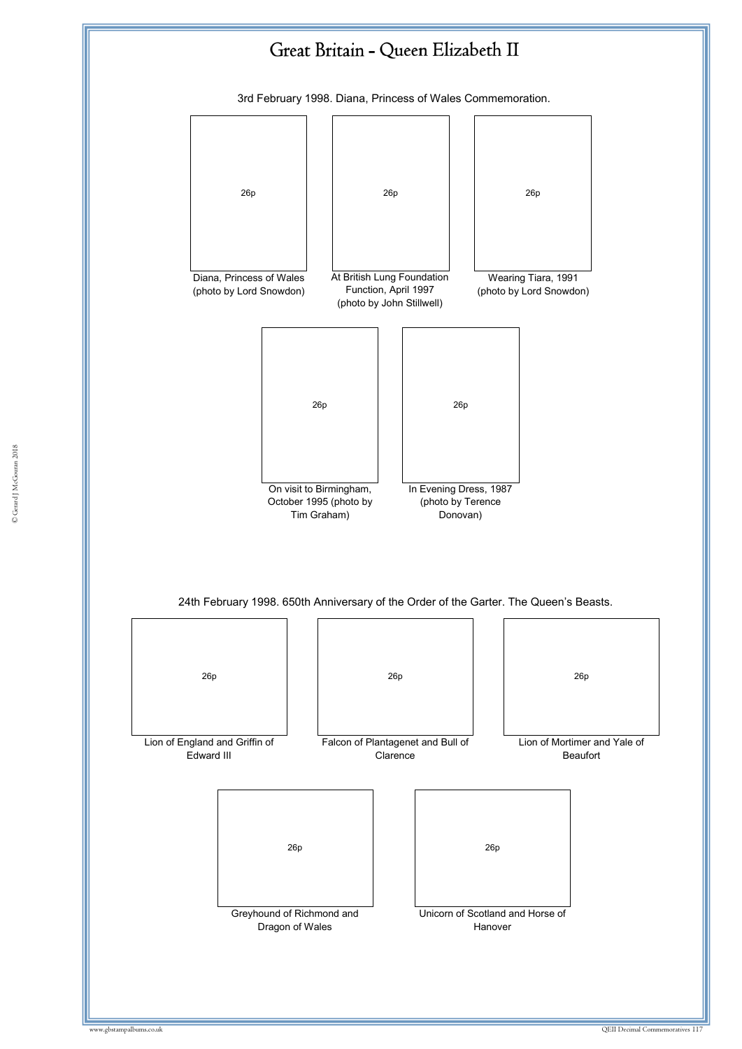# Great Britain - Queen Elizabeth II

3rd February 1998. Diana, Princess of Wales Commemoration.

26p

Diana, Princess of Wales (photo by Lord Snowdon)

26p

At British Lung Foundation Function, April 1997 (photo by John Stillwell)

26p

Wearing Tiara, 1991 (photo by Lord Snowdon)

26p

On visit to Birmingham, October 1995 (photo by Tim Graham)

26p

In Evening Dress, 1987 (photo by Terence Donovan)

24th February 1998. 650th Anniversary of the Order of the Garter. The Queen's Beasts.

26p

Lion of England and Griffin of Edward III

26p

Falcon of Plantagenet and Bull of Clarence

26p

Lion of Mortimer and Yale of Beaufort

26p

Greyhound of Richmond and Dragon of Wales

26p

Unicorn of Scotland and Horse of Hanover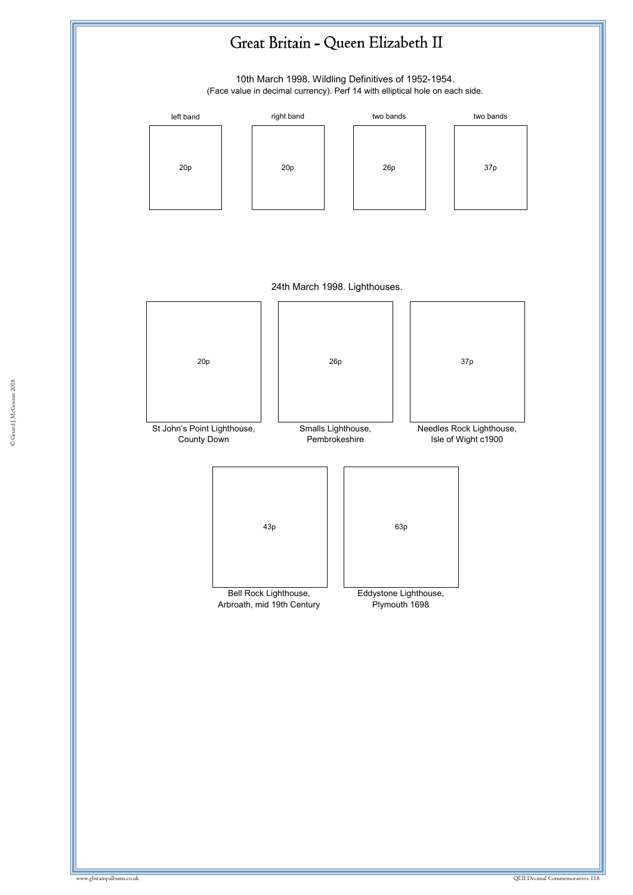# Great Britain - Queen Elizabeth II

10th March 1998. Wildling Definitives of 1952-1954.

(Face value in decimal currency). Perf 14 with elliptical hole on each side.

left band

20p

right band

20p

two bands

26p

two bands

37p

24th March 1998. Lighthouses.

20p

St John's Point Lighthouse, County Down

26p

Smalls Lighthouse, Pembrokeshire

37p

Needles Rock Lighthouse, Isle of Wight c1900

43p

Bell Rock Lighthouse, Arbroath, mid 19th Century

63p

Eddystone Lighthouse, Plymouth 1698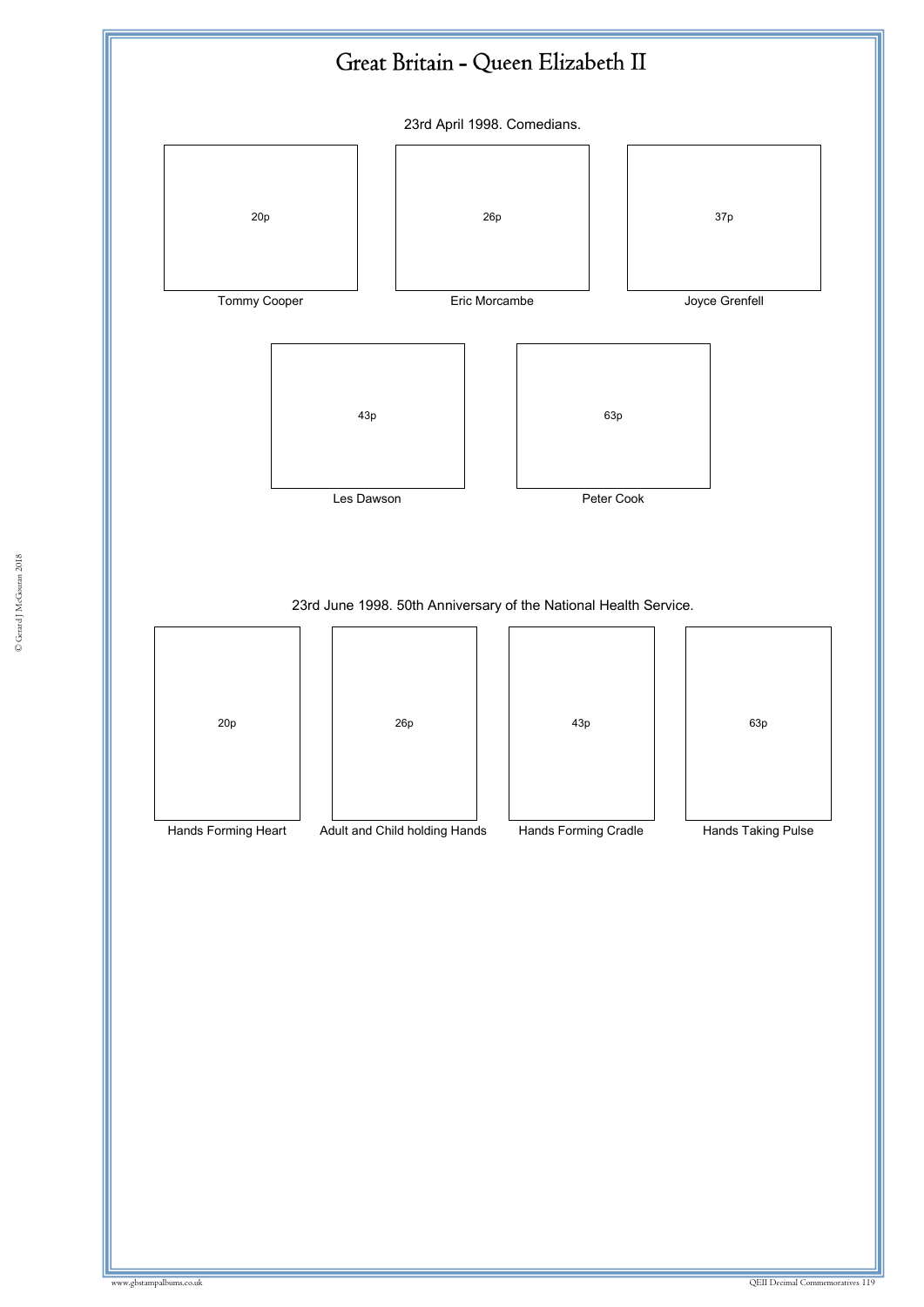# Great Britain - Queen Elizabeth II

23rd April 1998. Comedians.

20p

Tommy Cooper

26p

Eric Morcambe

37p

Joyce Grenfell

43p

Les Dawson

63p

Peter Cook

23rd June 1998. 50th Anniversary of the National Health Service.

20p

Hands Forming Heart

26p

Adult and Child holding Hands

43p

Hands Forming Cradle

63p

Hands Taking Pulse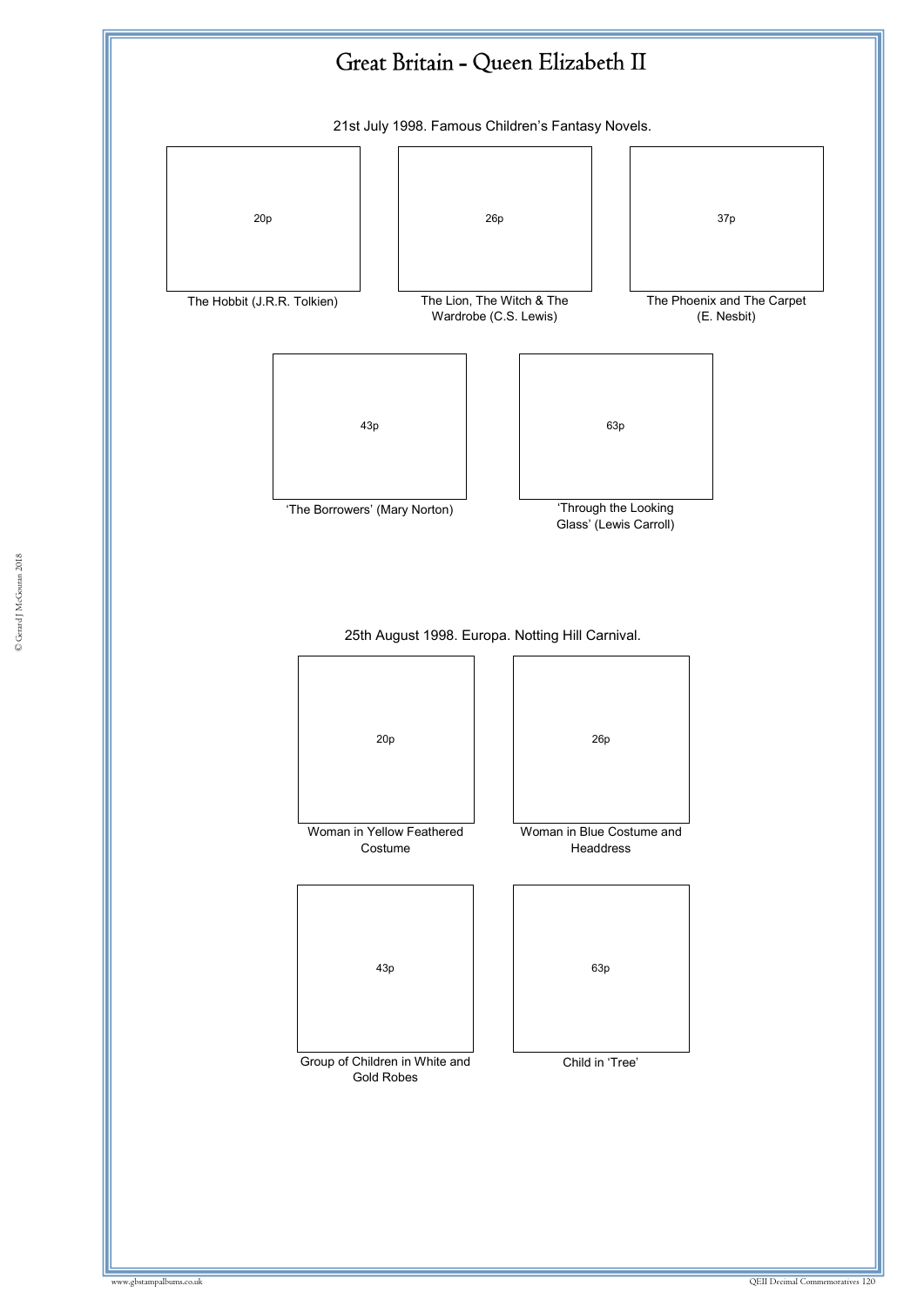# Great Britain - Queen Elizabeth II

21st July 1998. Famous Children's Fantasy Novels.

20p

The Hobbit (J.R.R. Tolkien)

26p

The Lion, The Witch & The Wardrobe (C.S. Lewis)

37p

The Phoenix and The Carpet (E. Nesbit)

43p

'The Borrowers' (Mary Norton)

63p

'Through the Looking Glass' (Lewis Carroll)

25th August 1998. Europa. Notting Hill Carnival.

20p

Woman in Yellow Feathered Costume

26p

Woman in Blue Costume and Headdress

43p

Group of Children in White and Gold Robes

63p

Child in 'Tree'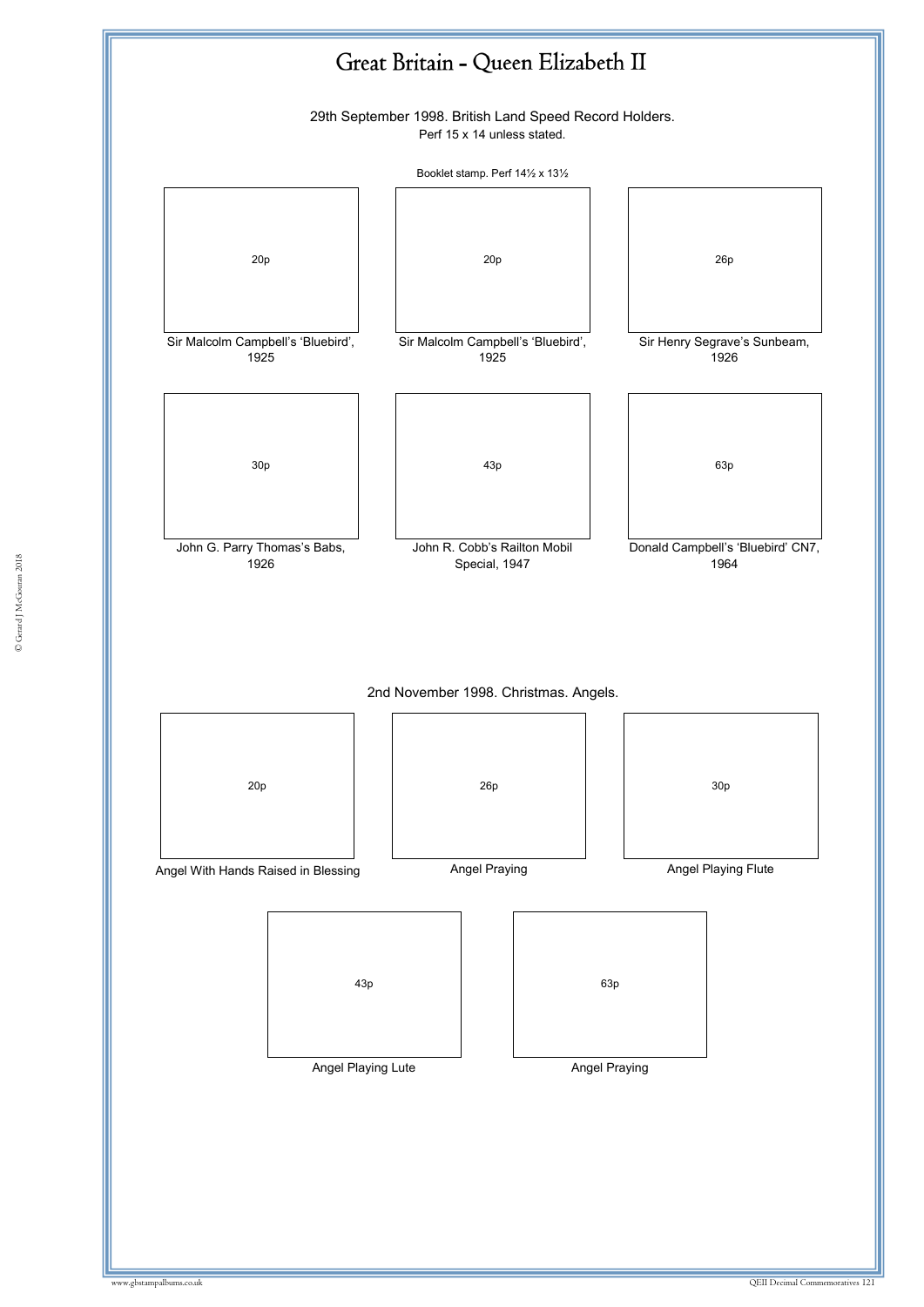# Great Britain - Queen Elizabeth II

29th September 1998. British Land Speed Record Holders.

Perf 15 x 14 unless stated.

Booklet stamp. Perf 14½ x 13½

20p

Sir Malcolm Campbell's 'Bluebird', 1925

20p

Sir Malcolm Campbell's 'Bluebird', 1925

26p

Sir Henry Segrave's Sunbeam, 1926

30p

John G. Parry Thomas's Babs, 1926

43p

John R. Cobb's Railton Mobil Special, 1947

63p

Donald Campbell's 'Bluebird' CN7, 1964

2nd November 1998. Christmas. Angels.

20p

Angel With Hands Raised in Blessing

26p

Angel Praying

30p

Angel Playing Flute

43p

Angel Playing Lute

63p

Angel Praying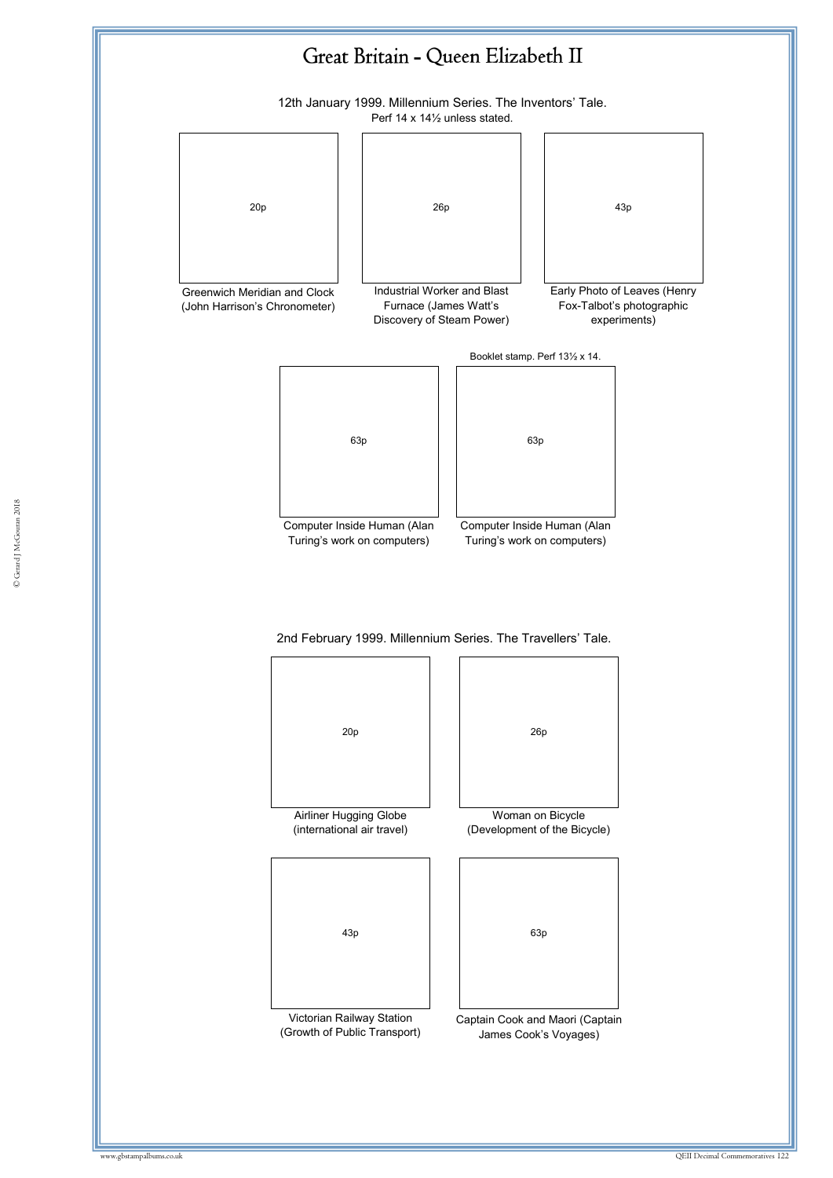# Great Britain - Queen Elizabeth II

12th January 1999. Millennium Series. The Inventors' Tale.

Perf 14 x 14½ unless stated.

20p

Greenwich Meridian and Clock (John Harrison's Chronometer)

26p

Industrial Worker and Blast Furnace (James Watt's Discovery of Steam Power)

43p

Early Photo of Leaves (Henry Fox-Talbot's photographic experiments)

63p

Computer Inside Human (Alan Turing's work on computers)

Booklet stamp. Perf 13½ x 14.

63p

Computer Inside Human (Alan Turing's work on computers)

2nd February 1999. Millennium Series. The Travellers' Tale.

20p

Airliner Hugging Globe (international air travel)

26p

Woman on Bicycle (Development of the Bicycle)

43p

Victorian Railway Station (Growth of Public Transport)

63p

Captain Cook and Maori (Captain James Cook's Voyages)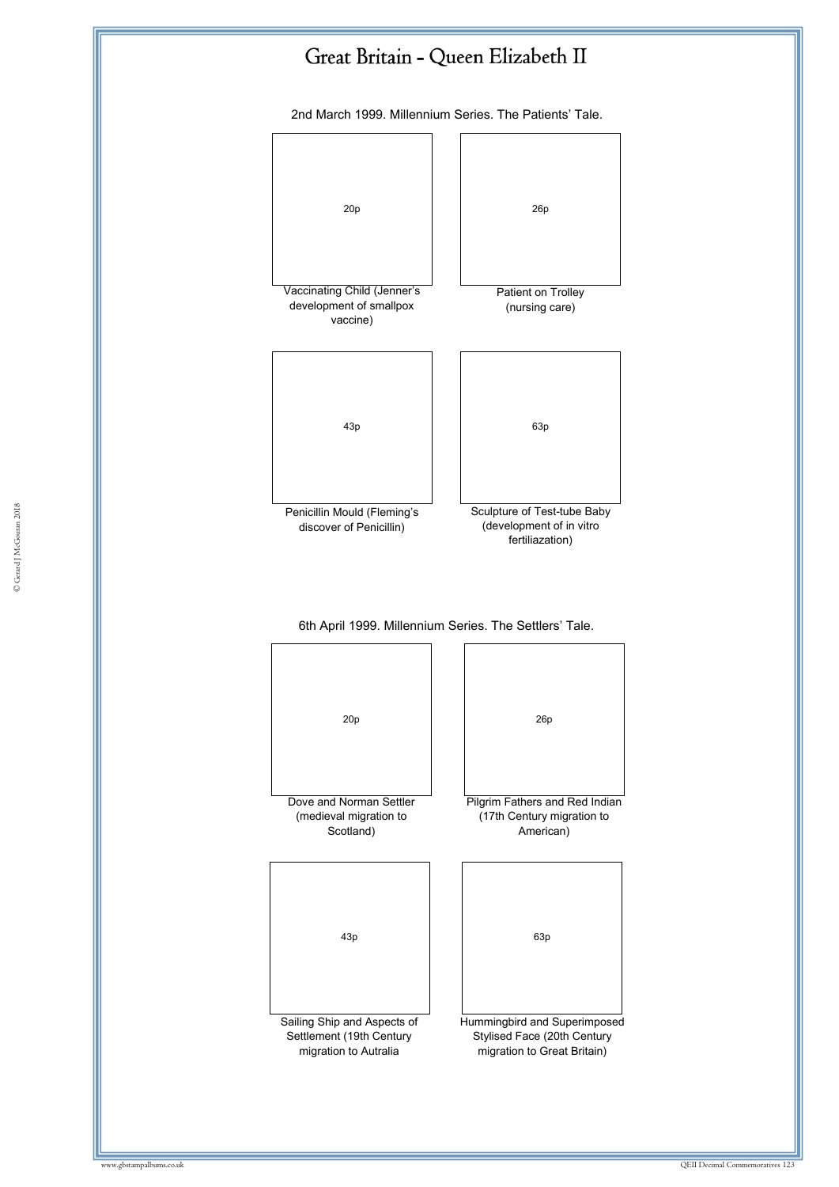# Great Britain - Queen Elizabeth II

2nd March 1999. Millennium Series. The Patients' Tale.

20p

Vaccinating Child (Jenner's development of smallpox vaccine)

26p

Patient on Trolley (nursing care)

43p

Penicillin Mould (Fleming's discover of Penicillin)

63p

Sculpture of Test-tube Baby (development of in vitro fertiliazation)

6th April 1999. Millennium Series. The Settlers' Tale.

20p

Dove and Norman Settler (medieval migration to Scotland)

26p

Pilgrim Fathers and Red Indian (17th Century migration to American)

43p

Sailing Ship and Aspects of Settlement (19th Century migration to Autralia

63p

Hummingbird and Superimposed Stylised Face (20th Century migration to Great Britain)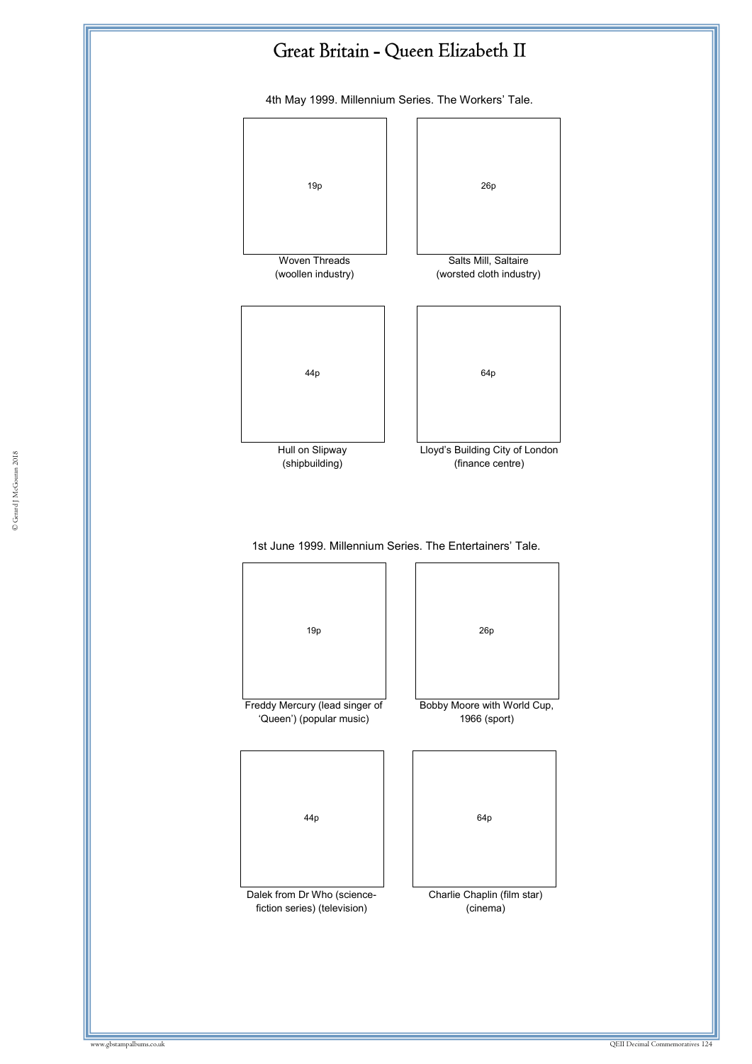# Great Britain - Queen Elizabeth II

4th May 1999. Millennium Series. The Workers' Tale.

19p

Woven Threads
(woollen industry)

26p

Salts Mill, Saltaire
(worsted cloth industry)

44p

Hull on Slipway
(shipbuilding)

64p

Lloyd's Building City of London
(finance centre)

1st June 1999. Millennium Series. The Entertainers' Tale.

19p

Freddy Mercury (lead singer of
'Queen') (popular music)

26p

Bobby Moore with World Cup,
1966 (sport)

44p

Dalek from Dr Who (science-
fiction series) (television)

64p

Charlie Chaplin (film star)
(cinema)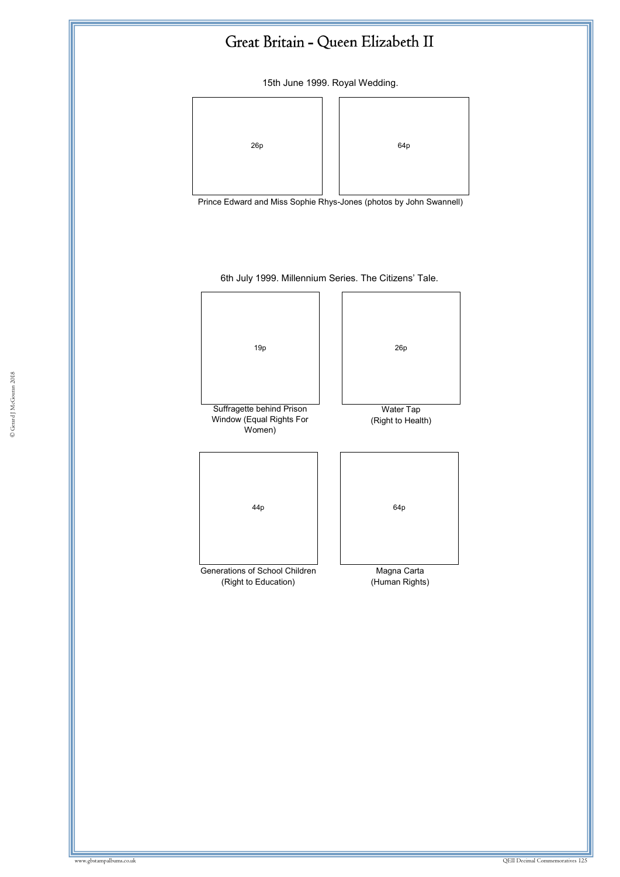# Great Britain - Queen Elizabeth II

15th June 1999. Royal Wedding.

26p

64p

Prince Edward and Miss Sophie Rhys-Jones (photos by John Swannell)

6th July 1999. Millennium Series. The Citizens' Tale.

19p

Suffragette behind Prison Window (Equal Rights For Women)

26p

Water Tap (Right to Health)

44p

Generations of School Children (Right to Education)

64p

Magna Carta (Human Rights)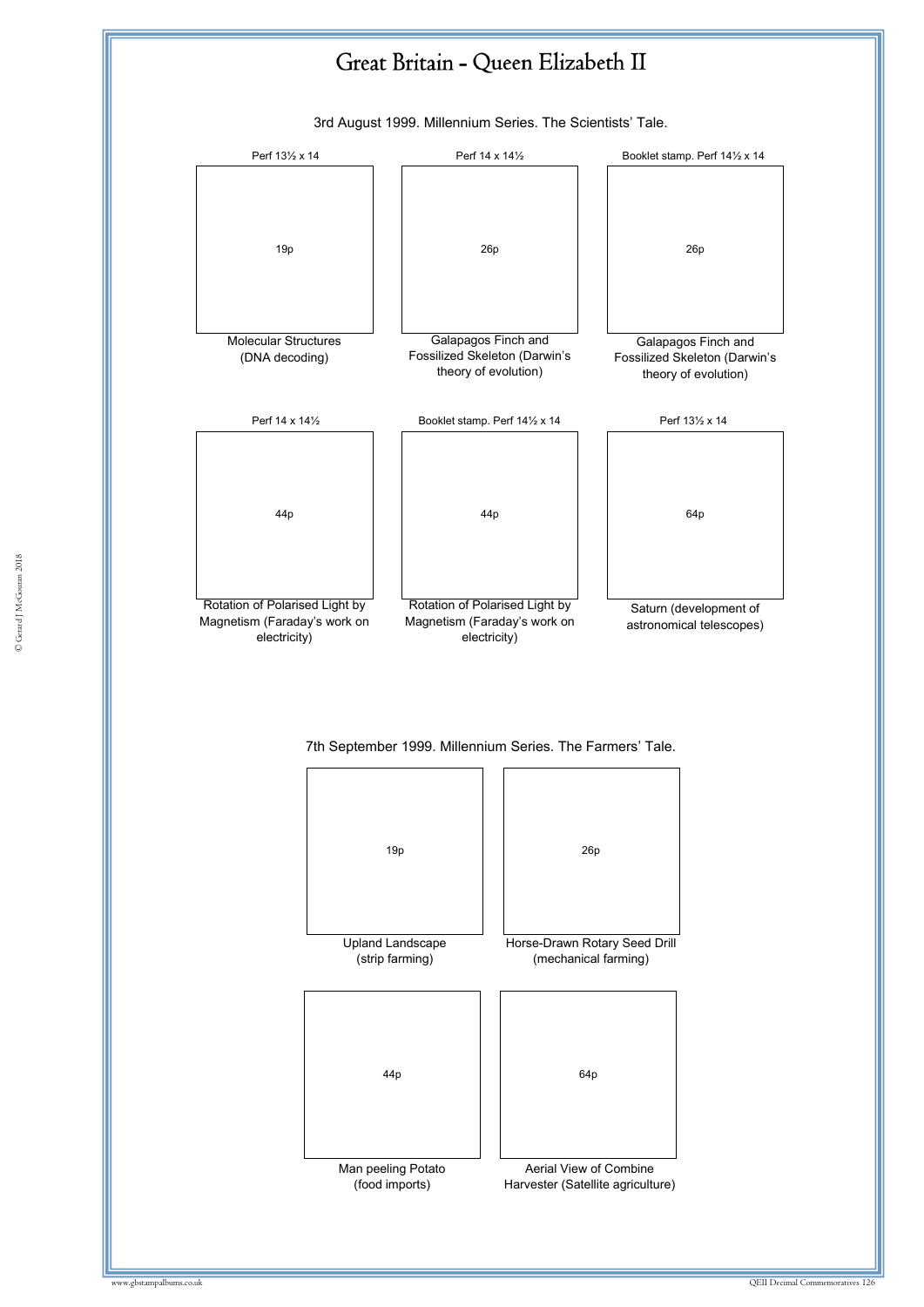# Great Britain - Queen Elizabeth II

3rd August 1999. Millennium Series. The Scientists' Tale.

Perf 13½ x 14

19p

Molecular Structures (DNA decoding)

Perf 14 x 14½

26p

Galapagos Finch and Fossilized Skeleton (Darwin's theory of evolution)

Booklet stamp. Perf 14½ x 14

26p

Galapagos Finch and Fossilized Skeleton (Darwin's theory of evolution)

Perf 14 x 14½

44p

Rotation of Polarised Light by Magnetism (Faraday's work on electricity)

Booklet stamp. Perf 14½ x 14

44p

Rotation of Polarised Light by Magnetism (Faraday's work on electricity)

Perf 13½ x 14

64p

Saturn (development of astronomical telescopes)

7th September 1999. Millennium Series. The Farmers' Tale.

19p

Upland Landscape (strip farming)

26p

Horse-Drawn Rotary Seed Drill (mechanical farming)

44p

Man peeling Potato (food imports)

64p

Aerial View of Combine Harvester (Satellite agriculture)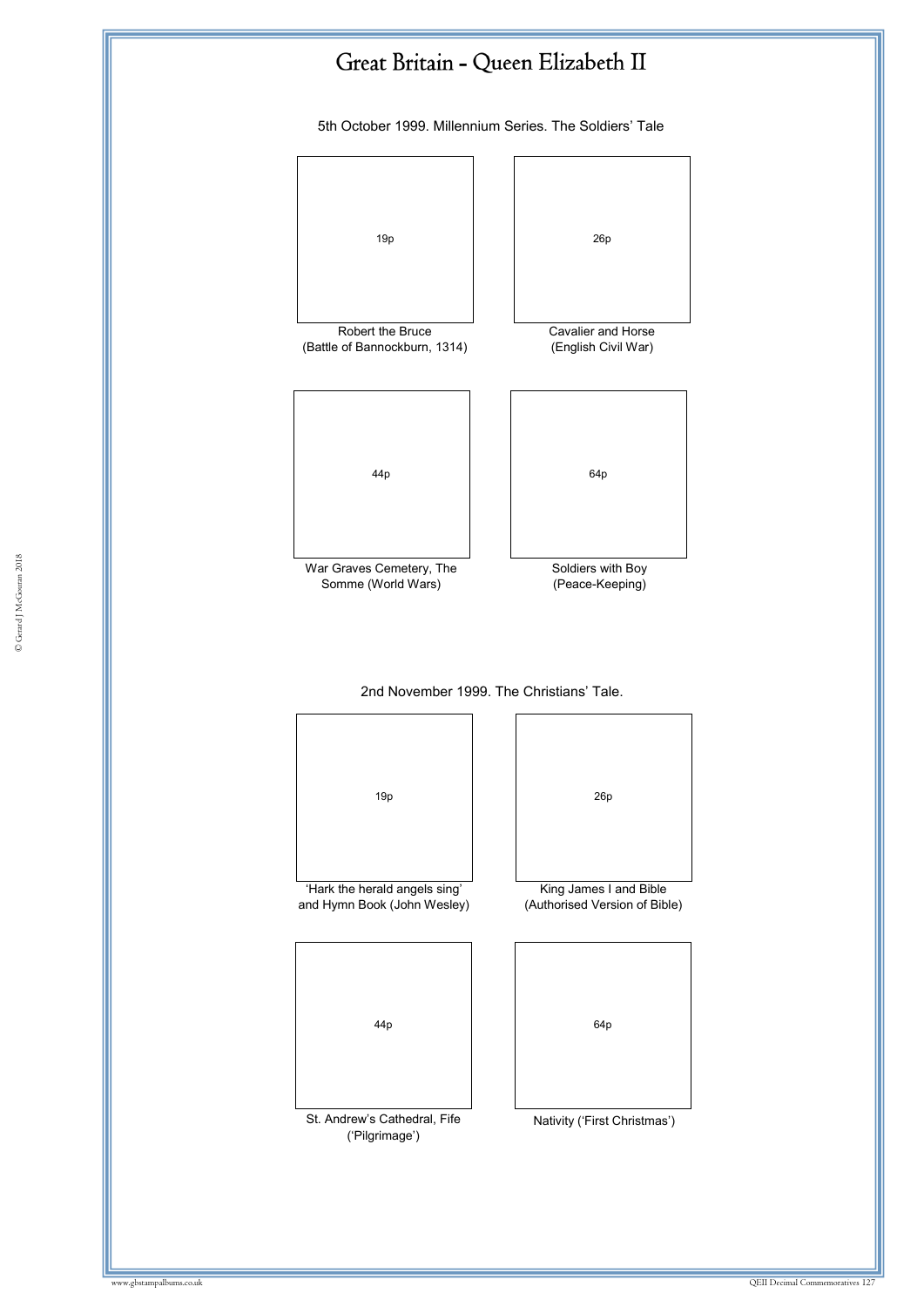# Great Britain - Queen Elizabeth II

5th October 1999. Millennium Series. The Soldiers' Tale

19p

Robert the Bruce
(Battle of Bannockburn, 1314)

26p

Cavalier and Horse
(English Civil War)

44p

War Graves Cemetery, The
Somme (World Wars)

64p

Soldiers with Boy
(Peace-Keeping)

2nd November 1999. The Christians' Tale.

19p

'Hark the herald angels sing'
and Hymn Book (John Wesley)

26p

King James I and Bible
(Authorised Version of Bible)

44p

St. Andrew's Cathedral, Fife
('Pilgrimage')

64p

Nativity ('First Christmas')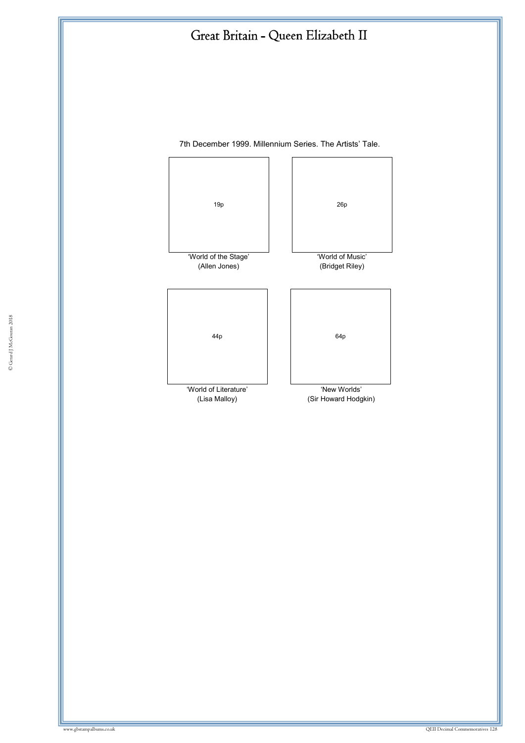# Great Britain - Queen Elizabeth II

7th December 1999. Millennium Series. The Artists' Tale.

19p

'World of the Stage'
(Allen Jones)

26p

'World of Music'
(Bridget Riley)

44p

'World of Literature'
(Lisa Malloy)

64p

'New Worlds'
(Sir Howard Hodgkin)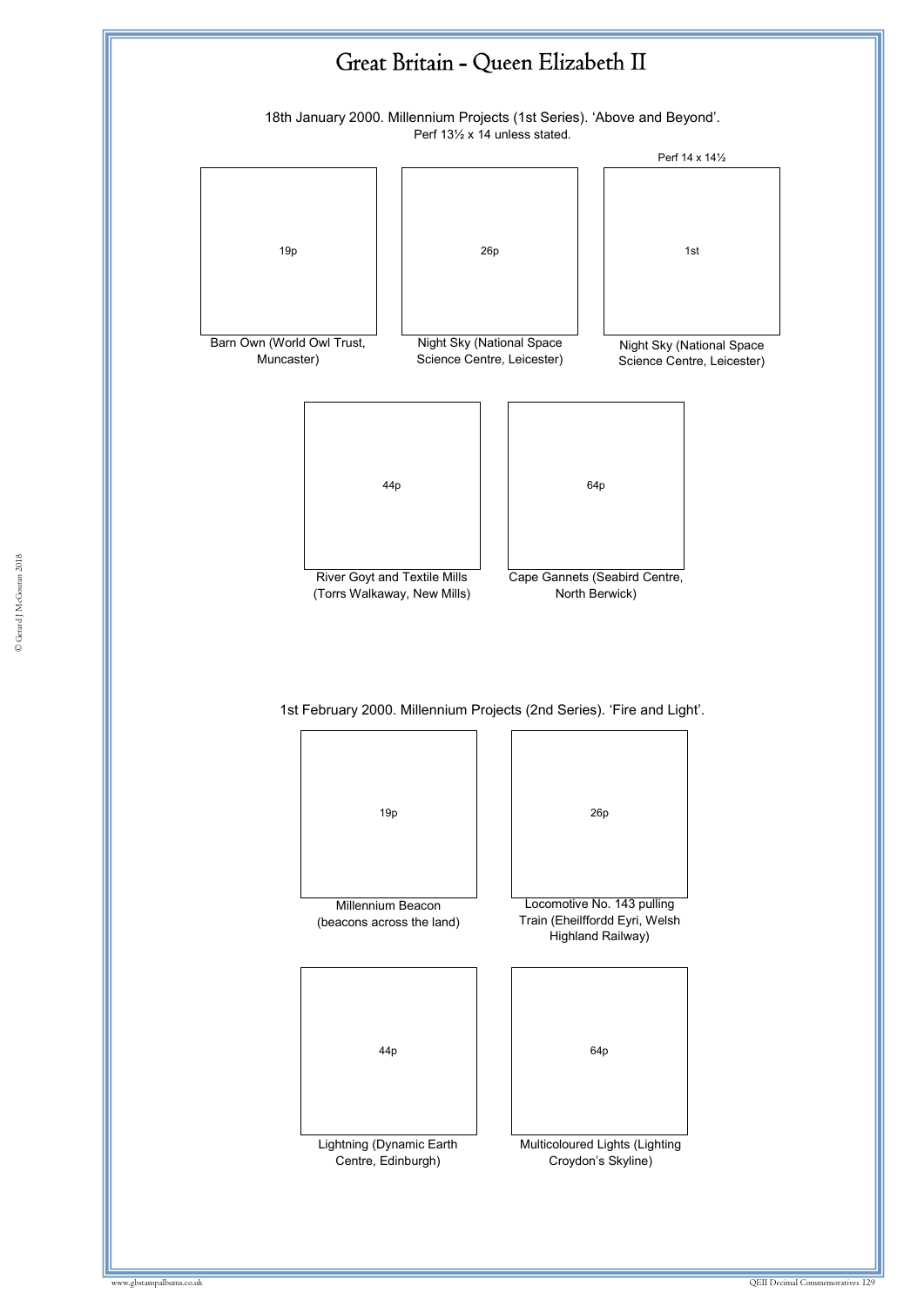# Great Britain - Queen Elizabeth II

18th January 2000. Millennium Projects (1st Series). 'Above and Beyond'.

Perf 13½ x 14 unless stated.

Perf 14 x 14½

19p

Barn Own (World Owl Trust, Muncaster)

26p

Night Sky (National Space Science Centre, Leicester)

1st

Night Sky (National Space Science Centre, Leicester)

44p

River Goyt and Textile Mills (Torrs Walkaway, New Mills)

64p

Cape Gannets (Seabird Centre, North Berwick)

1st February 2000. Millennium Projects (2nd Series). 'Fire and Light'.

19p

Millennium Beacon (beacons across the land)

26p

Locomotive No. 143 pulling Train (Eheilffordd Eyri, Welsh Highland Railway)

44p

Lightning (Dynamic Earth Centre, Edinburgh)

64p

Multicoloured Lights (Lighting Croydon's Skyline)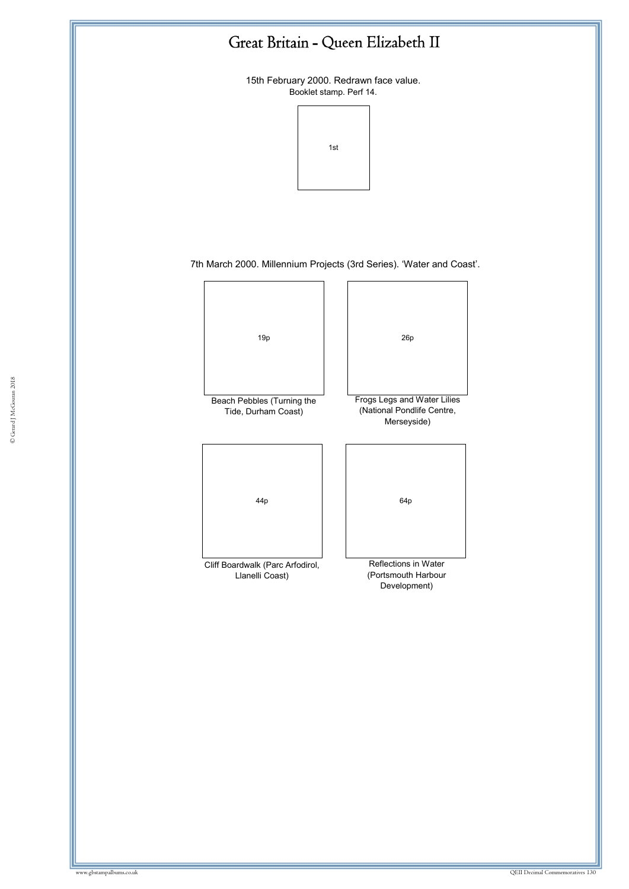# Great Britain - Queen Elizabeth II

15th February 2000. Redrawn face value.
Booklet stamp. Perf 14.

1st

7th March 2000. Millennium Projects (3rd Series). 'Water and Coast'.

19p

Beach Pebbles (Turning the Tide, Durham Coast)

26p

Frogs Legs and Water Lilies (National Pondlife Centre, Merseyside)

44p

Cliff Boardwalk (Parc Arfodirol, Llanelli Coast)

64p

Reflections in Water (Portsmouth Harbour Development)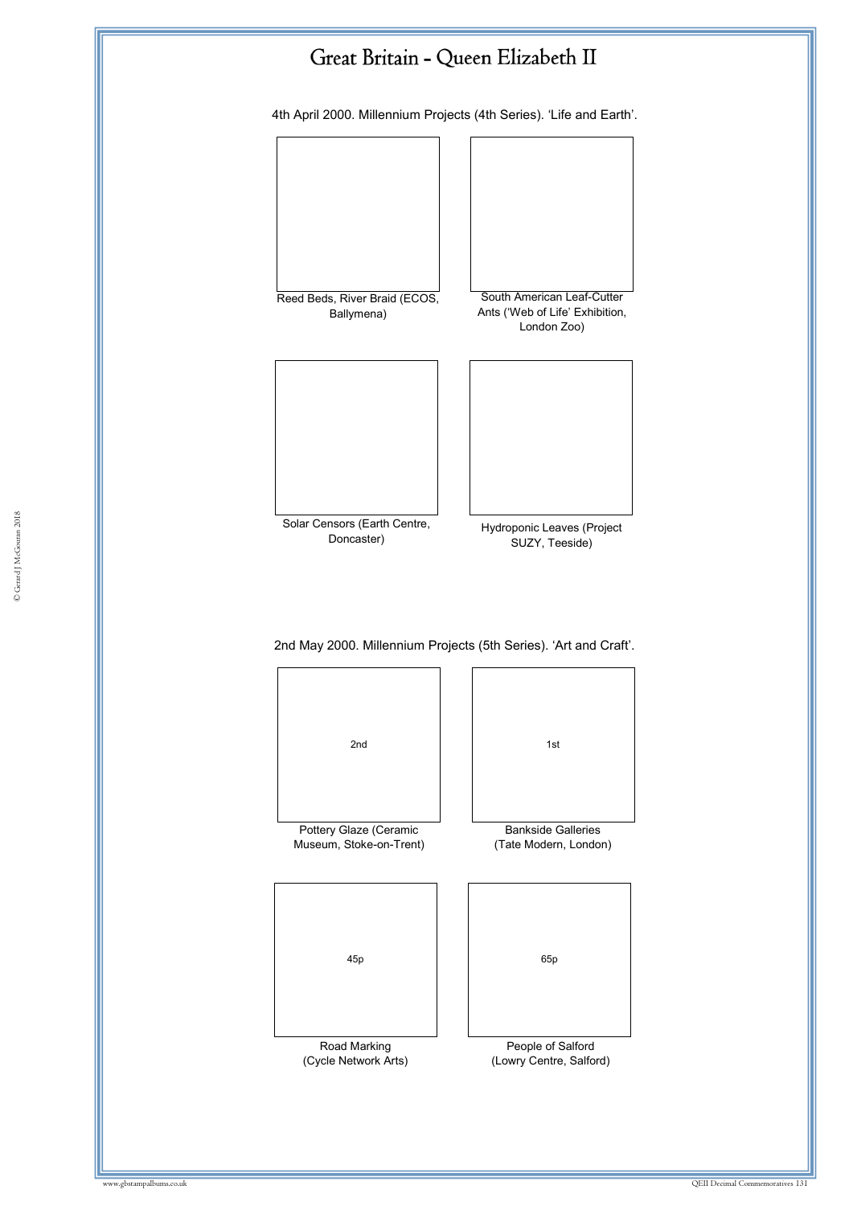# Great Britain - Queen Elizabeth II

4th April 2000. Millennium Projects (4th Series). 'Life and Earth'.

Reed Beds, River Braid (ECOS, Ballymena)

South American Leaf-Cutter Ants ('Web of Life' Exhibition, London Zoo)

Solar Censors (Earth Centre, Doncaster)

Hydroponic Leaves (Project SUZY, Teeside)

2nd May 2000. Millennium Projects (5th Series). 'Art and Craft'.

2nd

Pottery Glaze (Ceramic Museum, Stoke-on-Trent)

1st

Bankside Galleries (Tate Modern, London)

45p

Road Marking (Cycle Network Arts)

65p

People of Salford (Lowry Centre, Salford)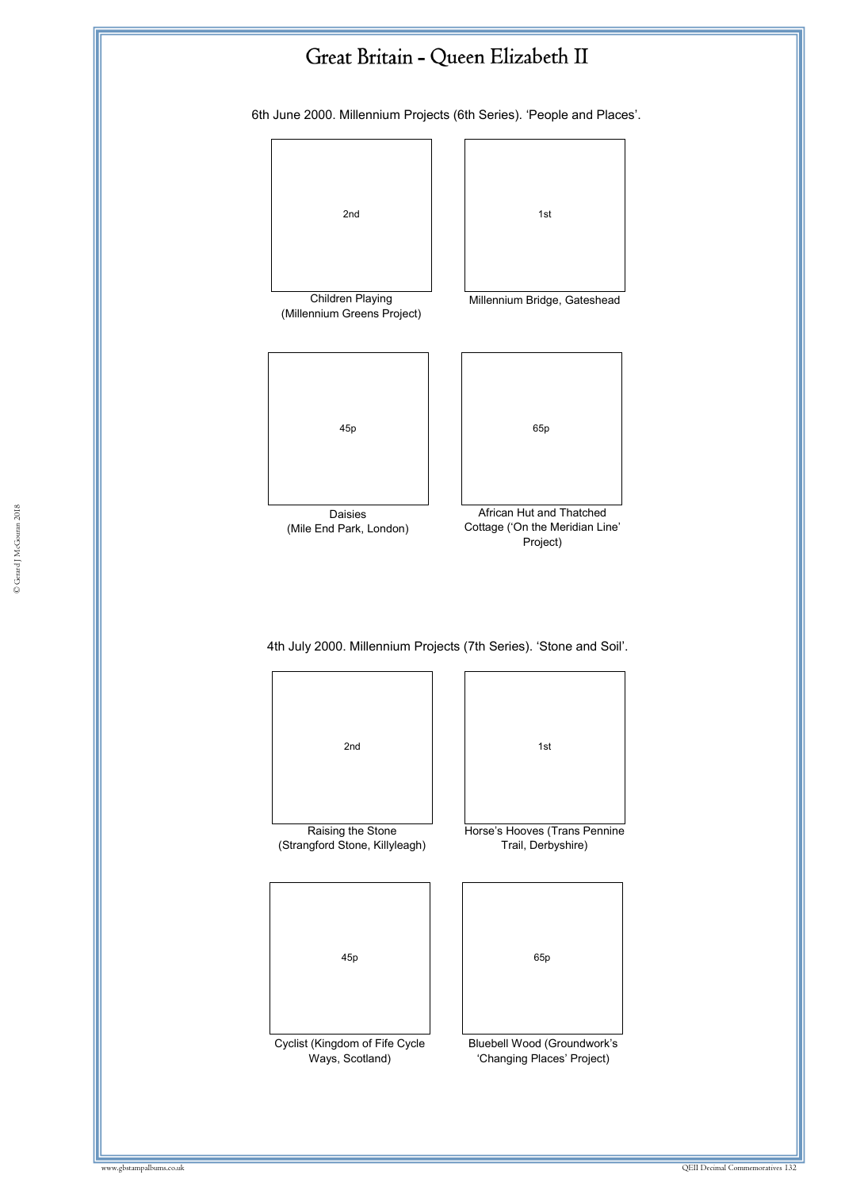# Great Britain - Queen Elizabeth II

6th June 2000. Millennium Projects (6th Series). 'People and Places'.

2nd

Children Playing
(Millennium Greens Project)

1st

Millennium Bridge, Gateshead

45p

Daisies
(Mile End Park, London)

65p

African Hut and Thatched Cottage ('On the Meridian Line' Project)

4th July 2000. Millennium Projects (7th Series). 'Stone and Soil'.

2nd

Raising the Stone
(Strangford Stone, Killyleagh)

1st

Horse's Hooves (Trans Pennine Trail, Derbyshire)

45p

Cyclist (Kingdom of Fife Cycle Ways, Scotland)

65p

Bluebell Wood (Groundwork's 'Changing Places' Project)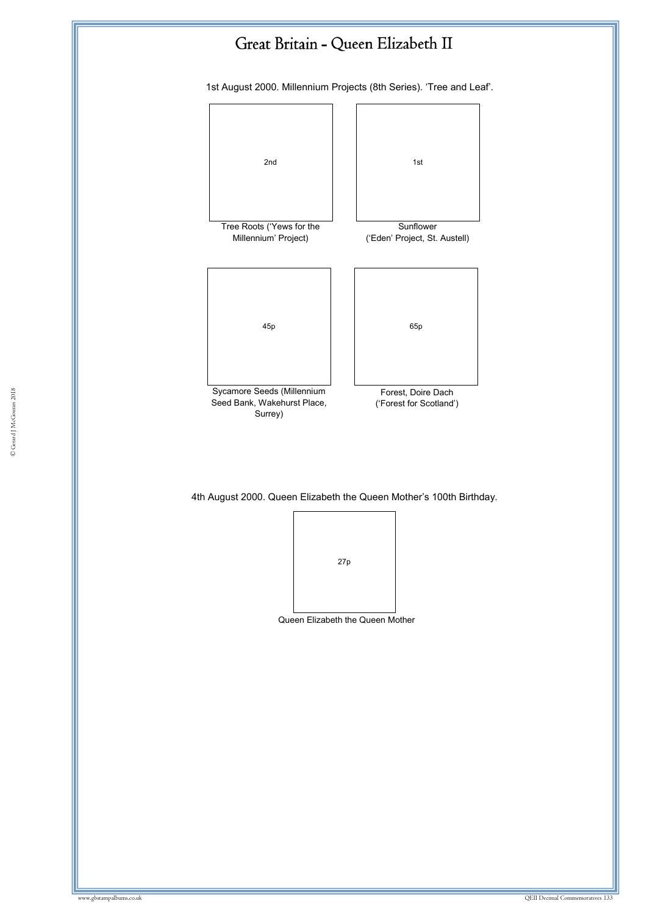# Great Britain - Queen Elizabeth II

1st August 2000. Millennium Projects (8th Series). 'Tree and Leaf'.

2nd

Tree Roots ('Yews for the Millennium' Project)

1st

Sunflower ('Eden' Project, St. Austell)

45p

Sycamore Seeds (Millennium Seed Bank, Wakehurst Place, Surrey)

65p

Forest, Doire Dach ('Forest for Scotland')

4th August 2000. Queen Elizabeth the Queen Mother's 100th Birthday.

27p

Queen Elizabeth the Queen Mother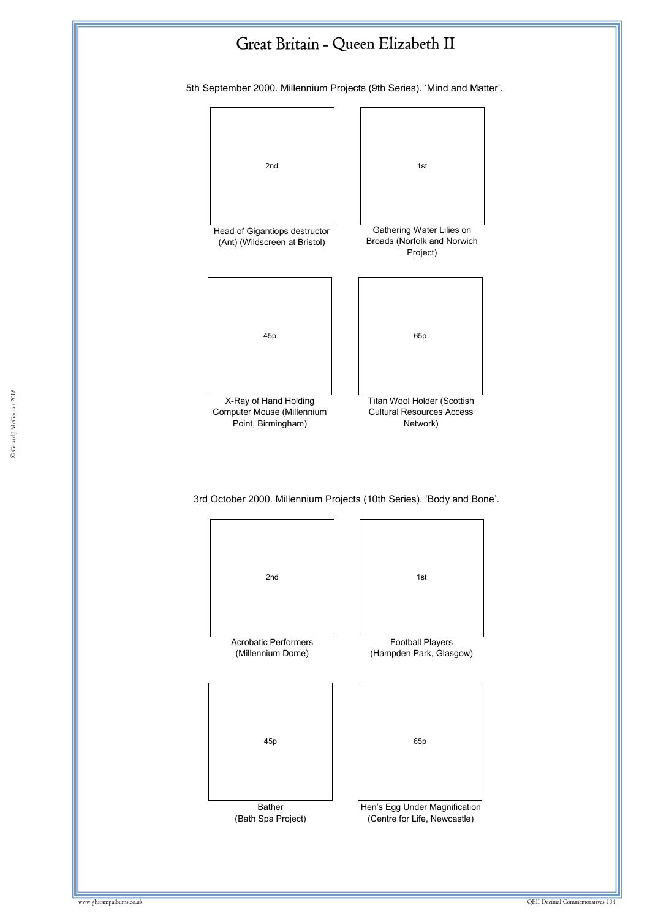# Great Britain - Queen Elizabeth II

5th September 2000. Millennium Projects (9th Series). 'Mind and Matter'.

2nd

Head of Gigantiops destructor (Ant) (Wildscreen at Bristol)

1st

Gathering Water Lilies on Broads (Norfolk and Norwich Project)

45p

X-Ray of Hand Holding Computer Mouse (Millennium Point, Birmingham)

65p

Titan Wool Holder (Scottish Cultural Resources Access Network)

3rd October 2000. Millennium Projects (10th Series). 'Body and Bone'.

2nd

Acrobatic Performers (Millennium Dome)

1st

Football Players (Hampden Park, Glasgow)

45p

Bather (Bath Spa Project)

65p

Hen's Egg Under Magnification (Centre for Life, Newcastle)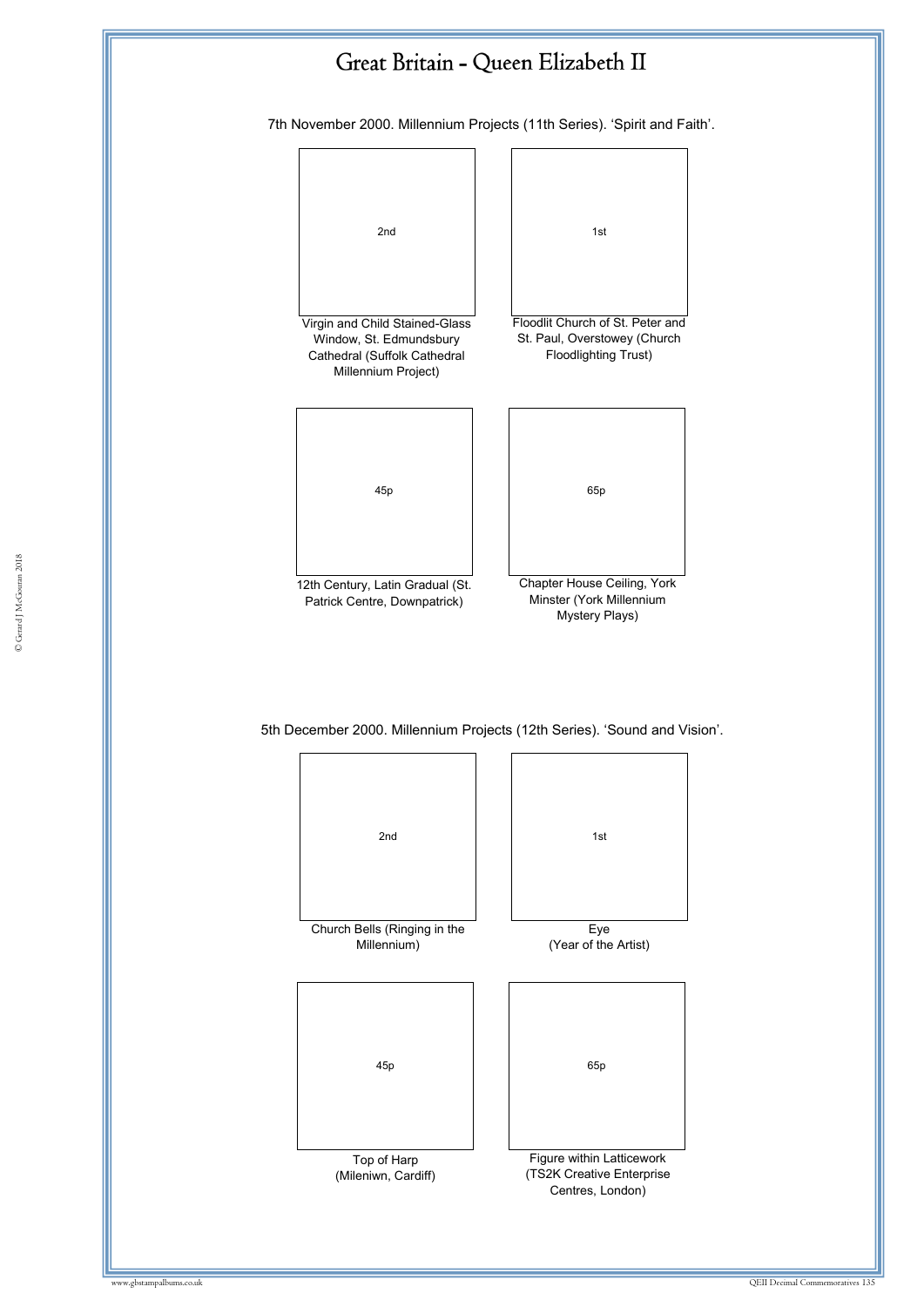# Great Britain - Queen Elizabeth II

7th November 2000. Millennium Projects (11th Series). 'Spirit and Faith'.

2nd

Virgin and Child Stained-Glass Window, St. Edmundsbury Cathedral (Suffolk Cathedral Millennium Project)

1st

Floodlit Church of St. Peter and St. Paul, Overstowey (Church Floodlighting Trust)

45p

12th Century, Latin Gradual (St. Patrick Centre, Downpatrick)

65p

Chapter House Ceiling, York Minster (York Millennium Mystery Plays)

5th December 2000. Millennium Projects (12th Series). 'Sound and Vision'.

2nd

Church Bells (Ringing in the Millennium)

1st

Eye (Year of the Artist)

45p

Top of Harp (Mileniwn, Cardiff)

65p

Figure within Latticework (TS2K Creative Enterprise Centres, London)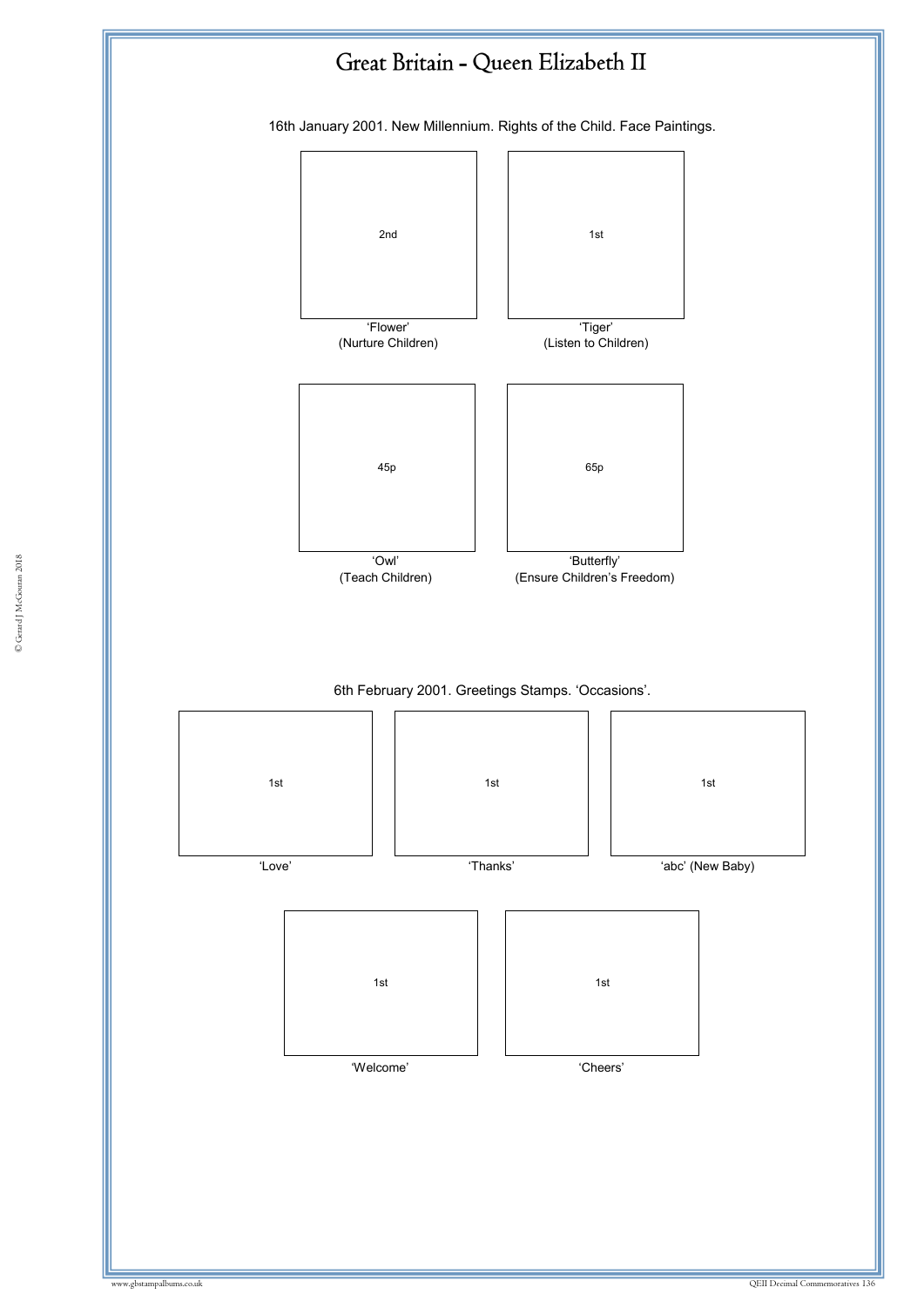# Great Britain - Queen Elizabeth II

16th January 2001. New Millennium. Rights of the Child. Face Paintings.

2nd

'Flower'
(Nurture Children)

1st

'Tiger'
(Listen to Children)

45p

'Owl'
(Teach Children)

65p

'Butterfly'
(Ensure Children's Freedom)

6th February 2001. Greetings Stamps. 'Occasions'.

1st

'Love'

1st

'Thanks'

1st

'abc' (New Baby)

1st

'Welcome'

1st

'Cheers'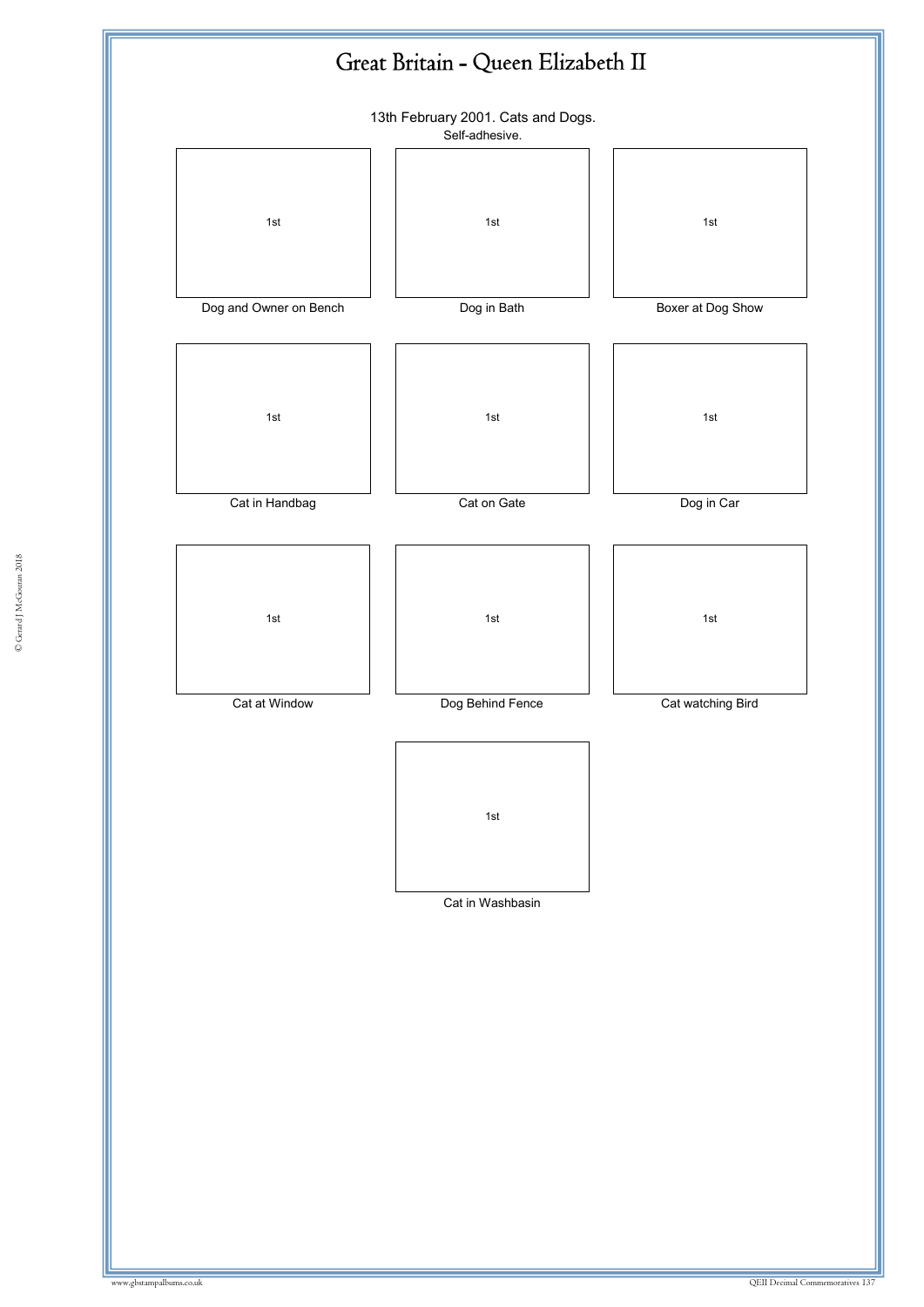# Great Britain - Queen Elizabeth II

13th February 2001. Cats and Dogs.

Self-adhesive.

1st

Dog and Owner on Bench

1st

Dog in Bath

1st

Boxer at Dog Show

1st

Cat in Handbag

1st

Cat on Gate

1st

Dog in Car

1st

Cat at Window

1st

Dog Behind Fence

1st

Cat watching Bird

1st

Cat in Washbasin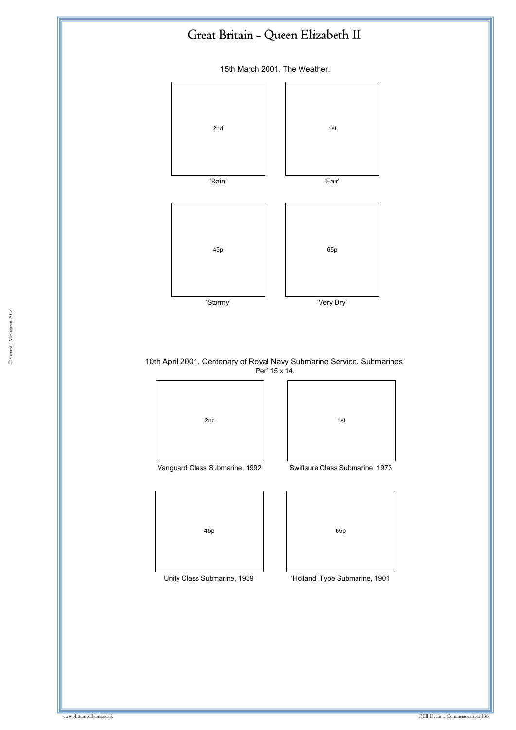# Great Britain - Queen Elizabeth II

15th March 2001. The Weather.

2nd

'Rain'

1st

'Fair'

45p

'Stormy'

65p

'Very Dry'

10th April 2001. Centenary of Royal Navy Submarine Service. Submarines.
Perf 15 x 14.

2nd

Vanguard Class Submarine, 1992

1st

Swiftsure Class Submarine, 1973

45p

Unity Class Submarine, 1939

65p

'Holland' Type Submarine, 1901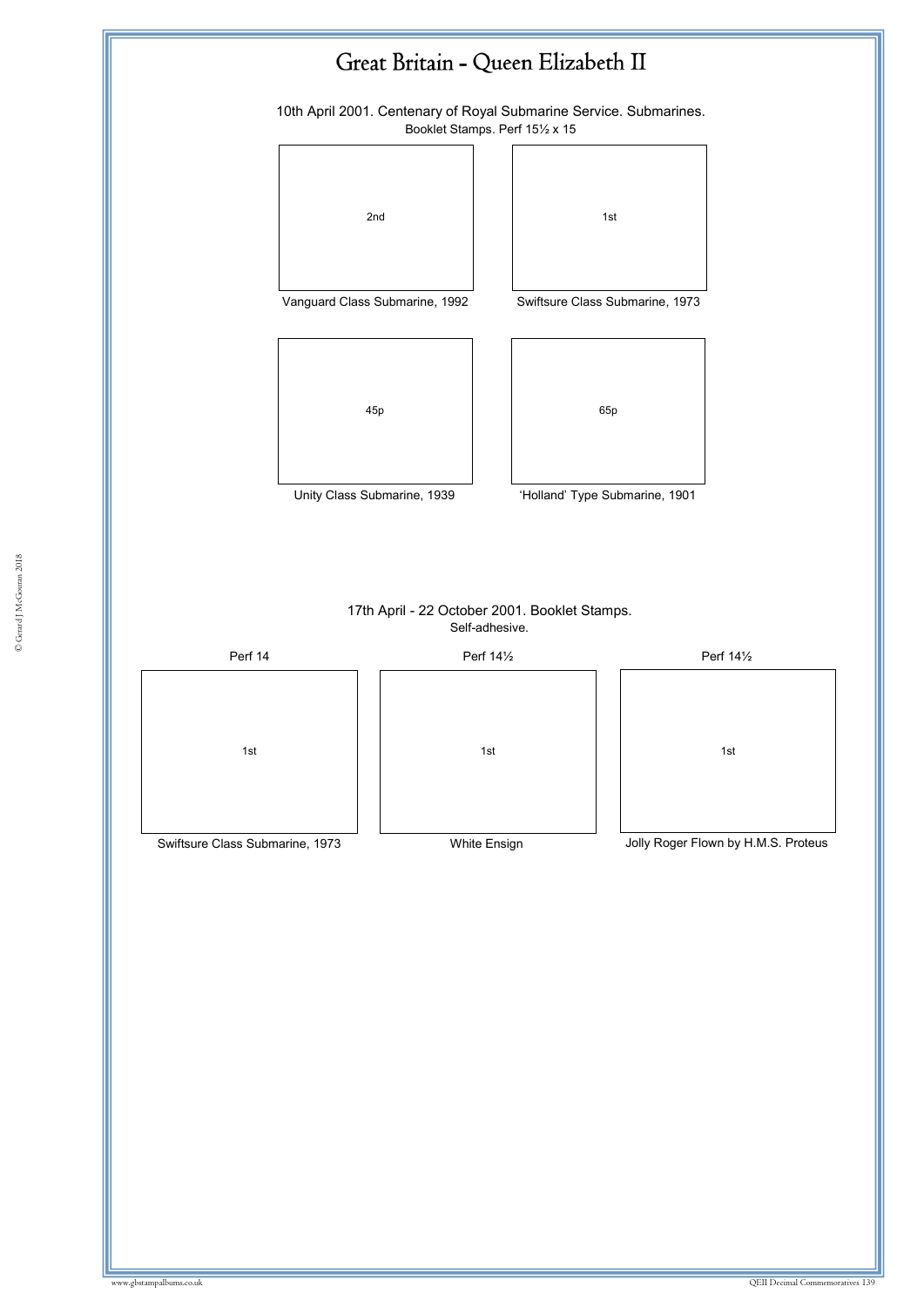# Great Britain - Queen Elizabeth II

10th April 2001. Centenary of Royal Submarine Service. Submarines.

Booklet Stamps. Perf 15½ x 15

2nd

Vanguard Class Submarine, 1992

1st

Swiftsure Class Submarine, 1973

45p

Unity Class Submarine, 1939

65p

'Holland' Type Submarine, 1901

17th April - 22 October 2001. Booklet Stamps.

Self-adhesive.

Perf 14

1st

Swiftsure Class Submarine, 1973

Perf 14½

1st

White Ensign

Perf 14½

1st

Jolly Roger Flown by H.M.S. Proteus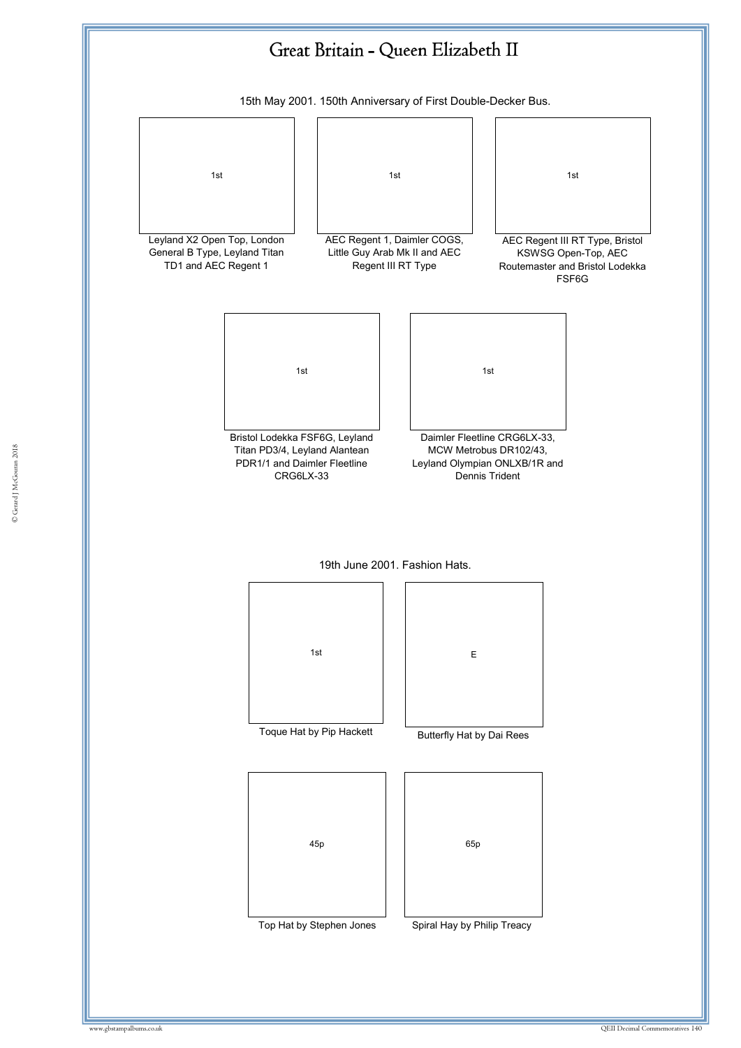# Great Britain - Queen Elizabeth II

15th May 2001. 150th Anniversary of First Double-Decker Bus.

1st

Leyland X2 Open Top, London General B Type, Leyland Titan TD1 and AEC Regent 1

1st

AEC Regent 1, Daimler COGS, Little Guy Arab Mk II and AEC Regent III RT Type

1st

AEC Regent III RT Type, Bristol KSWSG Open-Top, AEC Routemaster and Bristol Lodekka FSF6G

1st

Bristol Lodekka FSF6G, Leyland Titan PD3/4, Leyland Alantean PDR1/1 and Daimler Fleetline CRG6LX-33

1st

Daimler Fleetline CRG6LX-33, MCW Metrobus DR102/43, Leyland Olympian ONLXB/1R and Dennis Trident

19th June 2001. Fashion Hats.

1st

Toque Hat by Pip Hackett

E

Butterfly Hat by Dai Rees

45p

Top Hat by Stephen Jones

65p

Spiral Hay by Philip Treacy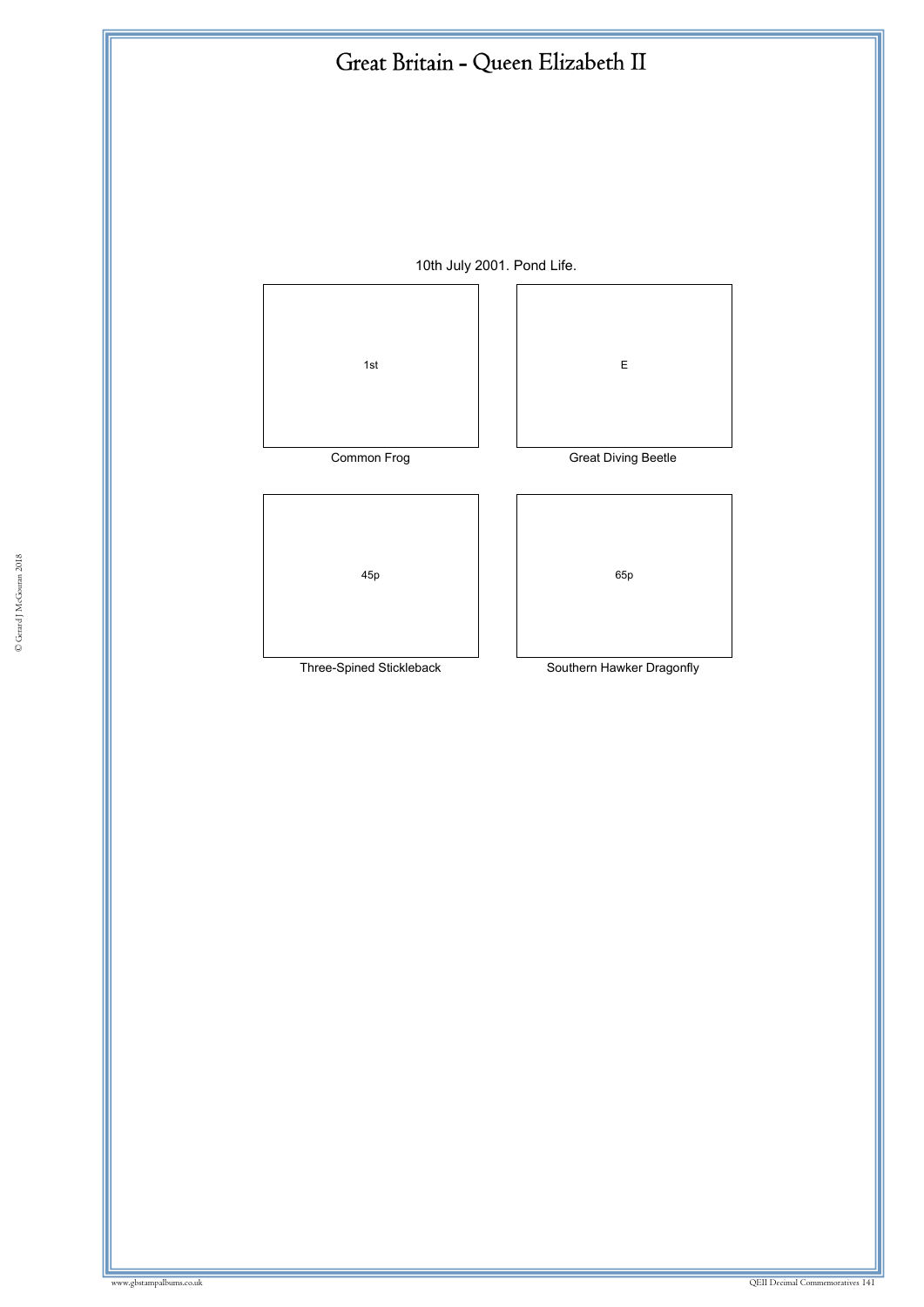# Great Britain - Queen Elizabeth II

10th July 2001. Pond Life.

1st

Common Frog

E

Great Diving Beetle

45p

Three-Spined Stickleback

65p

Southern Hawker Dragonfly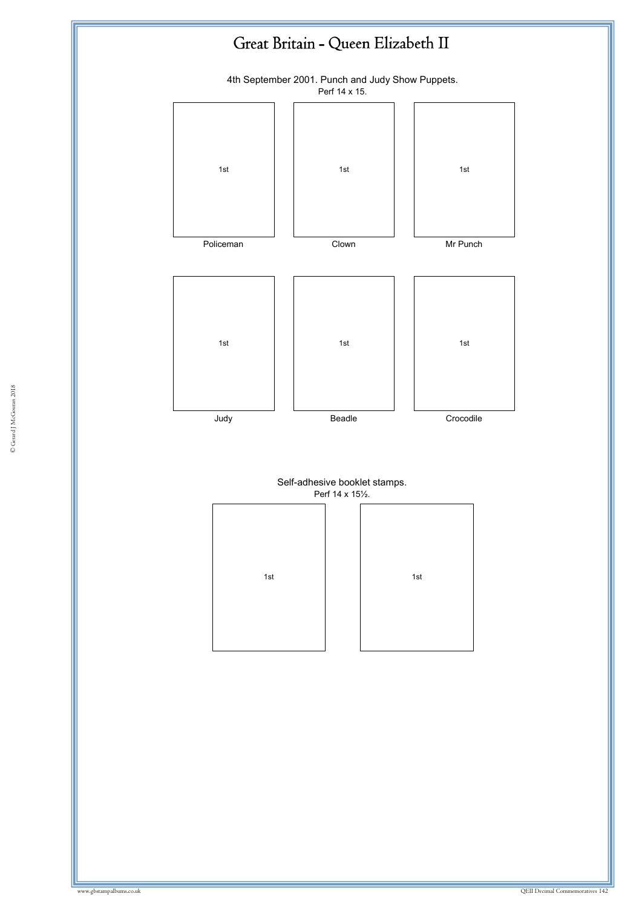# Great Britain - Queen Elizabeth II

4th September 2001. Punch and Judy Show Puppets.

Perf 14 x 15.

1st

Policeman

1st

Clown

1st

Mr Punch

1st

Judy

1st

Beadle

1st

Crocodile

Self-adhesive booklet stamps.

Perf 14 x 15½.

1st

1st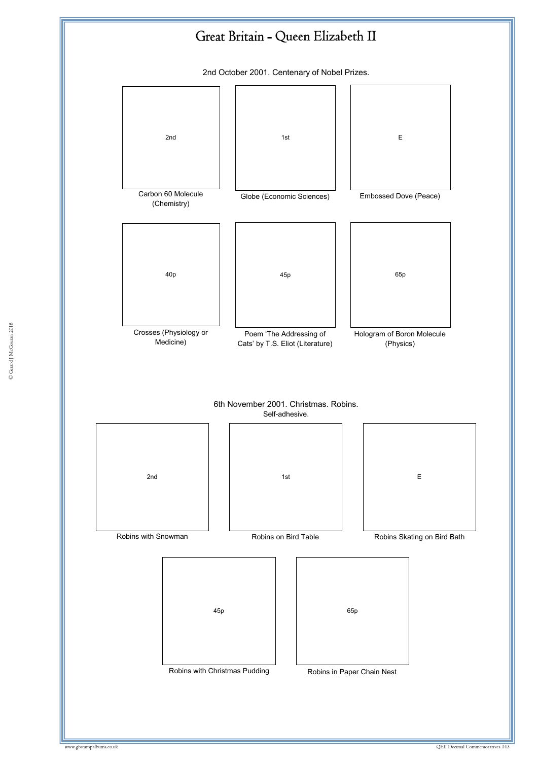# Great Britain - Queen Elizabeth II

2nd October 2001. Centenary of Nobel Prizes.

2nd

Carbon 60 Molecule (Chemistry)

1st

Globe (Economic Sciences)

E

Embossed Dove (Peace)

40p

Crosses (Physiology or Medicine)

45p

Poem 'The Addressing of Cats' by T.S. Eliot (Literature)

65p

Hologram of Boron Molecule (Physics)

6th November 2001. Christmas. Robins.
Self-adhesive.

2nd

Robins with Snowman

1st

Robins on Bird Table

E

Robins Skating on Bird Bath

45p

Robins with Christmas Pudding

65p

Robins in Paper Chain Nest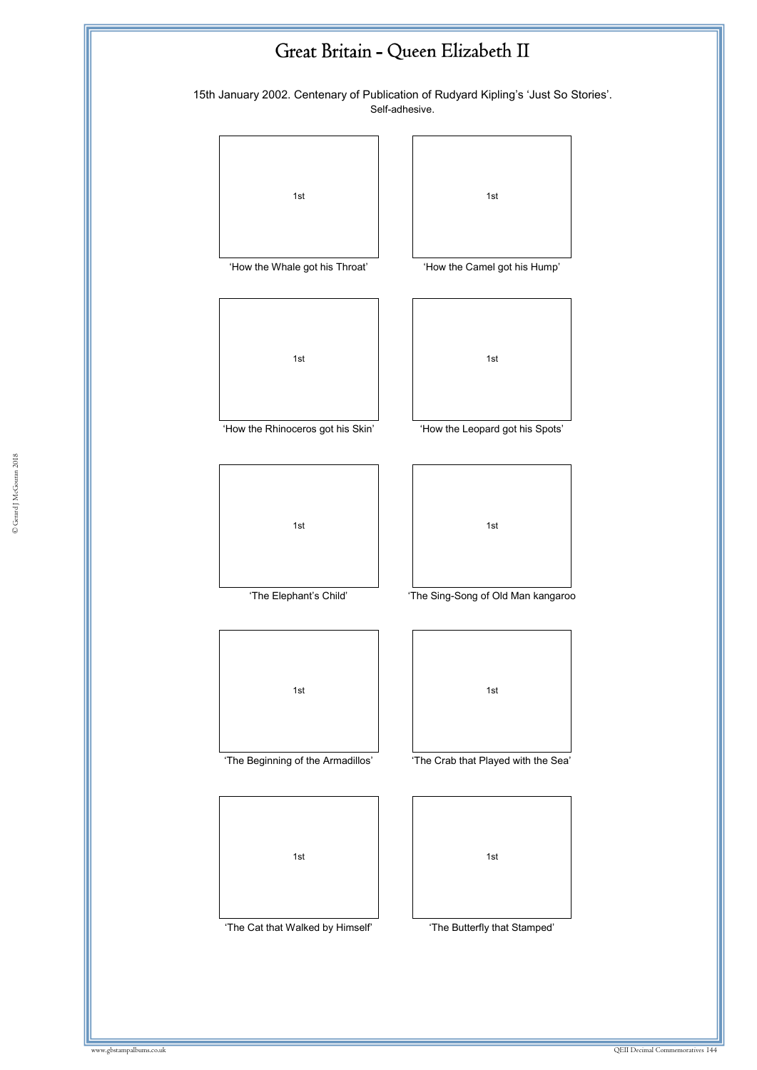# Great Britain - Queen Elizabeth II

15th January 2002. Centenary of Publication of Rudyard Kipling's 'Just So Stories'.
Self-adhesive.

1st

'How the Whale got his Throat'

1st

'How the Camel got his Hump'

1st

'How the Rhinoceros got his Skin'

1st

'How the Leopard got his Spots'

1st

'The Elephant's Child'

1st

'The Sing-Song of Old Man kangaroo

1st

'The Beginning of the Armadillos'

1st

'The Crab that Played with the Sea'

1st

'The Cat that Walked by Himself'

1st

'The Butterfly that Stamped'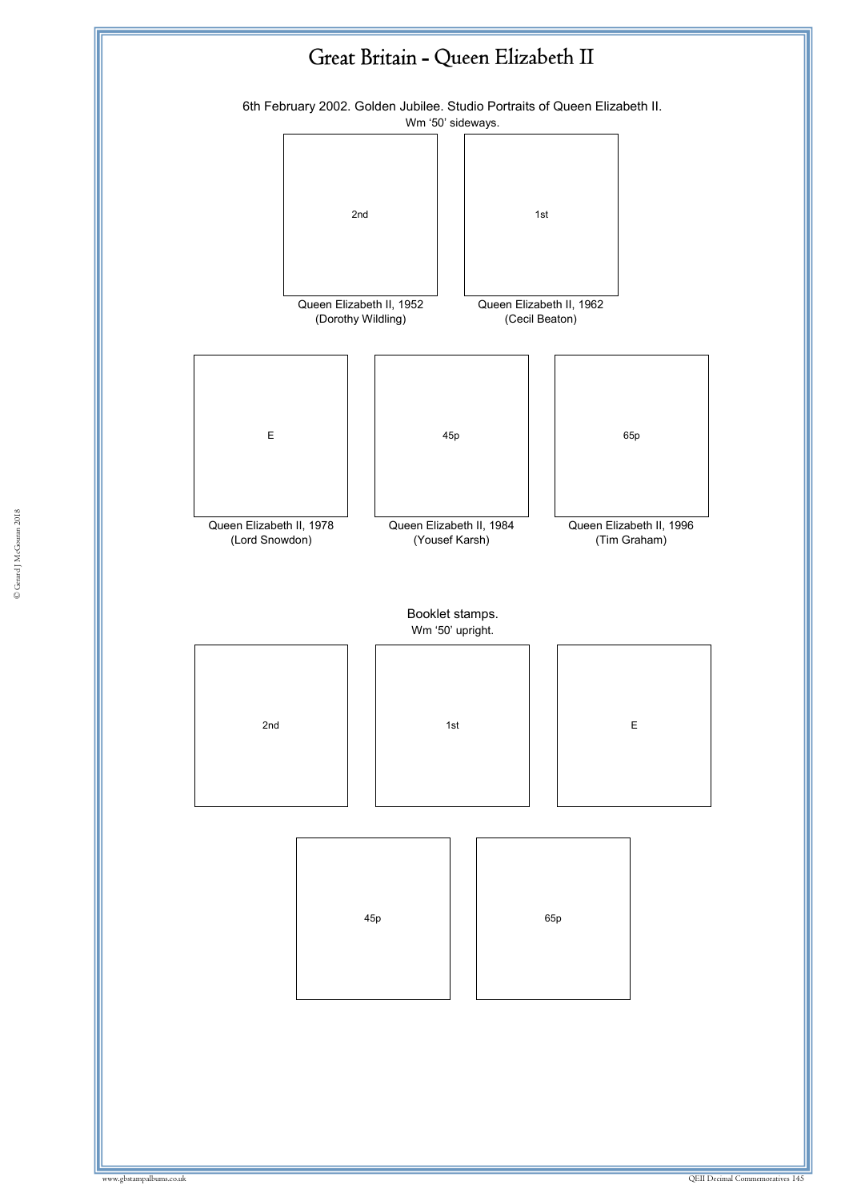# Great Britain - Queen Elizabeth II

6th February 2002. Golden Jubilee. Studio Portraits of Queen Elizabeth II.

Wm '50' sideways.

2nd

Queen Elizabeth II, 1952
(Dorothy Wildling)

1st

Queen Elizabeth II, 1962
(Cecil Beaton)

E

Queen Elizabeth II, 1978
(Lord Snowdon)

45p

Queen Elizabeth II, 1984
(Yousef Karsh)

65p

Queen Elizabeth II, 1996
(Tim Graham)

Booklet stamps.

Wm '50' upright.

2nd

1st

E

45p

65p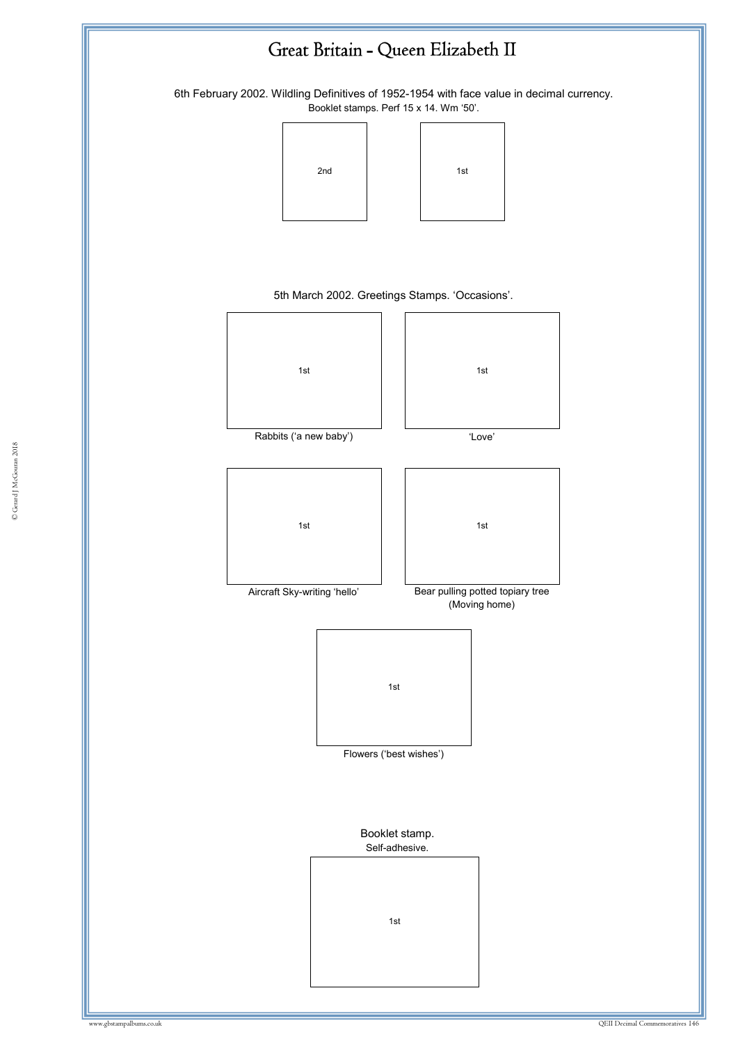# Great Britain - Queen Elizabeth II

6th February 2002. Wildling Definitives of 1952-1954 with face value in decimal currency.

Booklet stamps. Perf 15 x 14. Wm '50'.

2nd

1st

5th March 2002. Greetings Stamps. 'Occasions'.

1st

Rabbits ('a new baby')

1st

'Love'

1st

Aircraft Sky-writing 'hello'

1st

Bear pulling potted topiary tree (Moving home)

1st

Flowers ('best wishes')

Booklet stamp.

Self-adhesive.

1st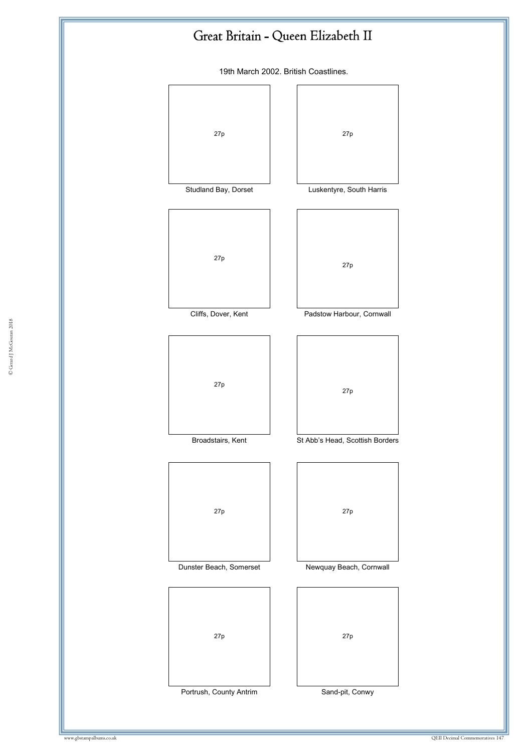# Great Britain - Queen Elizabeth II

19th March 2002. British Coastlines.

27p

Studland Bay, Dorset

27p

Luskentyre, South Harris

27p

Cliffs, Dover, Kent

27p

Padstow Harbour, Cornwall

27p

Broadstairs, Kent

27p

St Abb's Head, Scottish Borders

27p

Dunster Beach, Somerset

27p

Newquay Beach, Cornwall

27p

Portrush, County Antrim

27p

Sand-pit, Conwy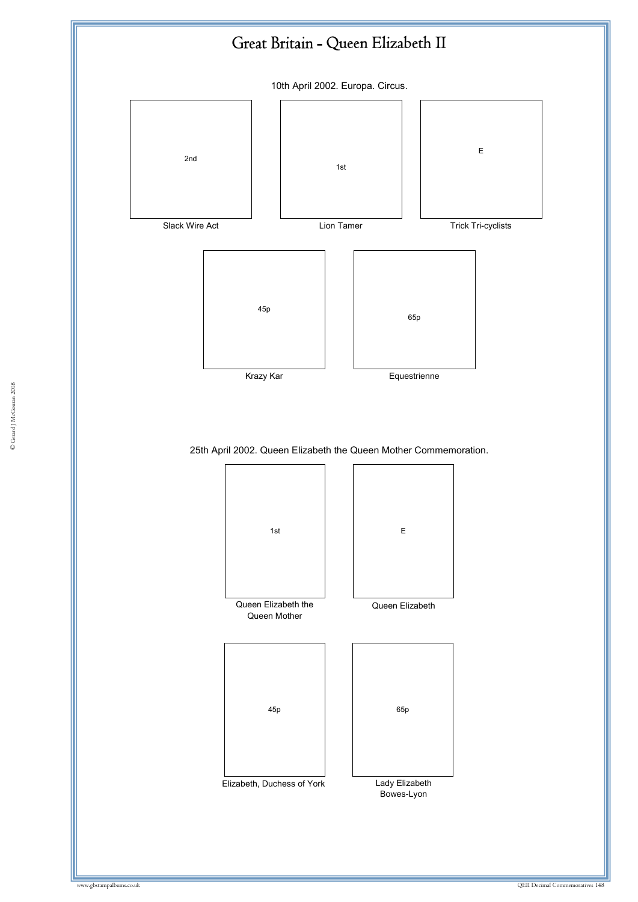# Great Britain - Queen Elizabeth II

10th April 2002. Europa. Circus.

2nd

Slack Wire Act

1st

Lion Tamer

E

Trick Tri-cyclists

45p

Krazy Kar

65p

Equestrienne

25th April 2002. Queen Elizabeth the Queen Mother Commemoration.

1st

Queen Elizabeth the Queen Mother

E

Queen Elizabeth

45p

Elizabeth, Duchess of York

65p

Lady Elizabeth Bowes-Lyon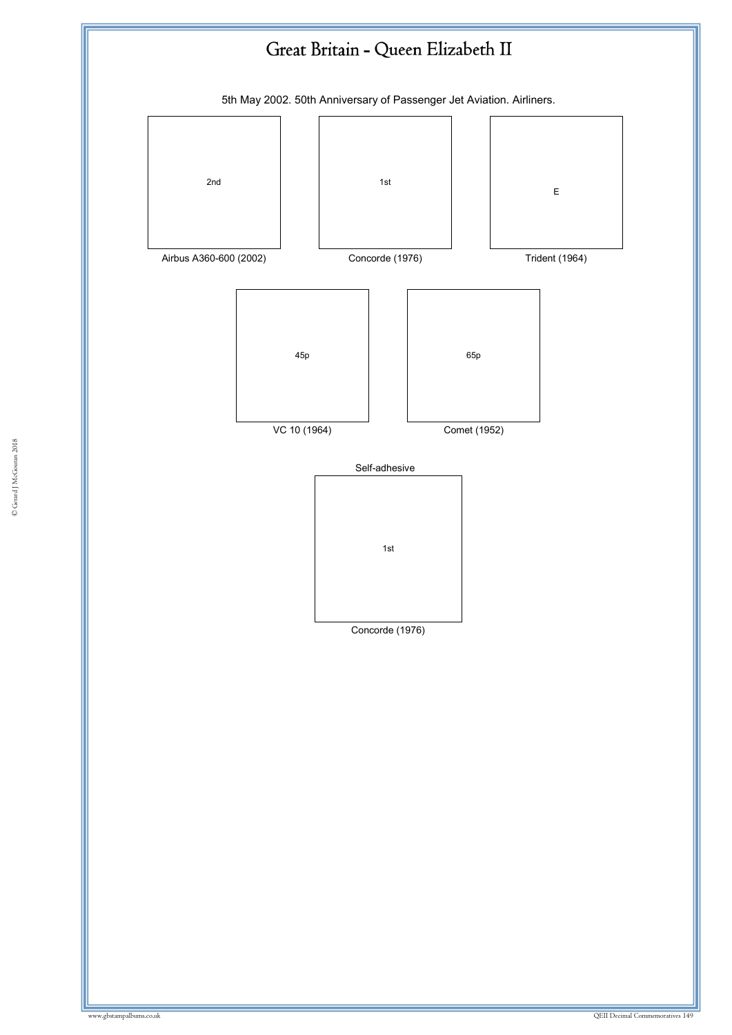# Great Britain - Queen Elizabeth II

5th May 2002. 50th Anniversary of Passenger Jet Aviation. Airliners.

2nd

Airbus A360-600 (2002)

1st

Concorde (1976)

E

Trident (1964)

45p

VC 10 (1964)

65p

Comet (1952)

Self-adhesive

1st

Concorde (1976)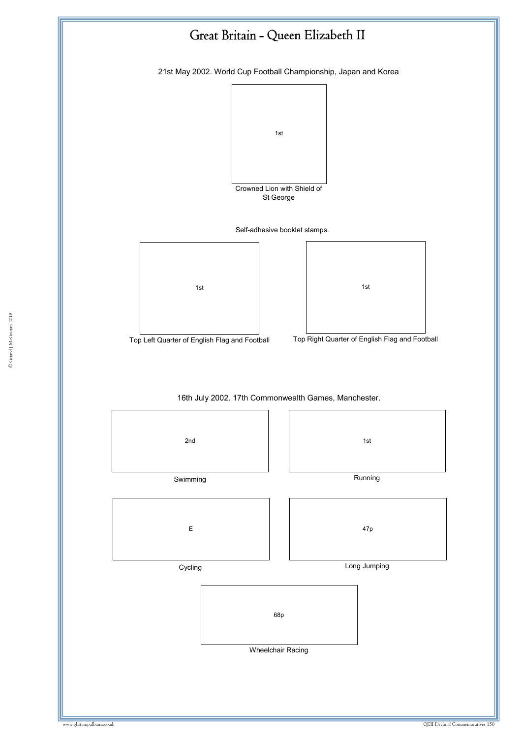# Great Britain - Queen Elizabeth II

21st May 2002. World Cup Football Championship, Japan and Korea

1st

Crowned Lion with Shield of St George

Self-adhesive booklet stamps.

1st

Top Left Quarter of English Flag and Football

1st

Top Right Quarter of English Flag and Football

16th July 2002. 17th Commonwealth Games, Manchester.

2nd

Swimming

1st

Running

E

Cycling

47p

Long Jumping

68p

Wheelchair Racing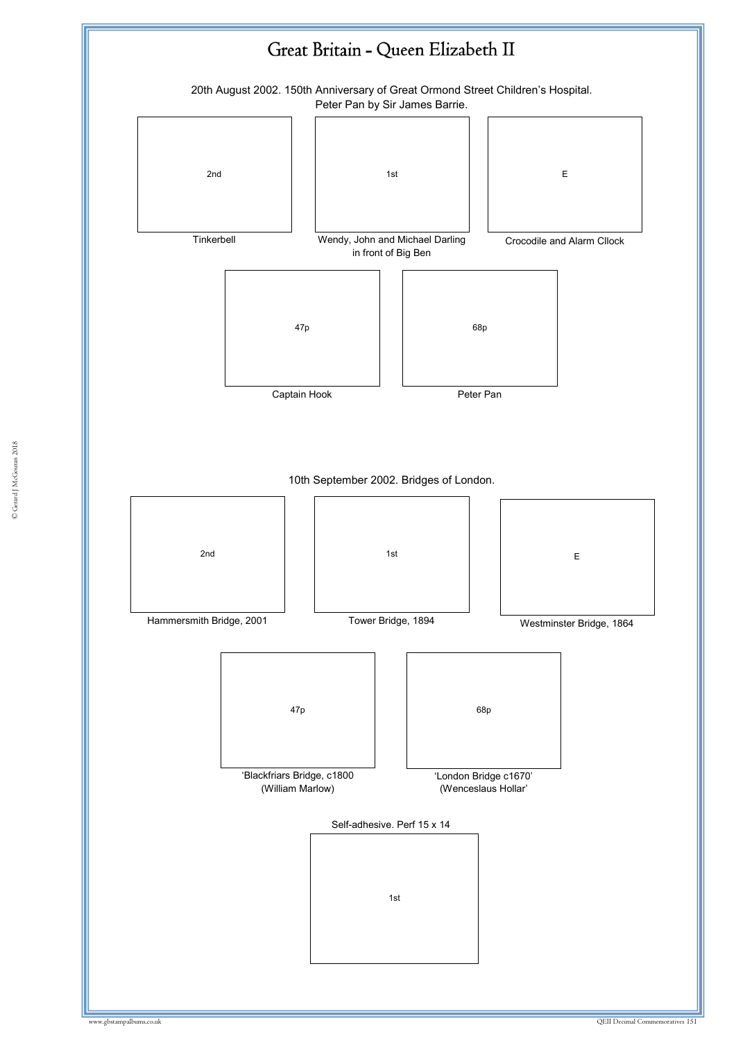# Great Britain - Queen Elizabeth II

20th August 2002. 150th Anniversary of Great Ormond Street Children's Hospital.
Peter Pan by Sir James Barrie.

2nd

Tinkerbell

1st

Wendy, John and Michael Darling in front of Big Ben

E

Crocodile and Alarm Cllock

47p

Captain Hook

68p

Peter Pan

10th September 2002. Bridges of London.

2nd

Hammersmith Bridge, 2001

1st

Tower Bridge, 1894

E

Westminster Bridge, 1864

47p

'Blackfriars Bridge, c1800 (William Marlow)

68p

'London Bridge c1670' (Wenceslaus Hollar'

Self-adhesive. Perf 15 x 14

1st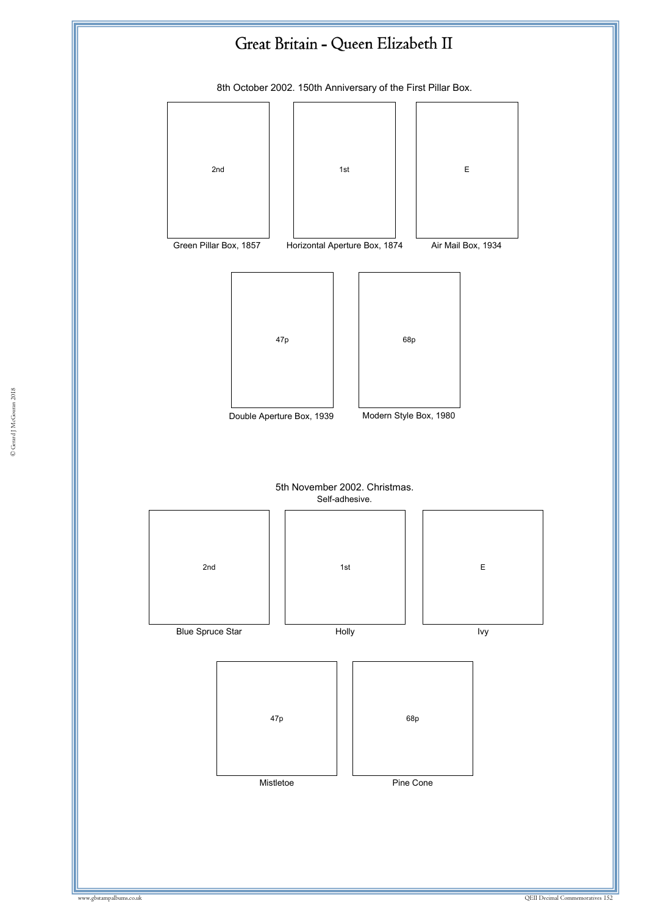# Great Britain - Queen Elizabeth II

8th October 2002. 150th Anniversary of the First Pillar Box.

2nd

Green Pillar Box, 1857

1st

Horizontal Aperture Box, 1874

E

Air Mail Box, 1934

47p

Double Aperture Box, 1939

68p

Modern Style Box, 1980

5th November 2002. Christmas.

Self-adhesive.

2nd

Blue Spruce Star

1st

Holly

E

Ivy

47p

Mistletoe

68p

Pine Cone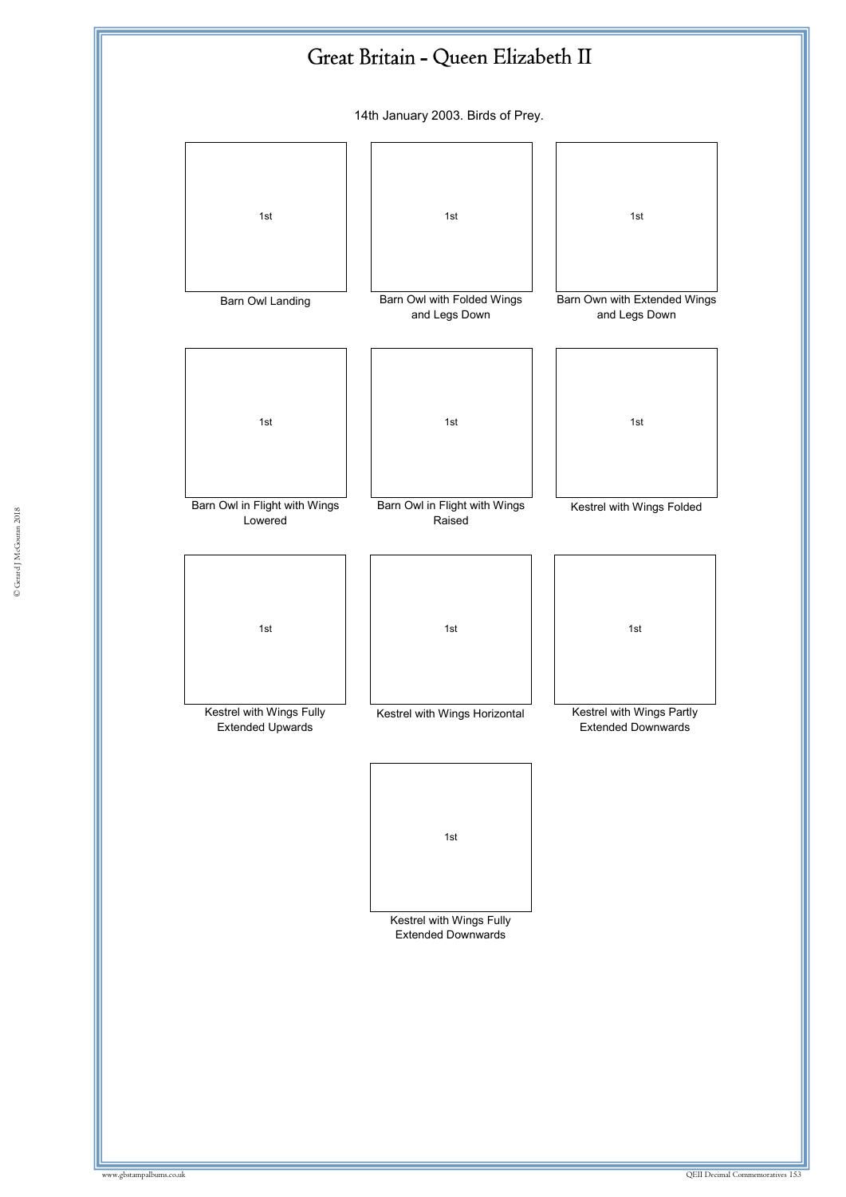# Great Britain - Queen Elizabeth II

14th January 2003. Birds of Prey.

1st

Barn Owl Landing

1st

Barn Owl with Folded Wings and Legs Down

1st

Barn Own with Extended Wings and Legs Down

1st

Barn Owl in Flight with Wings Lowered

1st

Barn Owl in Flight with Wings Raised

1st

Kestrel with Wings Folded

1st

Kestrel with Wings Fully Extended Upwards

1st

Kestrel with Wings Horizontal

1st

Kestrel with Wings Partly Extended Downwards

1st

Kestrel with Wings Fully Extended Downwards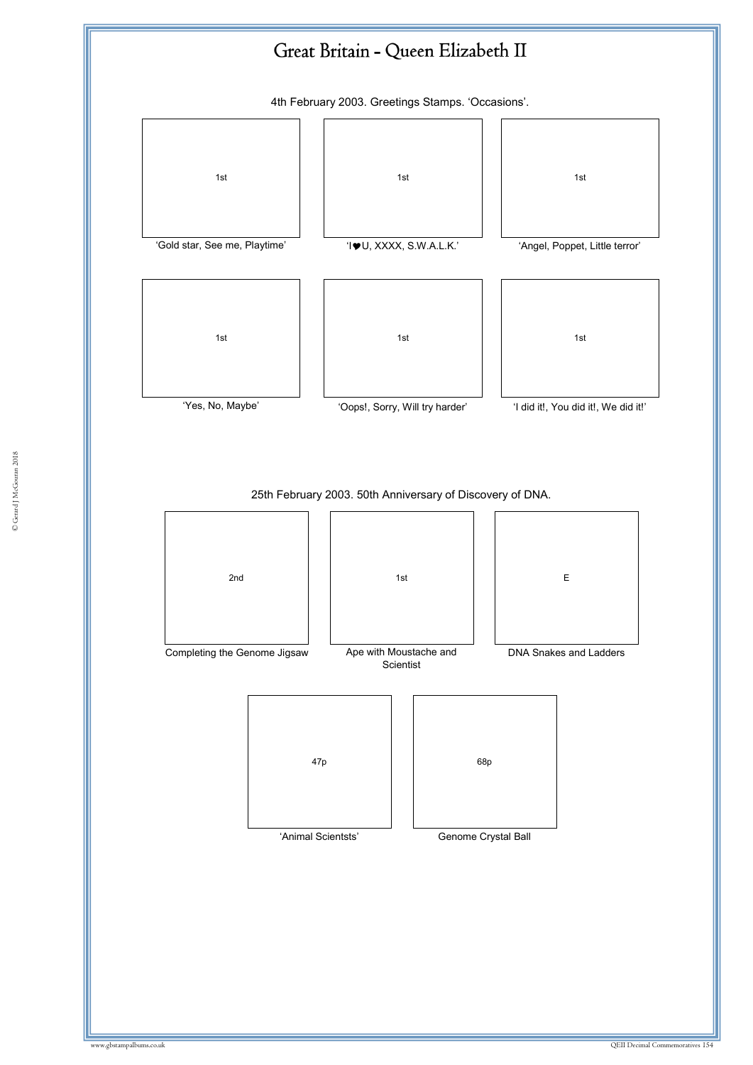# Great Britain - Queen Elizabeth II

4th February 2003. Greetings Stamps. 'Occasions'.

1st

'Gold star, See me, Playtime'

1st

'I♥U, XXXX, S.W.A.L.K.'

1st

'Angel, Poppet, Little terror'

1st

'Yes, No, Maybe'

1st

'Oops!, Sorry, Will try harder'

1st

'I did it!, You did it!, We did it!'

25th February 2003. 50th Anniversary of Discovery of DNA.

2nd

Completing the Genome Jigsaw

1st

Ape with Moustache and Scientist

E

DNA Snakes and Ladders

47p

'Animal Scientsts'

68p

Genome Crystal Ball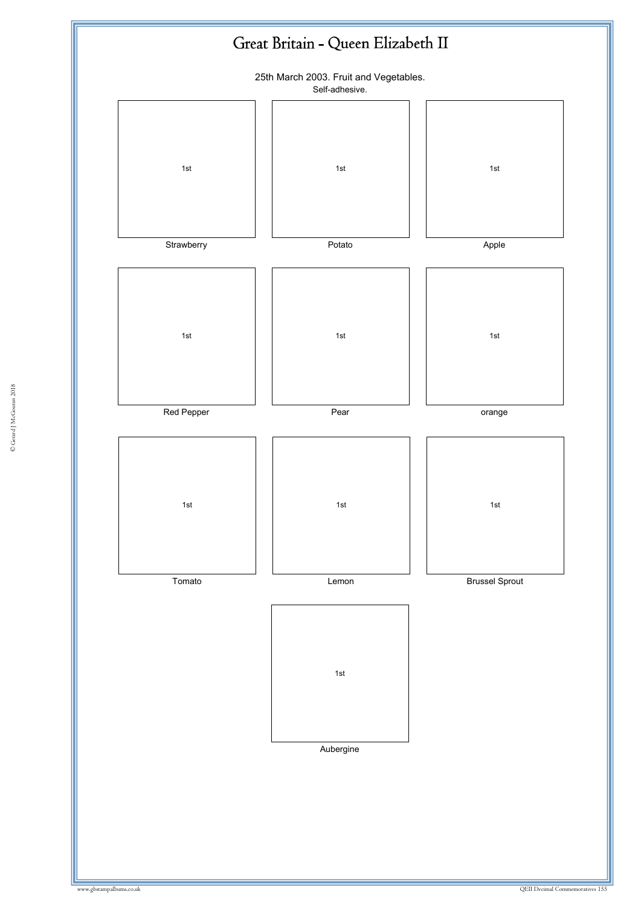# Great Britain - Queen Elizabeth II

25th March 2003. Fruit and Vegetables.

Self-adhesive.

1st

Strawberry

1st

Potato

1st

Apple

1st

Red Pepper

1st

Pear

1st

orange

1st

Tomato

1st

Lemon

1st

Brussel Sprout

1st

Aubergine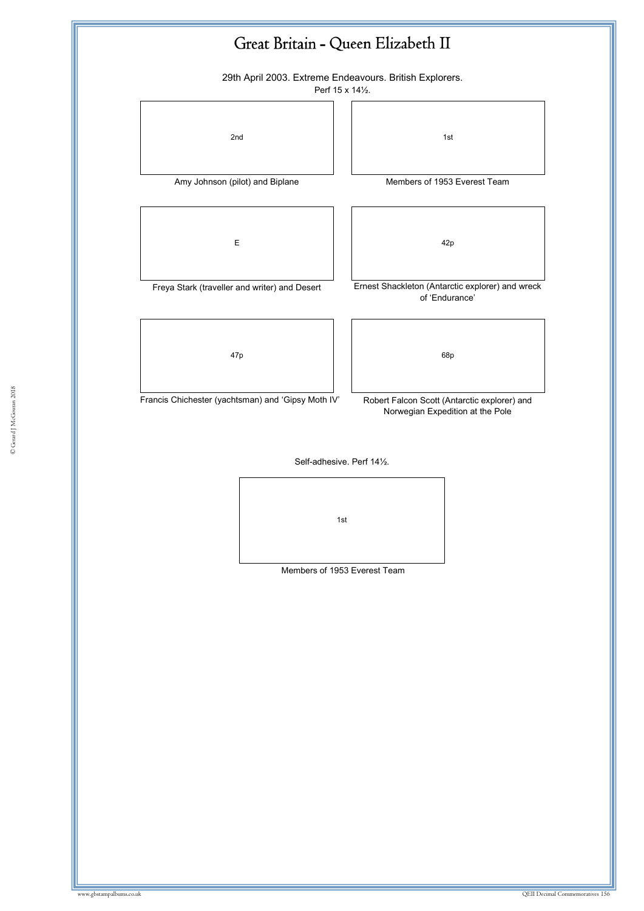# Great Britain - Queen Elizabeth II

29th April 2003. Extreme Endeavours. British Explorers.

Perf 15 x 14½.

2nd

Amy Johnson (pilot) and Biplane

1st

Members of 1953 Everest Team

E

Freya Stark (traveller and writer) and Desert

42p

Ernest Shackleton (Antarctic explorer) and wreck of 'Endurance'

47p

Francis Chichester (yachtsman) and 'Gipsy Moth IV'

68p

Robert Falcon Scott (Antarctic explorer) and Norwegian Expedition at the Pole

Self-adhesive. Perf 14½.

1st

Members of 1953 Everest Team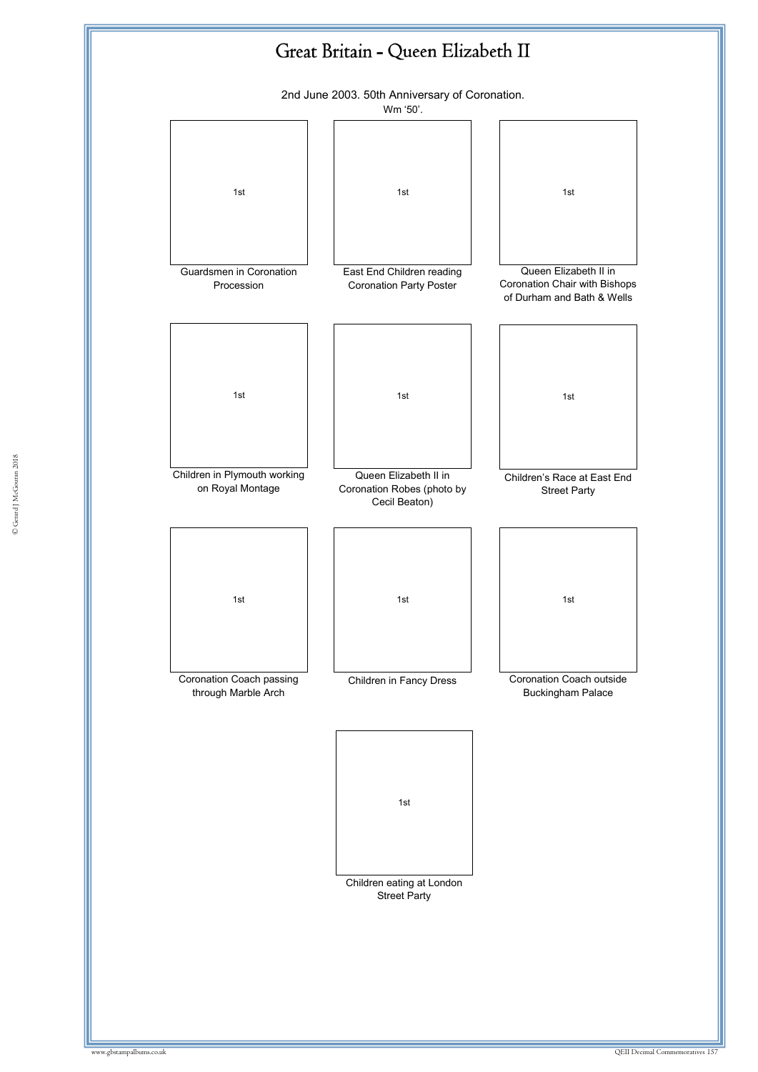# Great Britain - Queen Elizabeth II

2nd June 2003. 50th Anniversary of Coronation.

Wm '50'.

1st

Guardsmen in Coronation Procession

1st

East End Children reading Coronation Party Poster

1st

Queen Elizabeth II in Coronation Chair with Bishops of Durham and Bath & Wells

1st

Children in Plymouth working on Royal Montage

1st

Queen Elizabeth II in Coronation Robes (photo by Cecil Beaton)

1st

Children's Race at East End Street Party

1st

Coronation Coach passing through Marble Arch

1st

Children in Fancy Dress

1st

Coronation Coach outside Buckingham Palace

1st

Children eating at London Street Party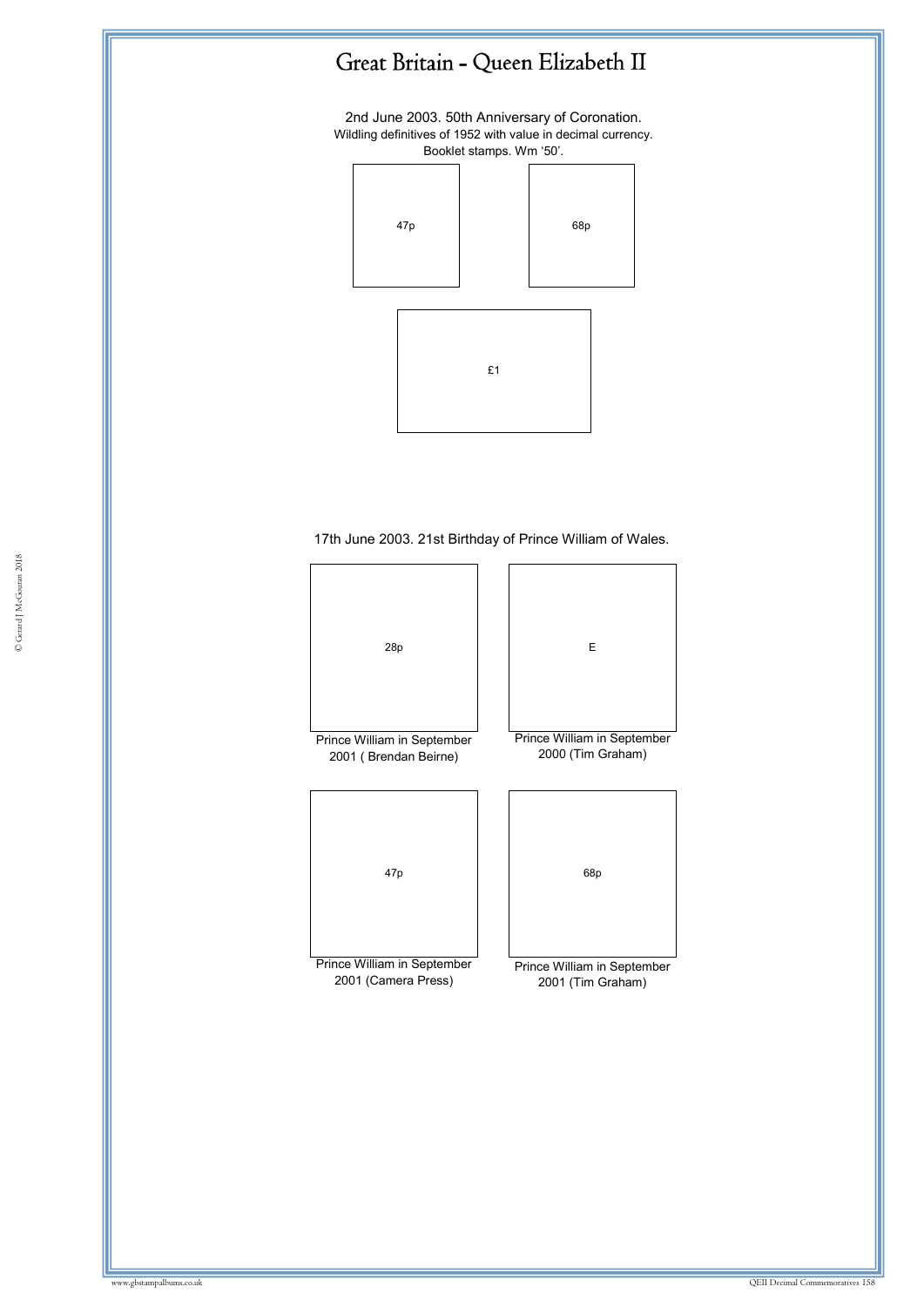# Great Britain - Queen Elizabeth II

2nd June 2003. 50th Anniversary of Coronation.
Wildling definitives of 1952 with value in decimal currency.
Booklet stamps. Wm '50'.

47p

68p

£1

17th June 2003. 21st Birthday of Prince William of Wales.

28p

Prince William in September 2001 ( Brendan Beirne)

E

Prince William in September 2000 (Tim Graham)

47p

Prince William in September 2001 (Camera Press)

68p

Prince William in September 2001 (Tim Graham)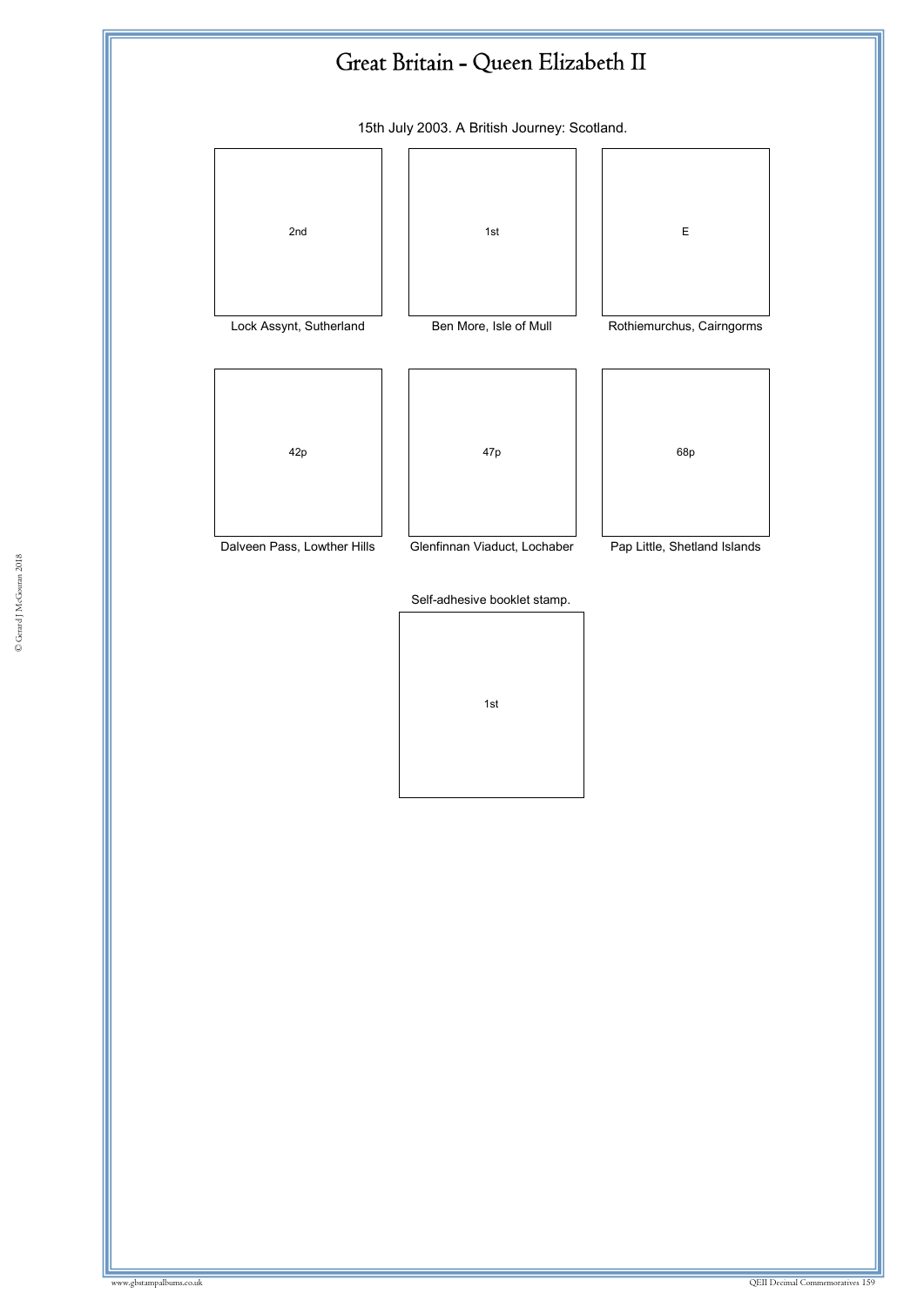# Great Britain - Queen Elizabeth II

15th July 2003. A British Journey: Scotland.

2nd

Lock Assynt, Sutherland

1st

Ben More, Isle of Mull

E

Rothiemurchus, Cairngorms

42p

Dalveen Pass, Lowther Hills

47p

Glenfinnan Viaduct, Lochaber

68p

Pap Little, Shetland Islands

Self-adhesive booklet stamp.

1st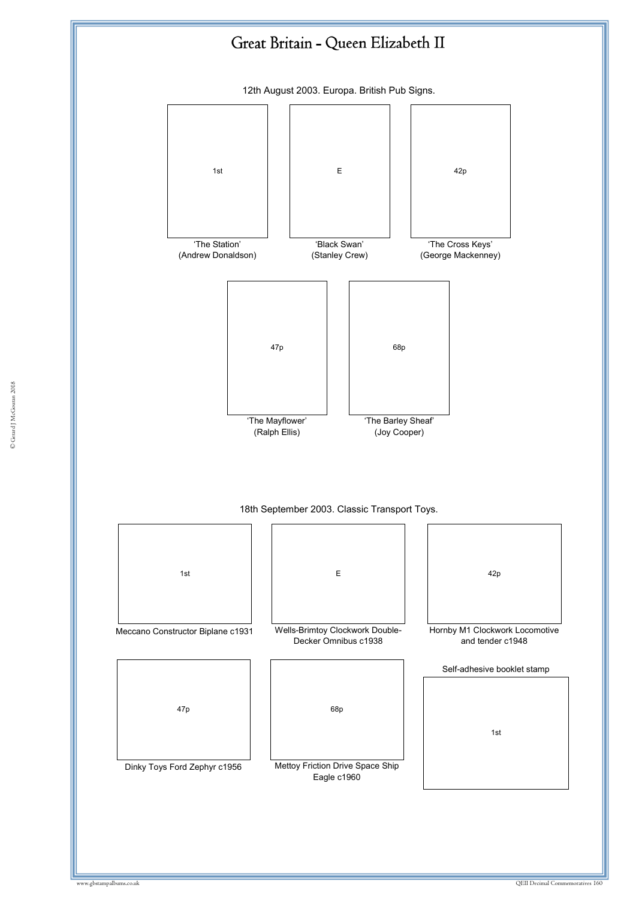# Great Britain - Queen Elizabeth II

12th August 2003. Europa. British Pub Signs.

1st

'The Station'
(Andrew Donaldson)

E

'Black Swan'
(Stanley Crew)

42p

'The Cross Keys'
(George Mackenney)

47p

'The Mayflower'
(Ralph Ellis)

68p

'The Barley Sheaf'
(Joy Cooper)

18th September 2003. Classic Transport Toys.

1st

Meccano Constructor Biplane c1931

E

Wells-Brimtoy Clockwork Double-Decker Omnibus c1938

42p

Hornby M1 Clockwork Locomotive and tender c1948

47p

Dinky Toys Ford Zephyr c1956

68p

Mettoy Friction Drive Space Ship Eagle c1960

Self-adhesive booklet stamp

1st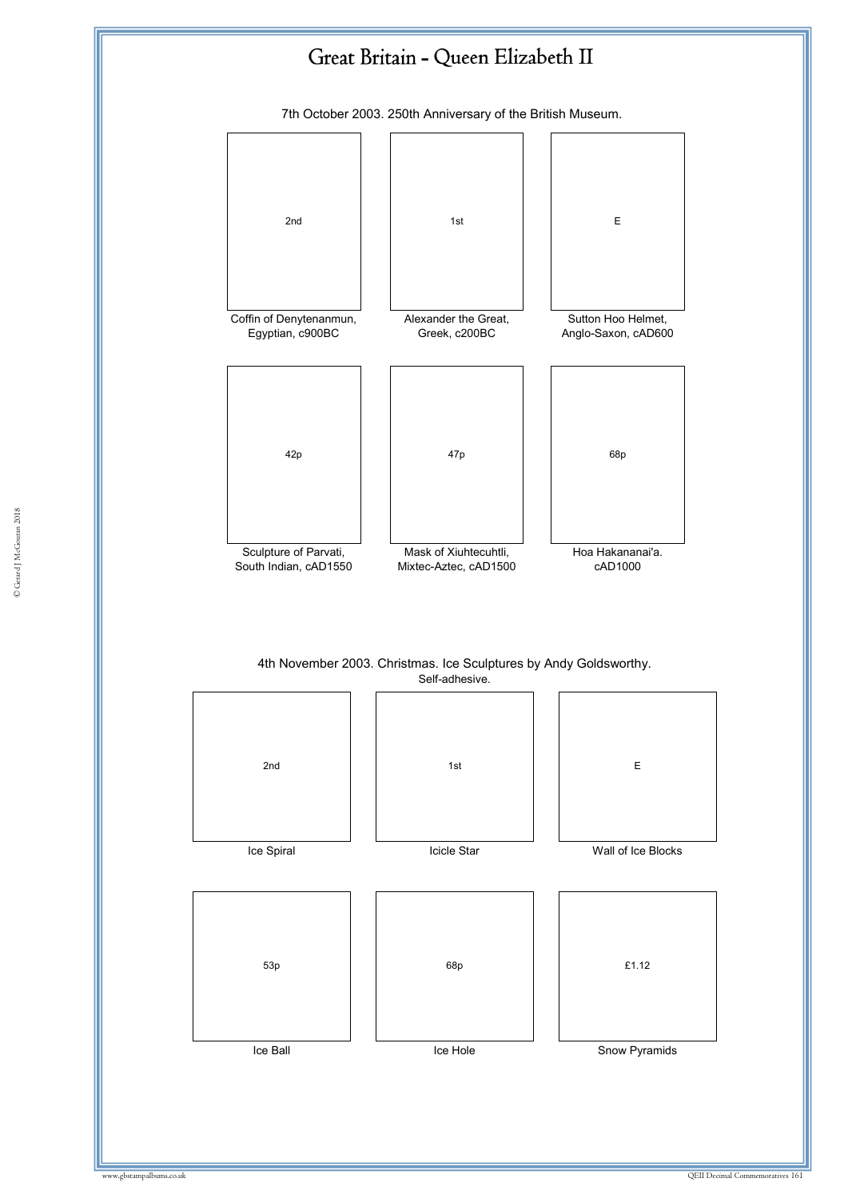# Great Britain - Queen Elizabeth II

7th October 2003. 250th Anniversary of the British Museum.

| | | |
|---|---|---|
| 2nd | 1st | E |
| Coffin of Denytenanmun, Egyptian, c900BC | Alexander the Great, Greek, c200BC | Sutton Hoo Helmet, Anglo-Saxon, cAD600 |
| 42p | 47p | 68p |
| Sculpture of Parvati, South Indian, cAD1550 | Mask of Xiuhtecuhtli, Mixtec-Aztec, cAD1500 | Hoa Hakananai'a. cAD1000 |

4th November 2003. Christmas. Ice Sculptures by Andy Goldsworthy.
Self-adhesive.

| | | |
|---|---|---|
| 2nd | 1st | E |
| Ice Spiral | Icicle Star | Wall of Ice Blocks |
| 53p | 68p | £1.12 |
| Ice Ball | Ice Hole | Snow Pyramids |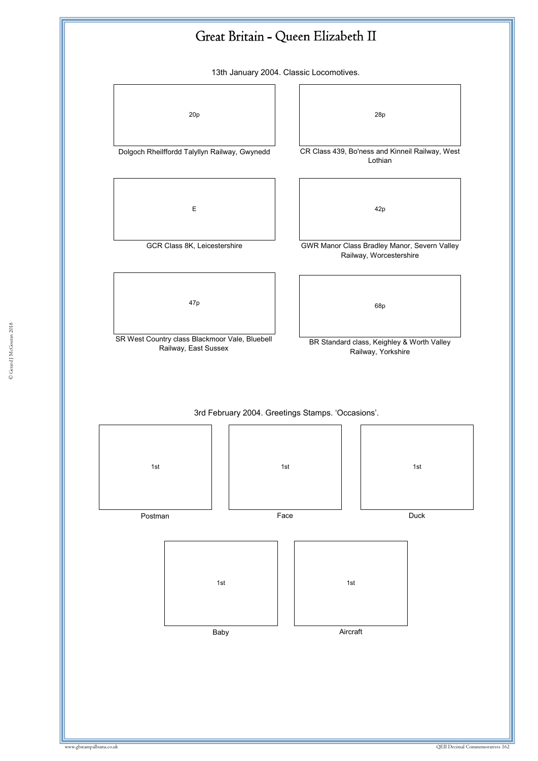# Great Britain - Queen Elizabeth II

13th January 2004. Classic Locomotives.

20p

Dolgoch Rheilffordd Talyllyn Railway, Gwynedd

28p

CR Class 439, Bo'ness and Kinneil Railway, West Lothian

E

GCR Class 8K, Leicestershire

42p

GWR Manor Class Bradley Manor, Severn Valley Railway, Worcestershire

47p

SR West Country class Blackmoor Vale, Bluebell Railway, East Sussex

68p

BR Standard class, Keighley & Worth Valley Railway, Yorkshire

3rd February 2004. Greetings Stamps. 'Occasions'.

1st

Postman

1st

Face

1st

Duck

1st

Baby

1st

Aircraft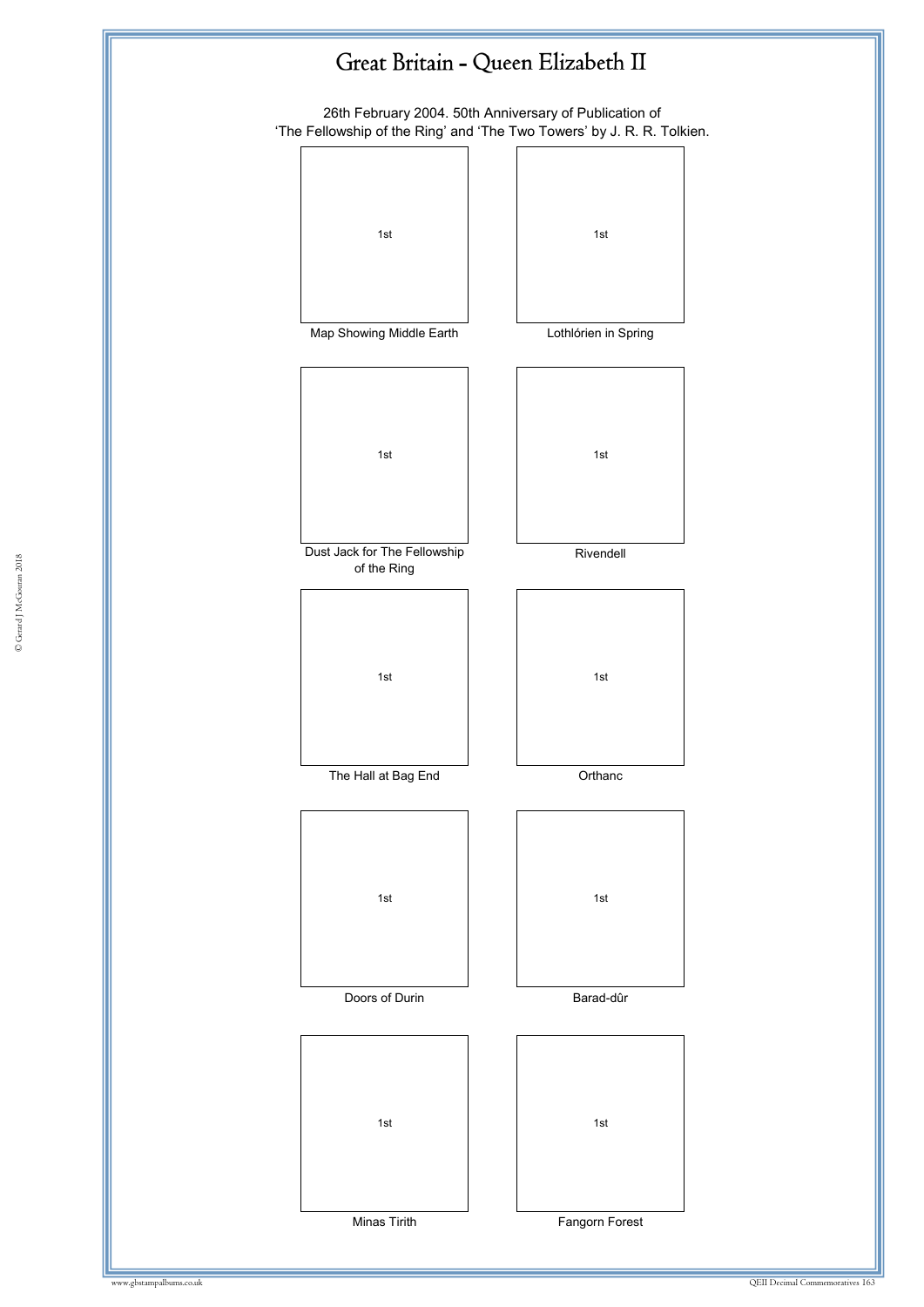# Great Britain - Queen Elizabeth II

26th February 2004. 50th Anniversary of Publication of
'The Fellowship of the Ring' and 'The Two Towers' by J. R. R. Tolkien.

1st

Map Showing Middle Earth

1st

Lothlórien in Spring

1st

Dust Jack for The Fellowship of the Ring

1st

Rivendell

1st

The Hall at Bag End

1st

Orthanc

1st

Doors of Durin

1st

Barad-dûr

1st

Minas Tirith

1st

Fangorn Forest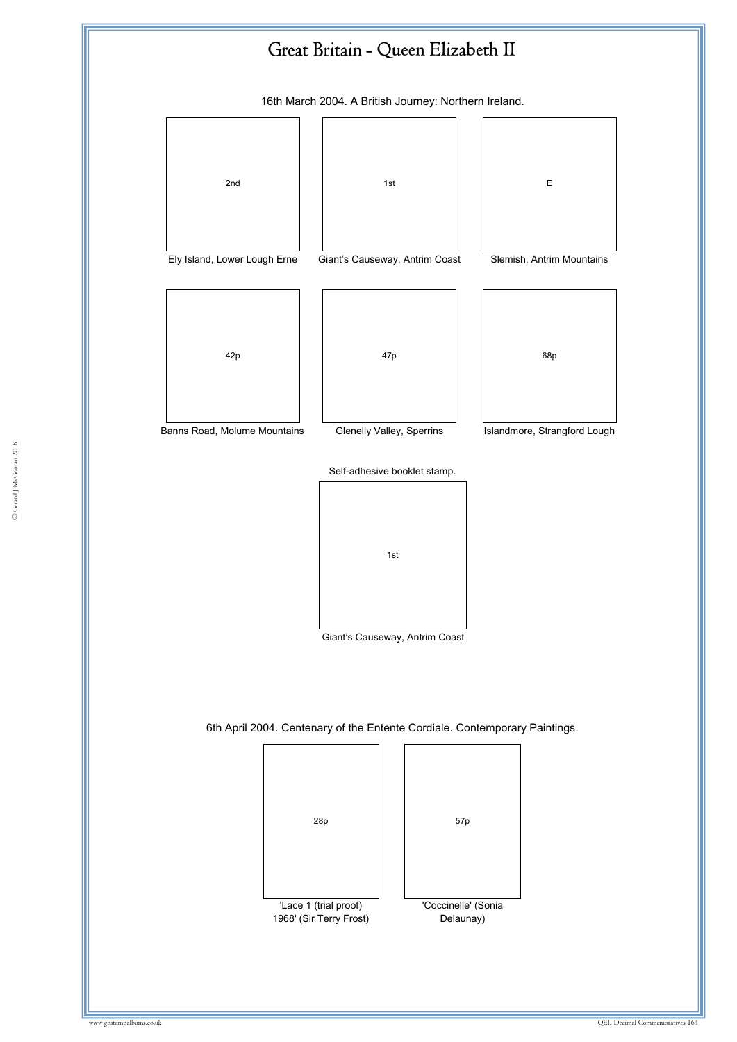# Great Britain - Queen Elizabeth II

16th March 2004. A British Journey: Northern Ireland.

2nd
Ely Island, Lower Lough Erne

1st
Giant's Causeway, Antrim Coast

E
Slemish, Antrim Mountains

42p
Banns Road, Molume Mountains

47p
Glenelly Valley, Sperrins

68p
Islandmore, Strangford Lough

Self-adhesive booklet stamp.

1st
Giant's Causeway, Antrim Coast

6th April 2004. Centenary of the Entente Cordiale. Contemporary Paintings.

28p
'Lace 1 (trial proof) 1968' (Sir Terry Frost)

57p
'Coccinelle' (Sonia Delaunay)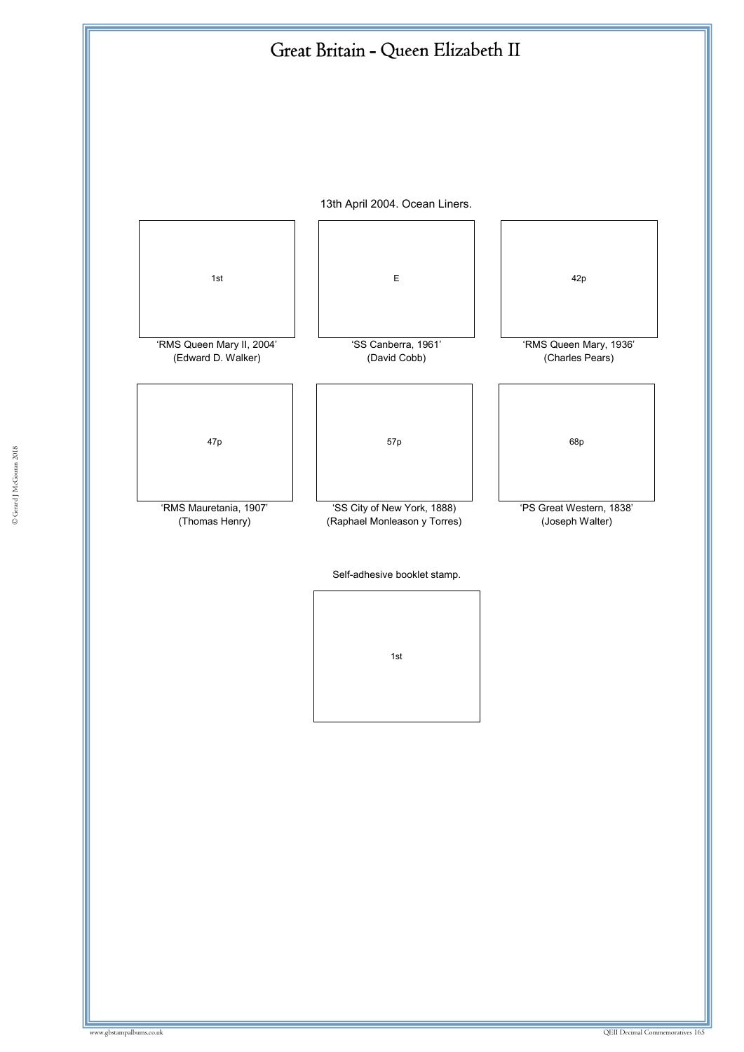# Great Britain - Queen Elizabeth II

13th April 2004. Ocean Liners.

1st

'RMS Queen Mary II, 2004'
(Edward D. Walker)

E

'SS Canberra, 1961'
(David Cobb)

42p

'RMS Queen Mary, 1936'
(Charles Pears)

47p

'RMS Mauretania, 1907'
(Thomas Henry)

57p

'SS City of New York, 1888)
(Raphael Monleason y Torres)

68p

'PS Great Western, 1838'
(Joseph Walter)

Self-adhesive booklet stamp.

1st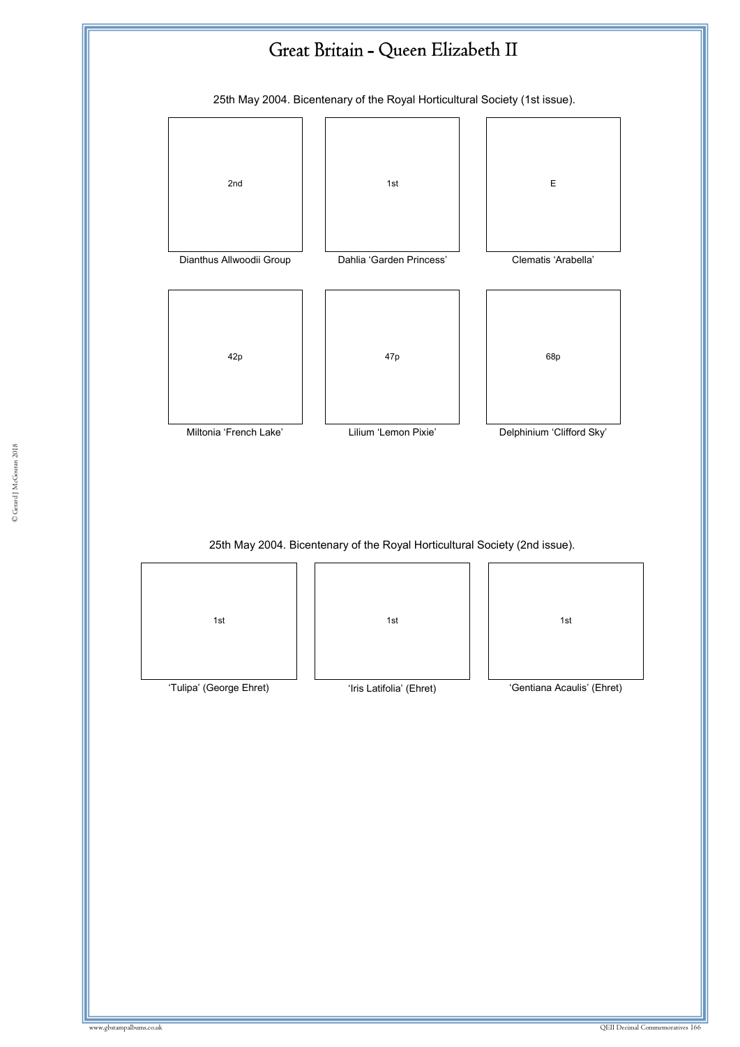# Great Britain - Queen Elizabeth II

25th May 2004. Bicentenary of the Royal Horticultural Society (1st issue).

| 2nd | 1st | E |
|---|---|---|
| Dianthus Allwoodii Group | Dahlia 'Garden Princess' | Clematis 'Arabella' |
| 42p | 47p | 68p |
| Miltonia 'French Lake' | Lilium 'Lemon Pixie' | Delphinium 'Clifford Sky' |

25th May 2004. Bicentenary of the Royal Horticultural Society (2nd issue).

| 1st | 1st | 1st |
|---|---|---|
| 'Tulipa' (George Ehret) | 'Iris Latifolia' (Ehret) | 'Gentiana Acaulis' (Ehret) |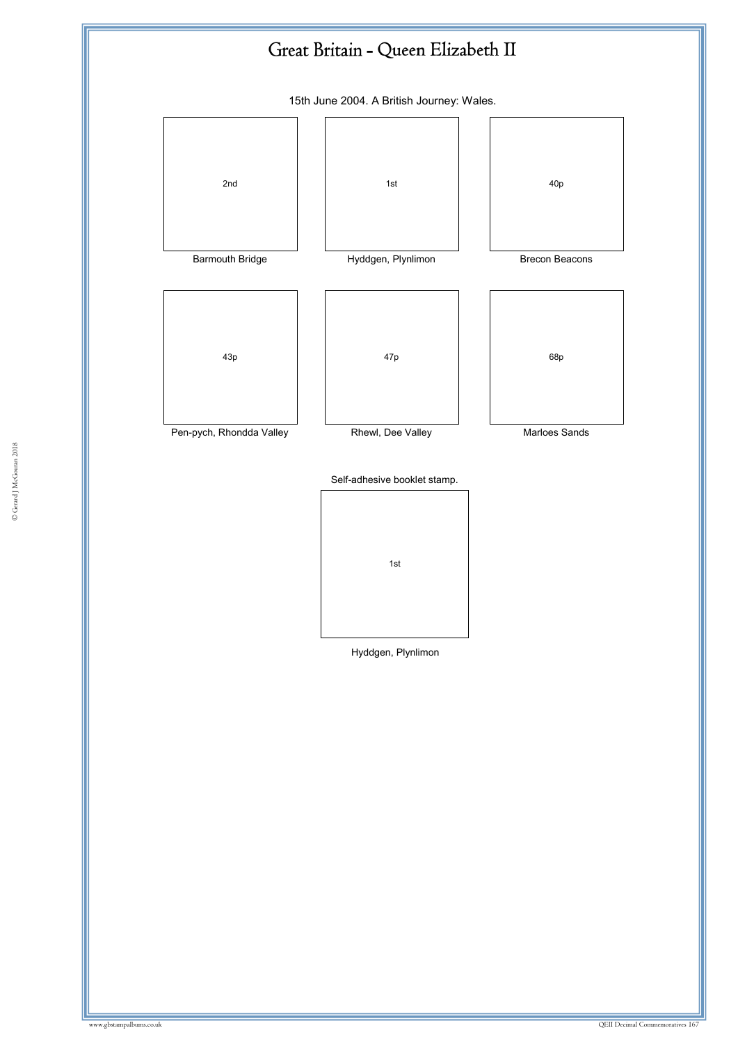# Great Britain - Queen Elizabeth II

15th June 2004. A British Journey: Wales.

2nd

Barmouth Bridge

1st

Hyddgen, Plynlimon

40p

Brecon Beacons

43p

Pen-pych, Rhondda Valley

47p

Rhewl, Dee Valley

68p

Marloes Sands

Self-adhesive booklet stamp.

1st

Hyddgen, Plynlimon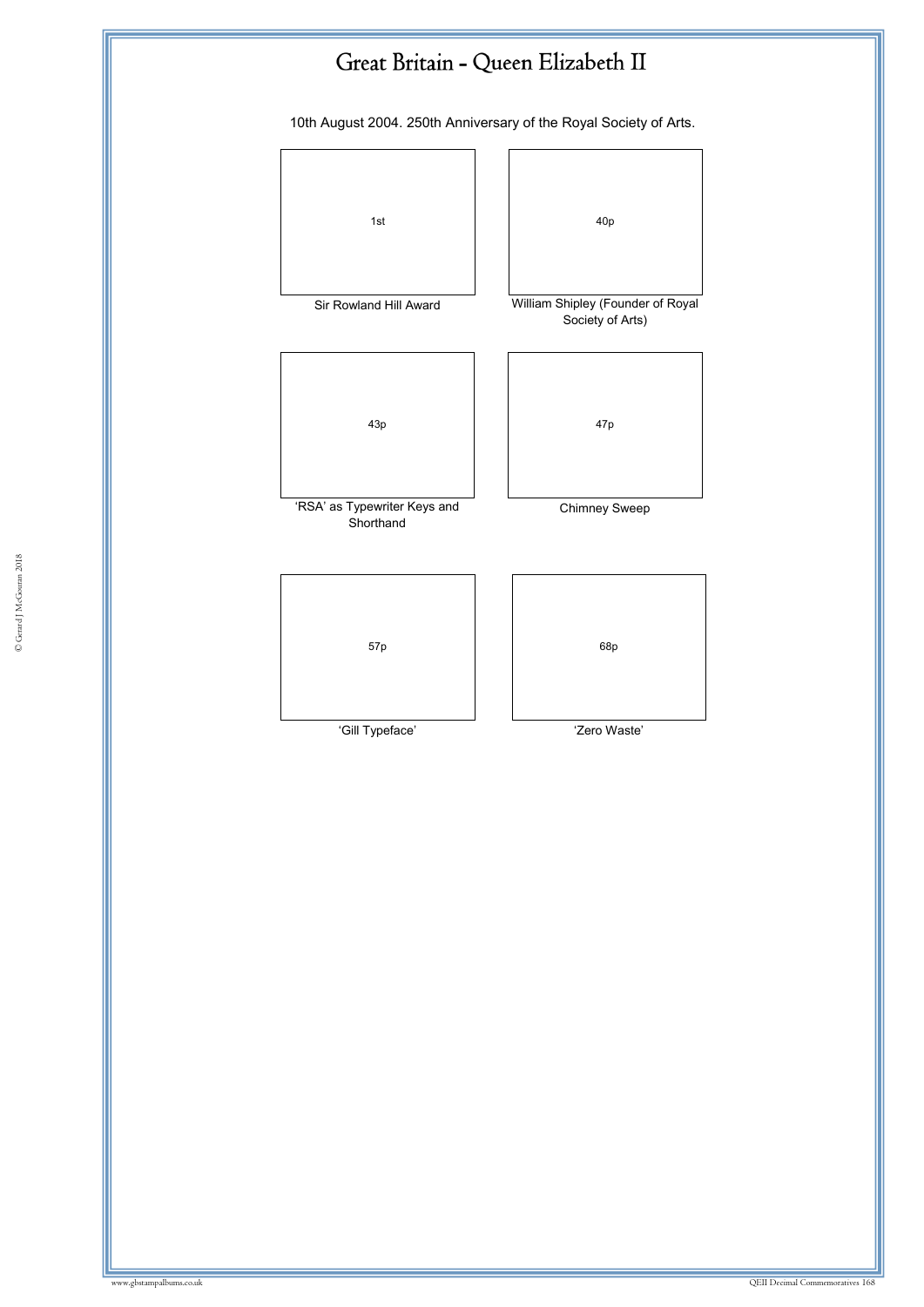# Great Britain - Queen Elizabeth II

10th August 2004. 250th Anniversary of the Royal Society of Arts.

1st

Sir Rowland Hill Award

40p

William Shipley (Founder of Royal Society of Arts)

43p

'RSA' as Typewriter Keys and Shorthand

47p

Chimney Sweep

57p

'Gill Typeface'

68p

'Zero Waste'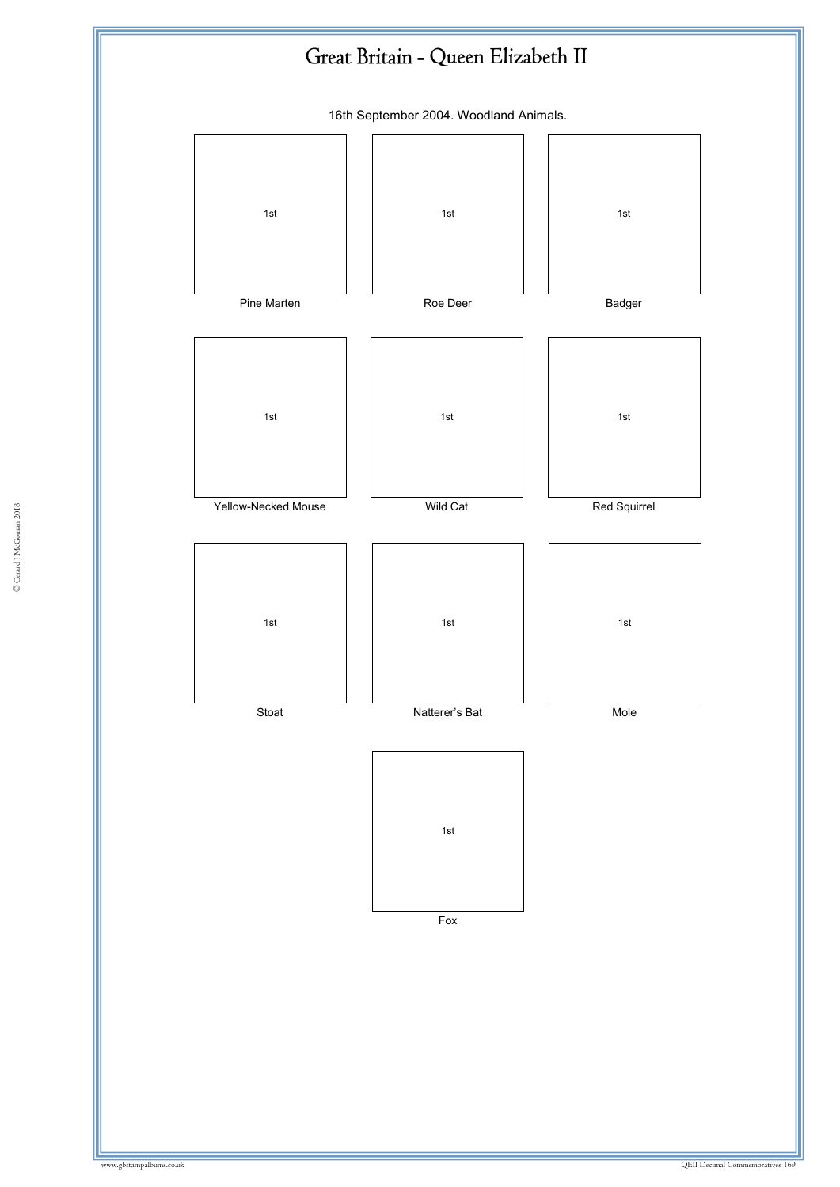# Great Britain - Queen Elizabeth II

16th September 2004. Woodland Animals.

| | | |
|---|---|---|
| 1st | 1st | 1st |
| Pine Marten | Roe Deer | Badger |
| 1st | 1st | 1st |
| Yellow-Necked Mouse | Wild Cat | Red Squirrel |
| 1st | 1st | 1st |
| Stoat | Natterer's Bat | Mole |
| | 1st | |
| | Fox | |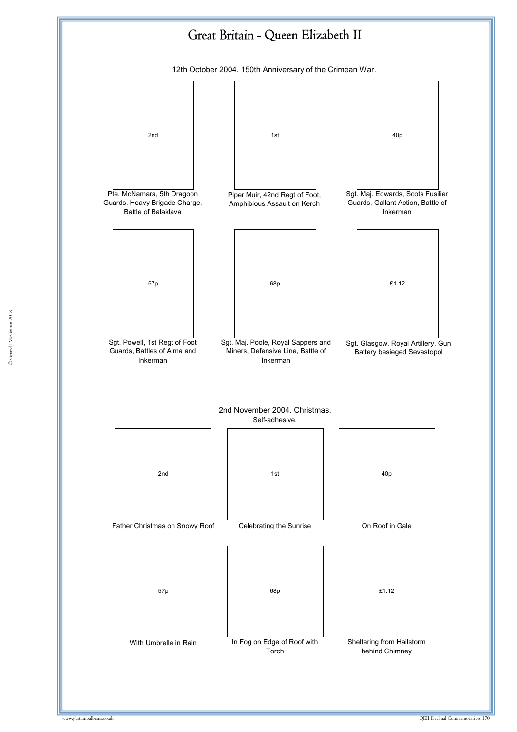# Great Britain - Queen Elizabeth II

12th October 2004. 150th Anniversary of the Crimean War.

2nd

Pte. McNamara, 5th Dragoon Guards, Heavy Brigade Charge, Battle of Balaklava

1st

Piper Muir, 42nd Regt of Foot, Amphibious Assault on Kerch

40p

Sgt. Maj. Edwards, Scots Fusilier Guards, Gallant Action, Battle of Inkerman

57p

Sgt. Powell, 1st Regt of Foot Guards, Battles of Alma and Inkerman

68p

Sgt. Maj. Poole, Royal Sappers and Miners, Defensive Line, Battle of Inkerman

£1.12

Sgt. Glasgow, Royal Artillery, Gun Battery besieged Sevastopol

2nd November 2004. Christmas.
Self-adhesive.

2nd

Father Christmas on Snowy Roof

1st

Celebrating the Sunrise

40p

On Roof in Gale

57p

With Umbrella in Rain

68p

In Fog on Edge of Roof with Torch

£1.12

Sheltering from Hailstorm behind Chimney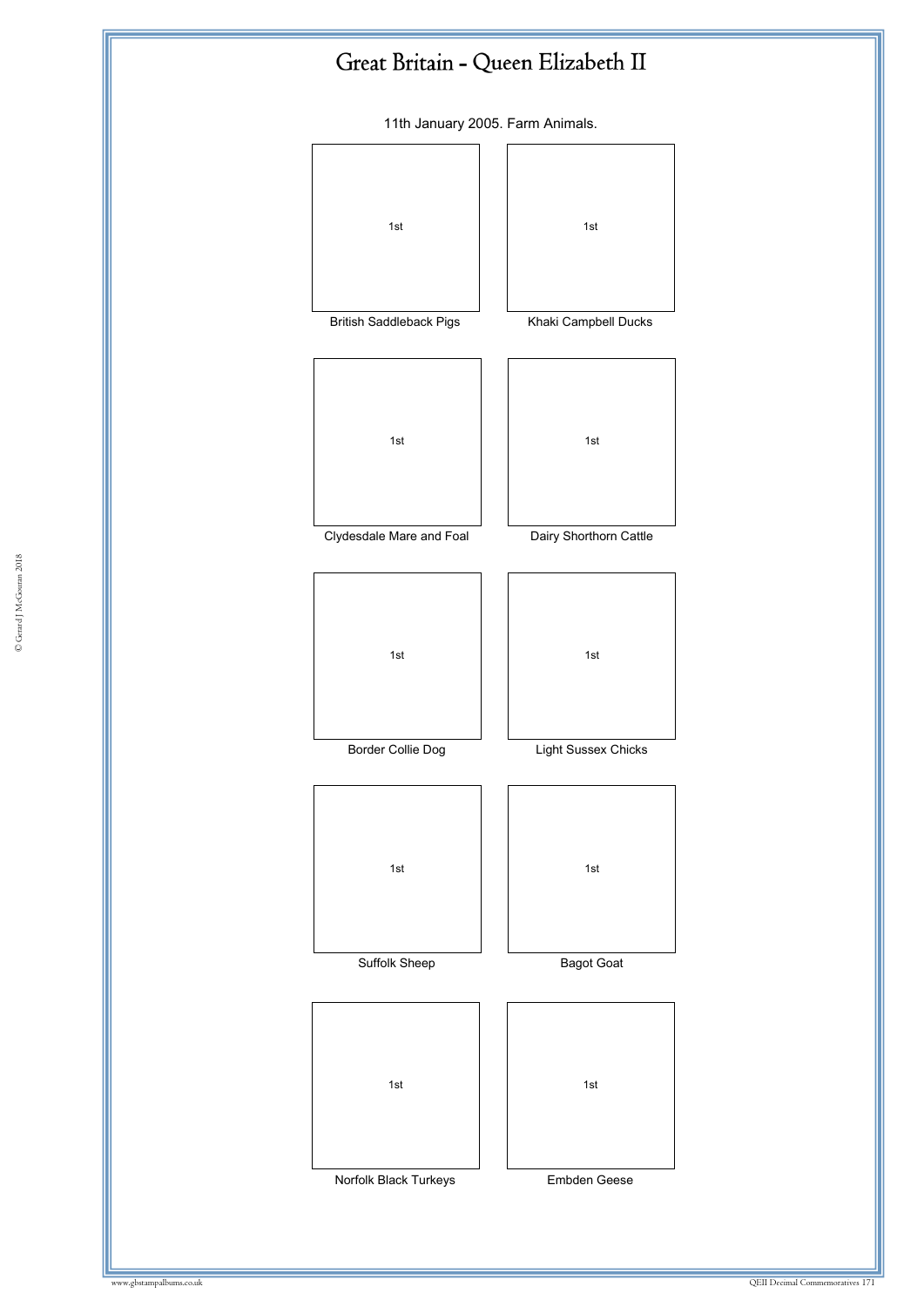# Great Britain - Queen Elizabeth II

11th January 2005. Farm Animals.

1st

British Saddleback Pigs

1st

Khaki Campbell Ducks

1st

Clydesdale Mare and Foal

1st

Dairy Shorthorn Cattle

1st

Border Collie Dog

1st

Light Sussex Chicks

1st

Suffolk Sheep

1st

Bagot Goat

1st

Norfolk Black Turkeys

1st

Embden Geese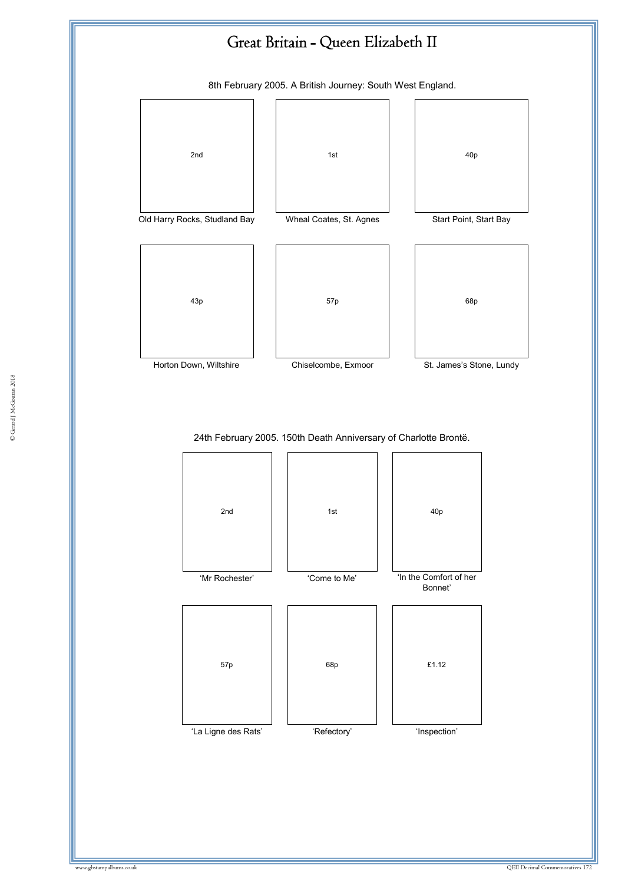# Great Britain - Queen Elizabeth II

8th February 2005. A British Journey: South West England.

2nd

Old Harry Rocks, Studland Bay

1st

Wheal Coates, St. Agnes

40p

Start Point, Start Bay

43p

Horton Down, Wiltshire

57p

Chiselcombe, Exmoor

68p

St. James's Stone, Lundy

24th February 2005. 150th Death Anniversary of Charlotte Brontë.

2nd

'Mr Rochester'

1st

'Come to Me'

40p

'In the Comfort of her Bonnet'

57p

'La Ligne des Rats'

68p

'Refectory'

£1.12

'Inspection'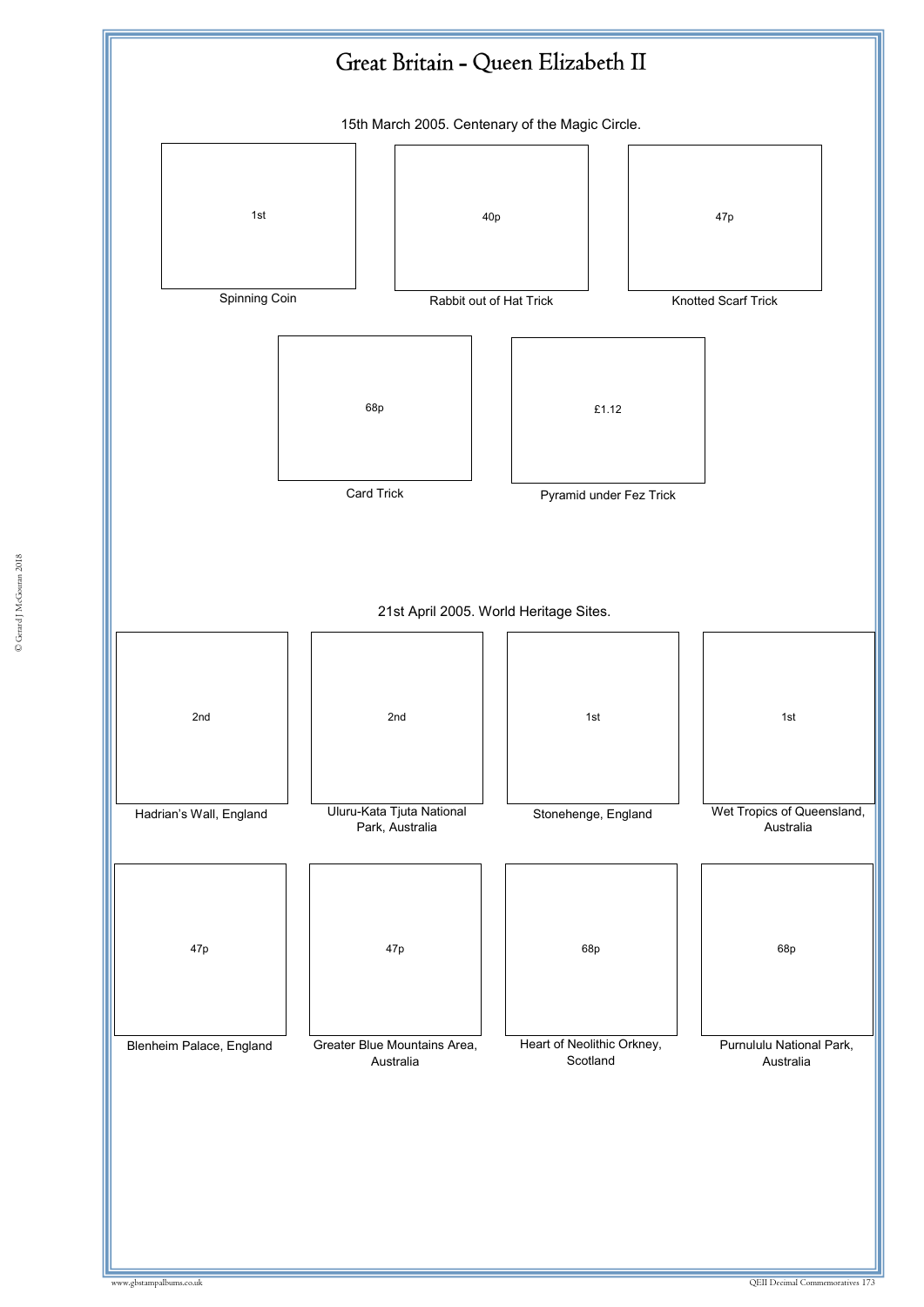# Great Britain - Queen Elizabeth II

15th March 2005. Centenary of the Magic Circle.

1st
Spinning Coin

40p
Rabbit out of Hat Trick

47p
Knotted Scarf Trick

68p
Card Trick

£1.12
Pyramid under Fez Trick

21st April 2005. World Heritage Sites.

2nd
Hadrian's Wall, England

2nd
Uluru-Kata Tjuta National Park, Australia

1st
Stonehenge, England

1st
Wet Tropics of Queensland, Australia

47p
Blenheim Palace, England

47p
Greater Blue Mountains Area, Australia

68p
Heart of Neolithic Orkney, Scotland

68p
Purnululu National Park, Australia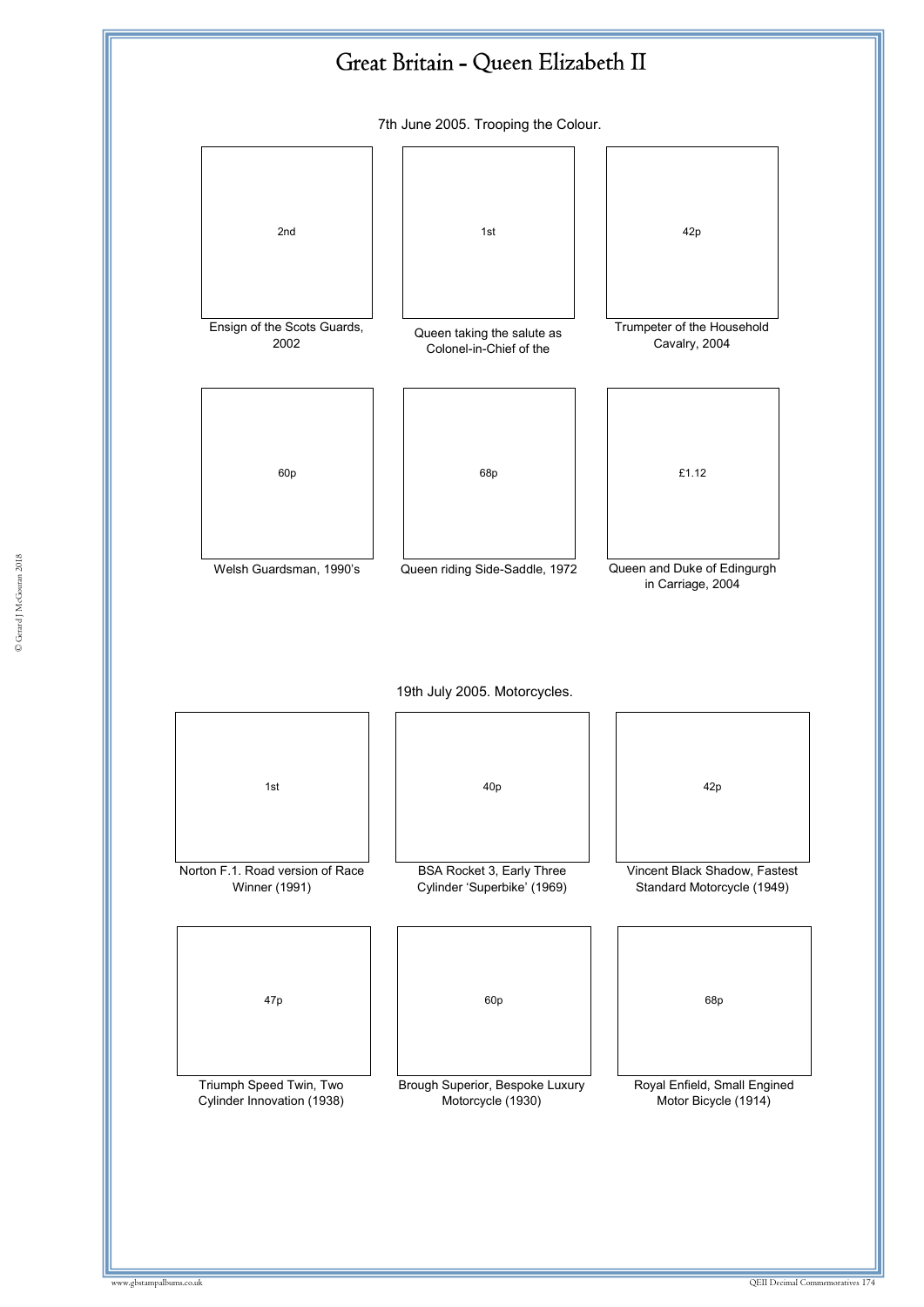# Great Britain - Queen Elizabeth II

7th June 2005. Trooping the Colour.

2nd

Ensign of the Scots Guards, 2002

1st

Queen taking the salute as Colonel-in-Chief of the

42p

Trumpeter of the Household Cavalry, 2004

60p

Welsh Guardsman, 1990's

68p

Queen riding Side-Saddle, 1972

£1.12

Queen and Duke of Edingurgh in Carriage, 2004

19th July 2005. Motorcycles.

1st

Norton F.1. Road version of Race Winner (1991)

40p

BSA Rocket 3, Early Three Cylinder 'Superbike' (1969)

42p

Vincent Black Shadow, Fastest Standard Motorcycle (1949)

47p

Triumph Speed Twin, Two Cylinder Innovation (1938)

60p

Brough Superior, Bespoke Luxury Motorcycle (1930)

68p

Royal Enfield, Small Engined Motor Bicycle (1914)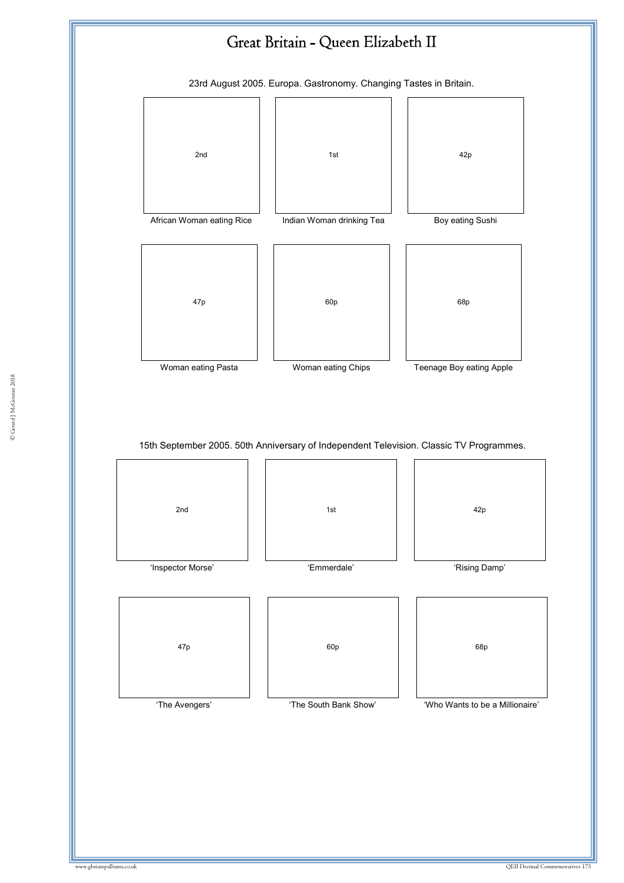# Great Britain - Queen Elizabeth II

23rd August 2005. Europa. Gastronomy. Changing Tastes in Britain.

| 2nd | 1st | 42p |
|---|---|---|
| African Woman eating Rice | Indian Woman drinking Tea | Boy eating Sushi |

| 47p | 60p | 68p |
|---|---|---|
| Woman eating Pasta | Woman eating Chips | Teenage Boy eating Apple |

15th September 2005. 50th Anniversary of Independent Television. Classic TV Programmes.

| 2nd | 1st | 42p |
|---|---|---|
| 'Inspector Morse' | 'Emmerdale' | 'Rising Damp' |

| 47p | 60p | 68p |
|---|---|---|
| 'The Avengers' | 'The South Bank Show' | 'Who Wants to be a Millionaire' |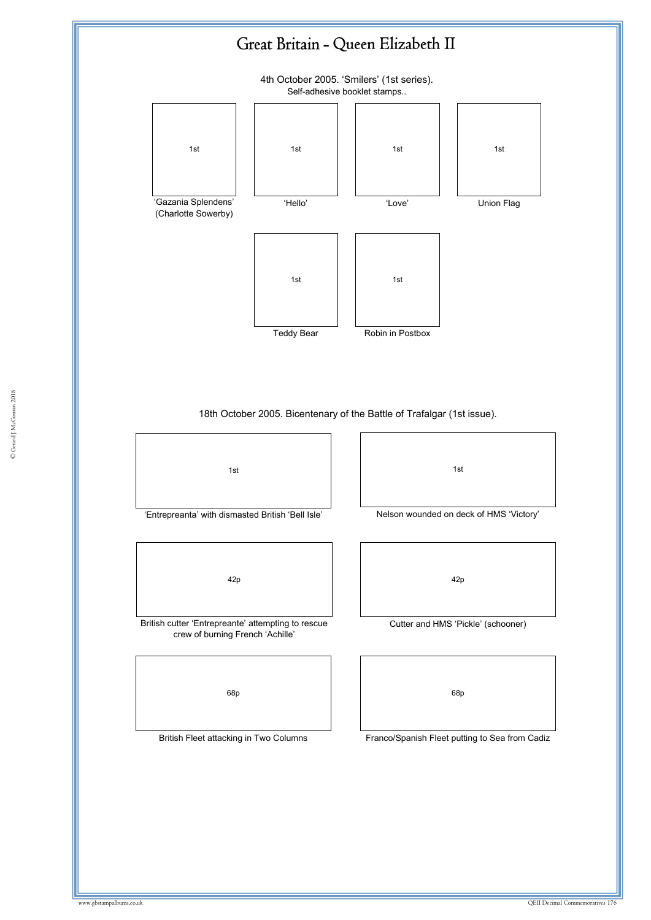# Great Britain - Queen Elizabeth II

4th October 2005. 'Smilers' (1st series).
Self-adhesive booklet stamps..

1st
'Gazania Splendens' (Charlotte Sowerby)

1st
'Hello'

1st
'Love'

1st
Union Flag

1st
Teddy Bear

1st
Robin in Postbox

18th October 2005. Bicentenary of the Battle of Trafalgar (1st issue).

1st
'Entrepreanta' with dismasted British 'Bell Isle'

1st
Nelson wounded on deck of HMS 'Victory'

42p
British cutter 'Entrepreante' attempting to rescue crew of burning French 'Achille'

42p
Cutter and HMS 'Pickle' (schooner)

68p
British Fleet attacking in Two Columns

68p
Franco/Spanish Fleet putting to Sea from Cadiz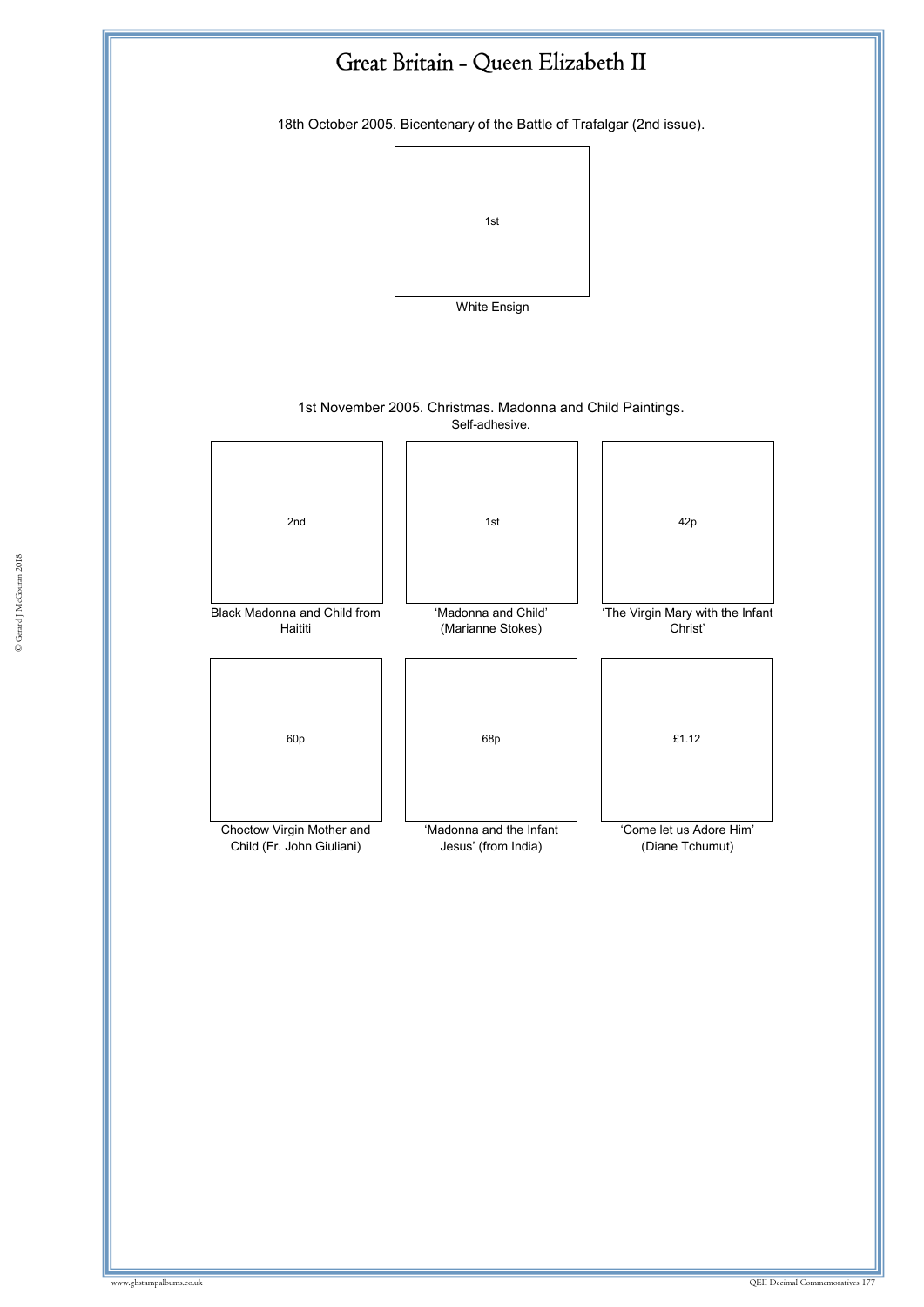# Great Britain - Queen Elizabeth II

18th October 2005. Bicentenary of the Battle of Trafalgar (2nd issue).

1st

White Ensign

1st November 2005. Christmas. Madonna and Child Paintings.

Self-adhesive.

2nd

Black Madonna and Child from Haititi

1st

'Madonna and Child' (Marianne Stokes)

42p

'The Virgin Mary with the Infant Christ'

60p

Choctow Virgin Mother and Child (Fr. John Giuliani)

68p

'Madonna and the Infant Jesus' (from India)

£1.12

'Come let us Adore Him' (Diane Tchumut)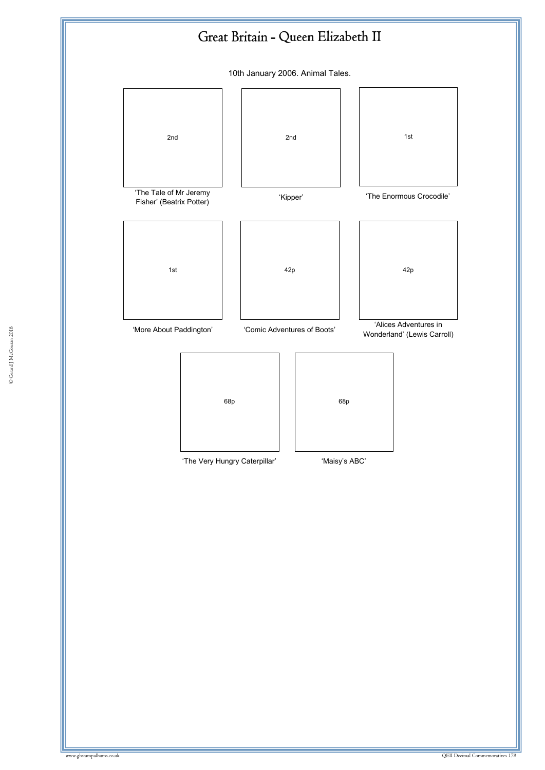# Great Britain - Queen Elizabeth II

10th January 2006. Animal Tales.

2nd

'The Tale of Mr Jeremy Fisher' (Beatrix Potter)

2nd

'Kipper'

1st

'The Enormous Crocodile'

1st

'More About Paddington'

42p

'Comic Adventures of Boots'

42p

'Alices Adventures in Wonderland' (Lewis Carroll)

68p

'The Very Hungry Caterpillar'

68p

'Maisy's ABC'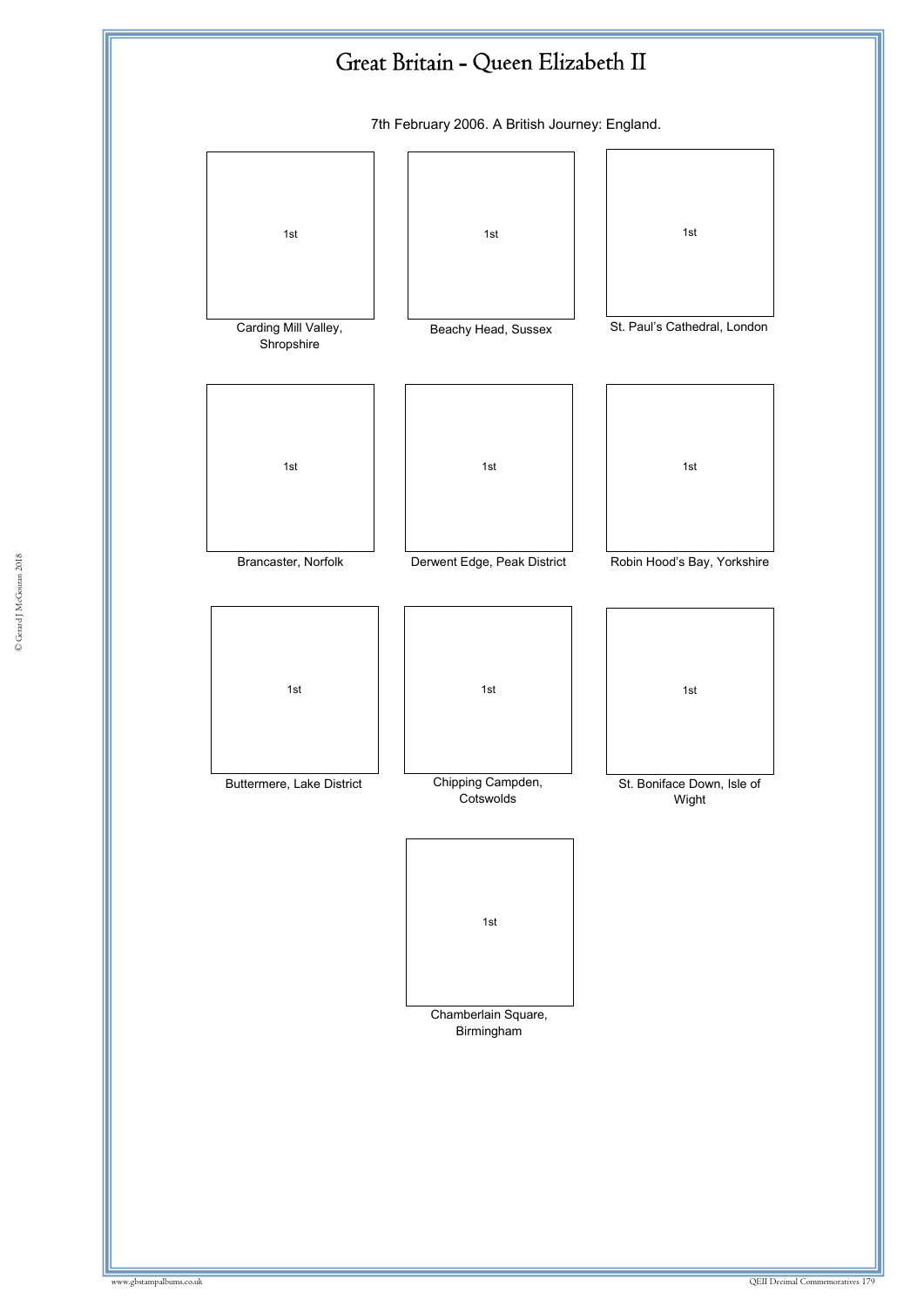# Great Britain - Queen Elizabeth II

7th February 2006. A British Journey: England.

1st

Carding Mill Valley, Shropshire

1st

Beachy Head, Sussex

1st

St. Paul's Cathedral, London

1st

Brancaster, Norfolk

1st

Derwent Edge, Peak District

1st

Robin Hood's Bay, Yorkshire

1st

Buttermere, Lake District

1st

Chipping Campden, Cotswolds

1st

St. Boniface Down, Isle of Wight

1st

Chamberlain Square, Birmingham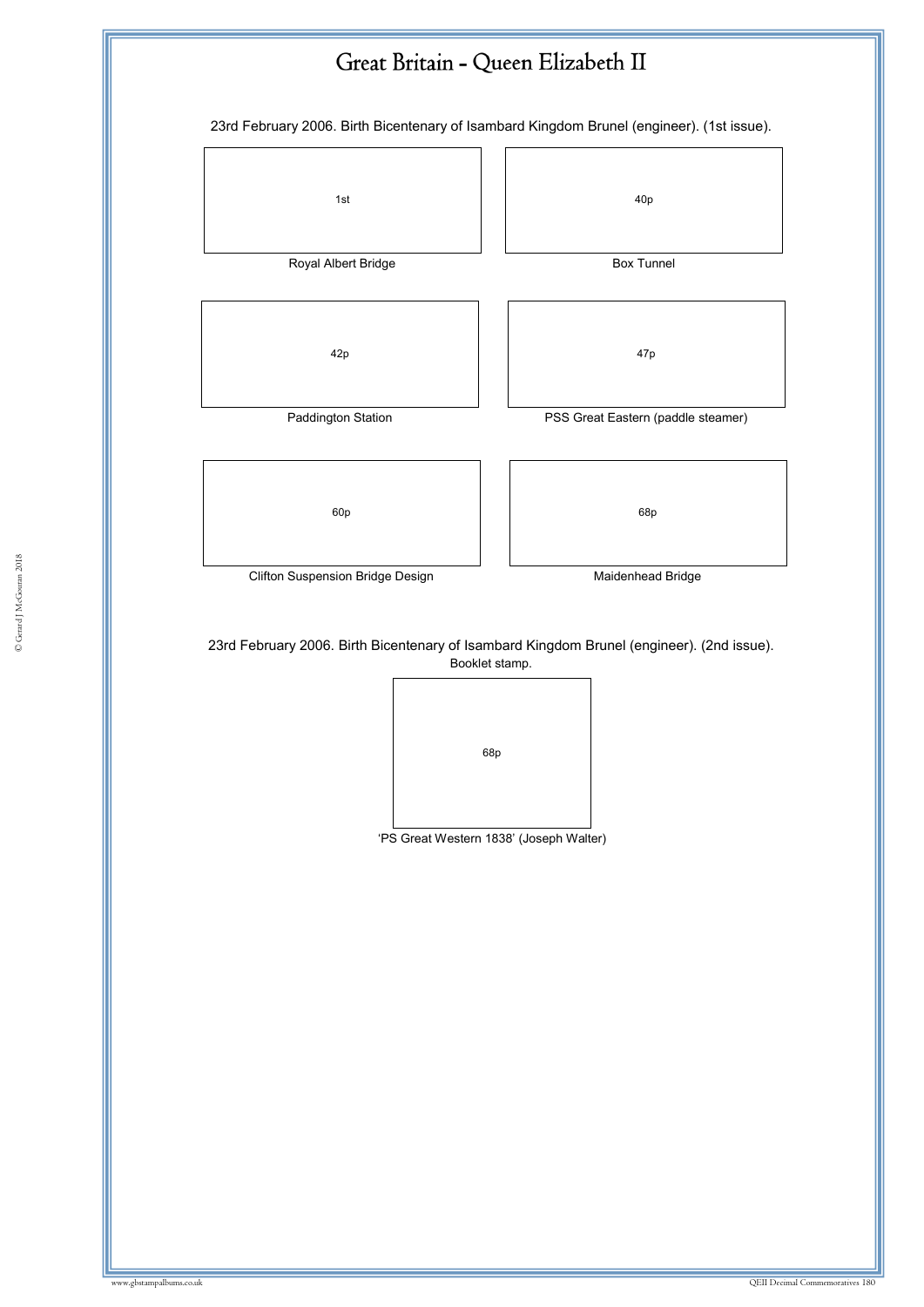# Great Britain - Queen Elizabeth II

23rd February 2006. Birth Bicentenary of Isambard Kingdom Brunel (engineer). (1st issue).

1st

Royal Albert Bridge

40p

Box Tunnel

42p

Paddington Station

47p

PSS Great Eastern (paddle steamer)

60p

Clifton Suspension Bridge Design

68p

Maidenhead Bridge

23rd February 2006. Birth Bicentenary of Isambard Kingdom Brunel (engineer). (2nd issue).

Booklet stamp.

68p

'PS Great Western 1838' (Joseph Walter)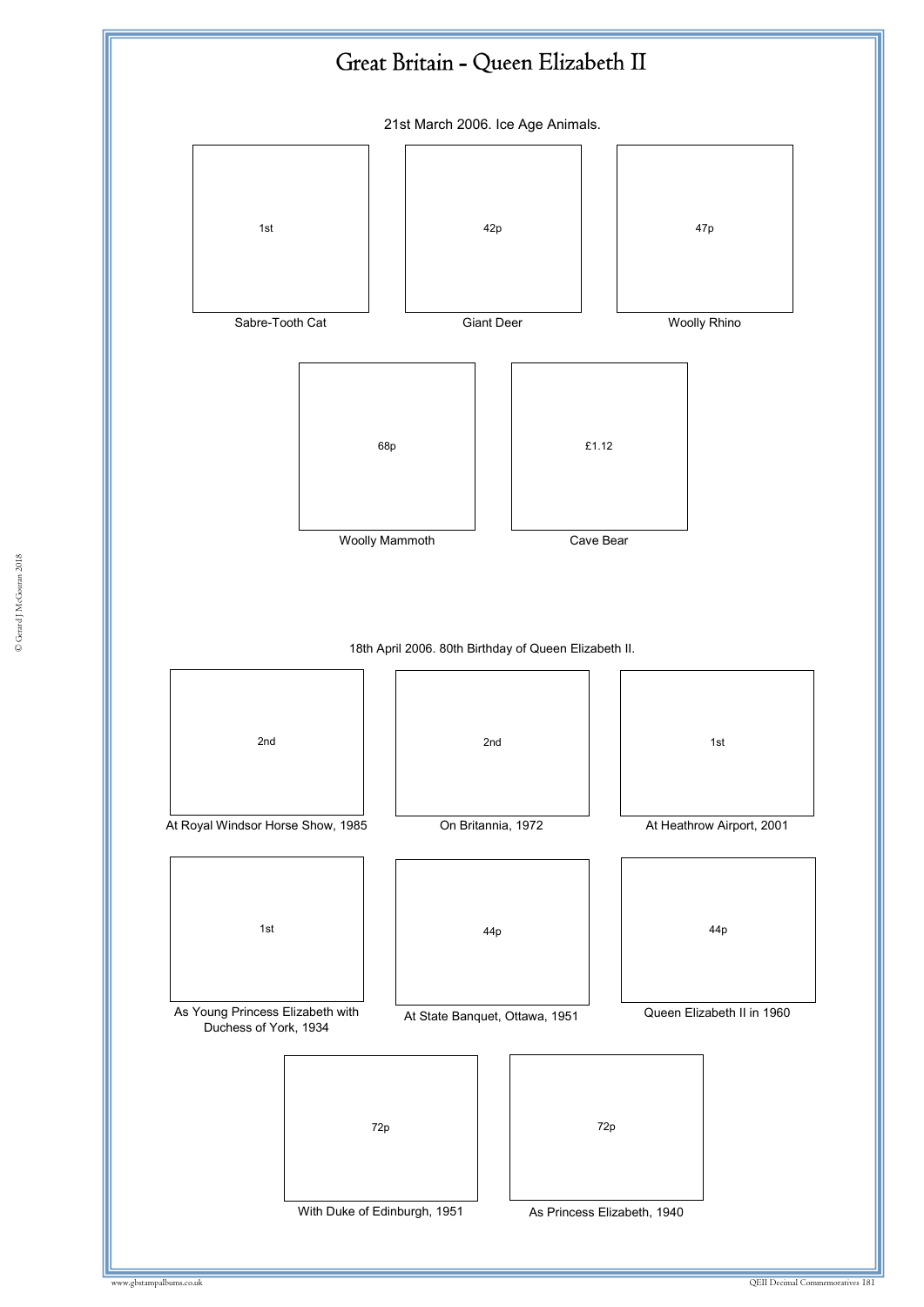# Great Britain - Queen Elizabeth II

21st March 2006. Ice Age Animals.

1st

Sabre-Tooth Cat

42p

Giant Deer

47p

Woolly Rhino

68p

Woolly Mammoth

£1.12

Cave Bear

18th April 2006. 80th Birthday of Queen Elizabeth II.

2nd

At Royal Windsor Horse Show, 1985

2nd

On Britannia, 1972

1st

At Heathrow Airport, 2001

1st

As Young Princess Elizabeth with Duchess of York, 1934

44p

At State Banquet, Ottawa, 1951

44p

Queen Elizabeth II in 1960

72p

With Duke of Edinburgh, 1951

72p

As Princess Elizabeth, 1940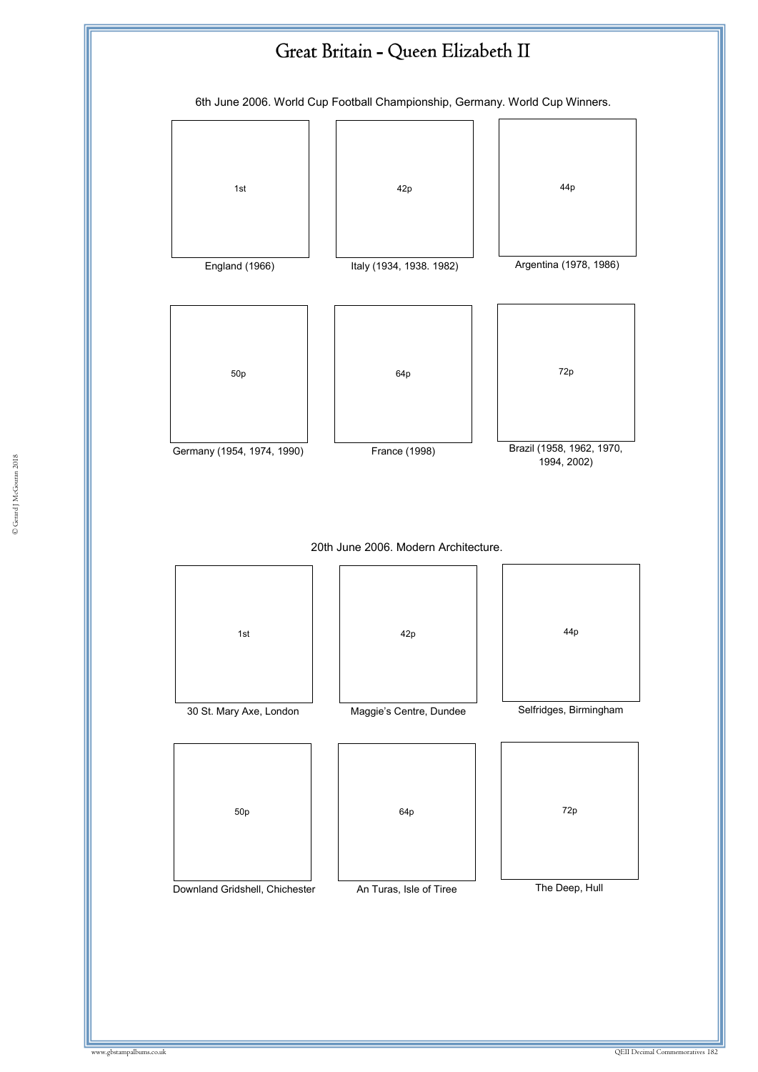# Great Britain - Queen Elizabeth II

6th June 2006. World Cup Football Championship, Germany. World Cup Winners.

1st

England (1966)

42p

Italy (1934, 1938. 1982)

44p

Argentina (1978, 1986)

50p

Germany (1954, 1974, 1990)

64p

France (1998)

72p

Brazil (1958, 1962, 1970, 1994, 2002)

20th June 2006. Modern Architecture.

1st

30 St. Mary Axe, London

42p

Maggie's Centre, Dundee

44p

Selfridges, Birmingham

50p

Downland Gridshell, Chichester

64p

An Turas, Isle of Tiree

72p

The Deep, Hull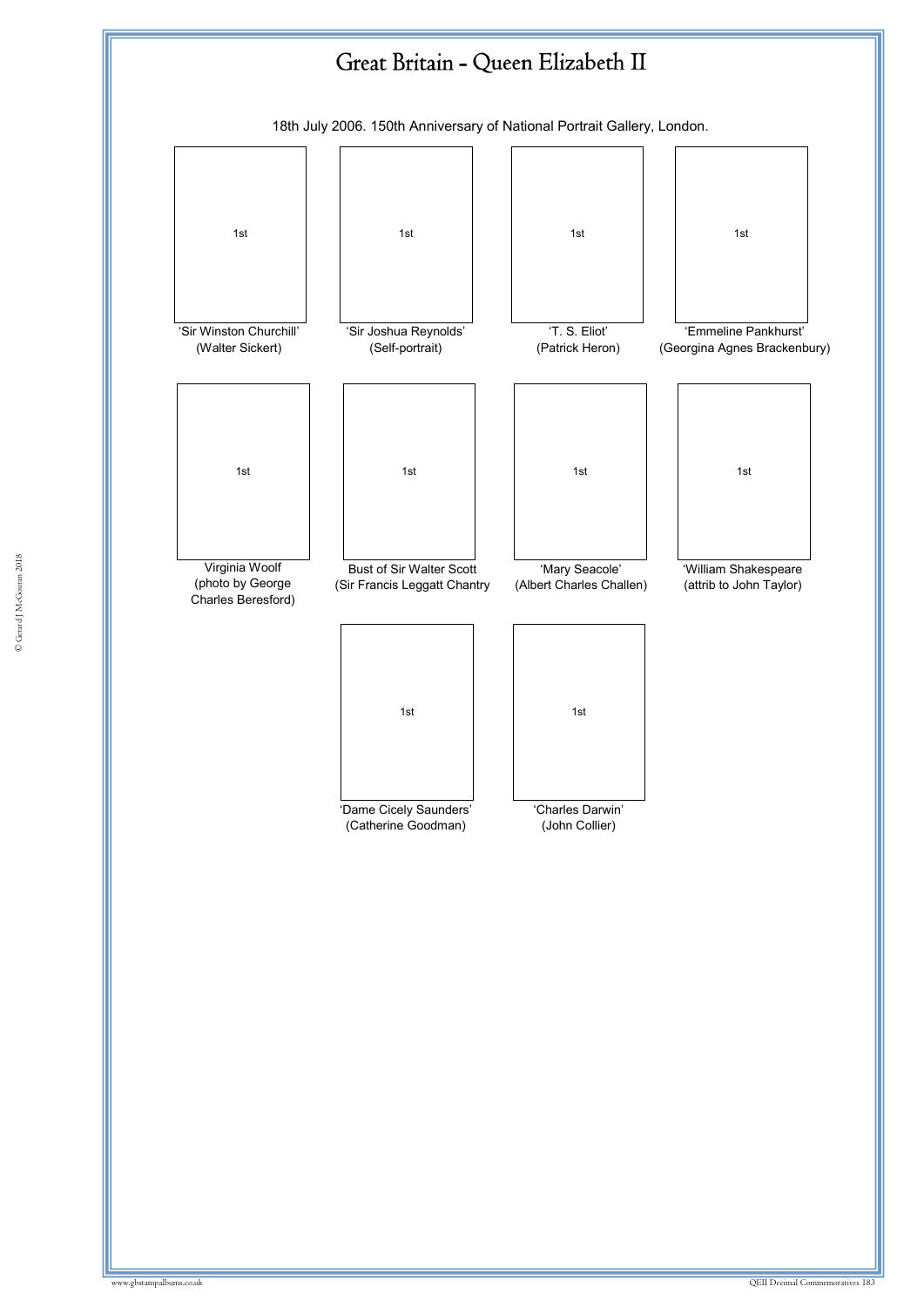# Great Britain - Queen Elizabeth II

18th July 2006. 150th Anniversary of National Portrait Gallery, London.

1st

'Sir Winston Churchill'
(Walter Sickert)

1st

'Sir Joshua Reynolds'
(Self-portrait)

1st

'T. S. Eliot'
(Patrick Heron)

1st

'Emmeline Pankhurst'
(Georgina Agnes Brackenbury)

1st

Virginia Woolf
(photo by George
Charles Beresford)

1st

Bust of Sir Walter Scott
(Sir Francis Leggatt Chantry

1st

'Mary Seacole'
(Albert Charles Challen)

1st

'William Shakespeare
(attrib to John Taylor)

1st

'Dame Cicely Saunders'
(Catherine Goodman)

1st

'Charles Darwin'
(John Collier)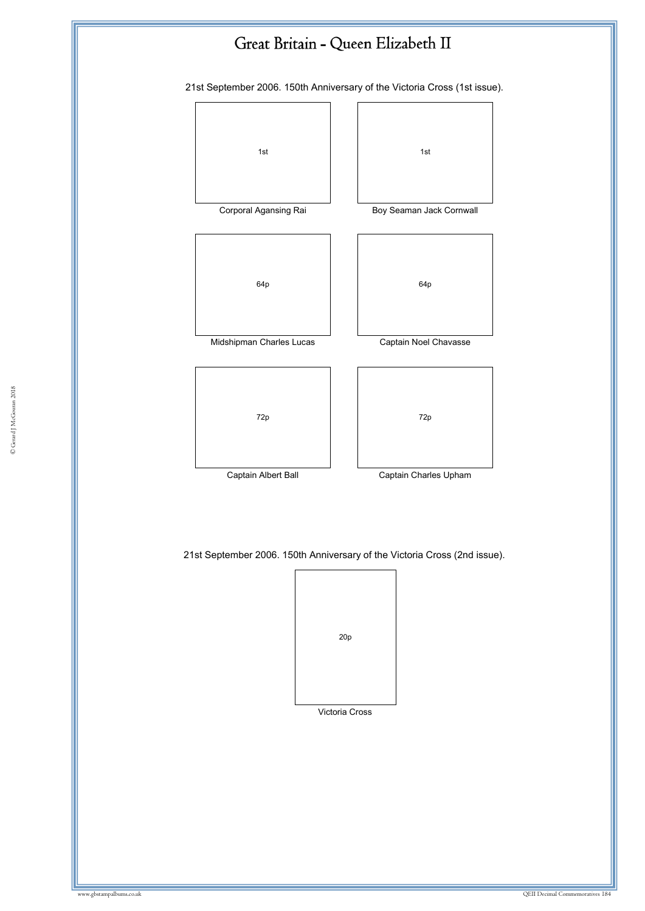# Great Britain - Queen Elizabeth II

21st September 2006. 150th Anniversary of the Victoria Cross (1st issue).

1st

Corporal Agansing Rai

1st

Boy Seaman Jack Cornwall

64p

Midshipman Charles Lucas

64p

Captain Noel Chavasse

72p

Captain Albert Ball

72p

Captain Charles Upham

21st September 2006. 150th Anniversary of the Victoria Cross (2nd issue).

20p

Victoria Cross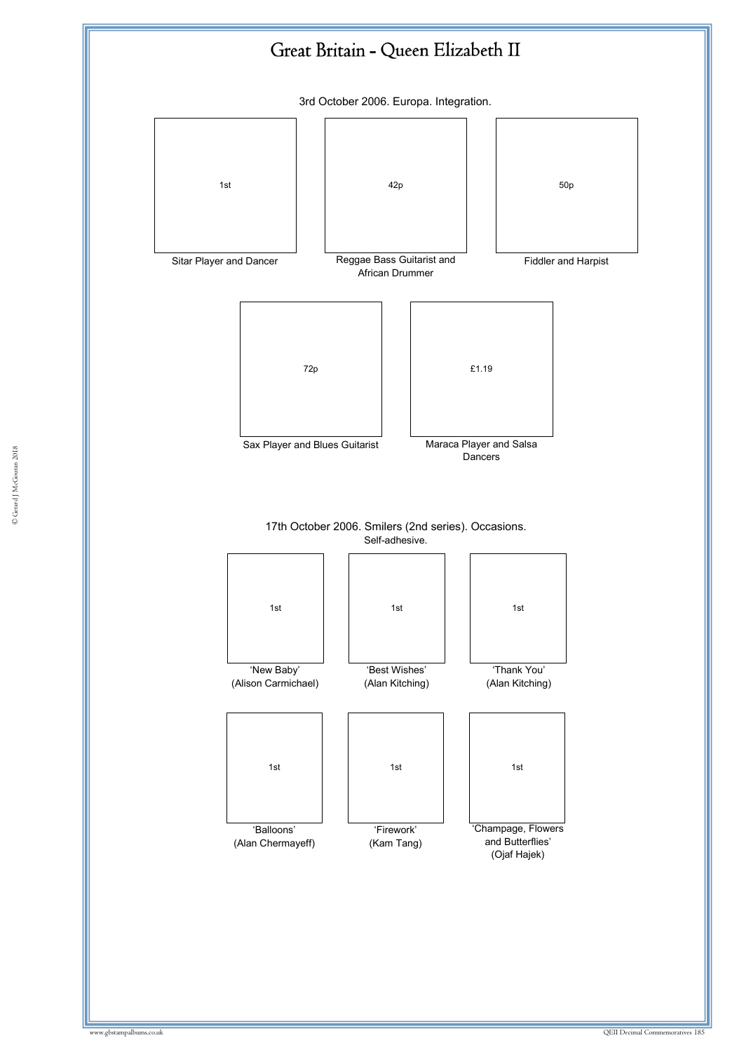# Great Britain - Queen Elizabeth II

3rd October 2006. Europa. Integration.

1st

Sitar Player and Dancer

42p

Reggae Bass Guitarist and African Drummer

50p

Fiddler and Harpist

72p

Sax Player and Blues Guitarist

£1.19

Maraca Player and Salsa Dancers

17th October 2006. Smilers (2nd series). Occasions.
Self-adhesive.

1st

'New Baby'
(Alison Carmichael)

1st

'Best Wishes'
(Alan Kitching)

1st

'Thank You'
(Alan Kitching)

1st

'Balloons'
(Alan Chermayeff)

1st

'Firework'
(Kam Tang)

1st

'Champage, Flowers and Butterflies'
(Ojaf Hajek)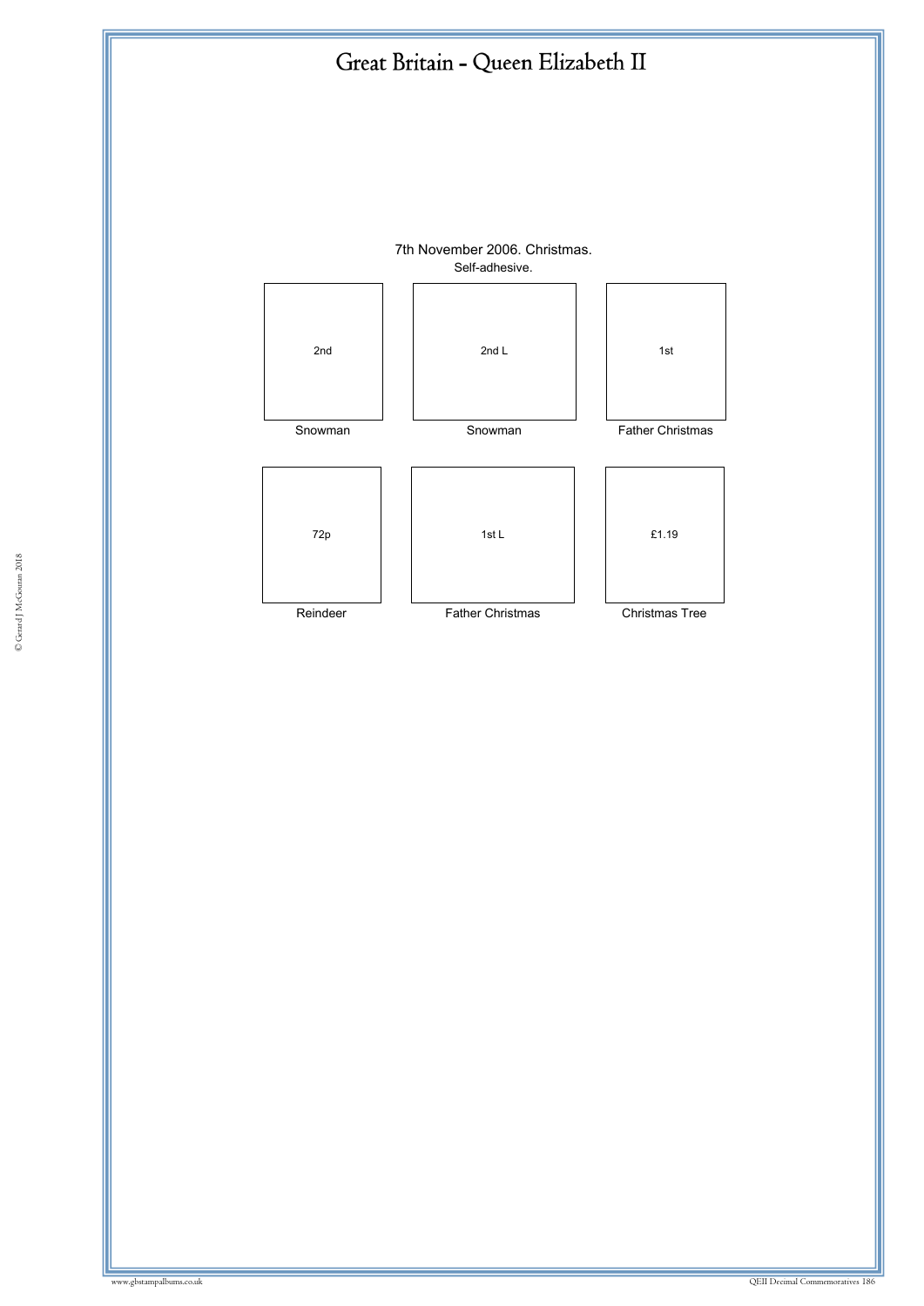# Great Britain - Queen Elizabeth II

7th November 2006. Christmas.

Self-adhesive.

| | | |
|---|---|---|
| 2nd | 2nd L | 1st |
| Snowman | Snowman | Father Christmas |
| 72p | 1st L | £1.19 |
| Reindeer | Father Christmas | Christmas Tree |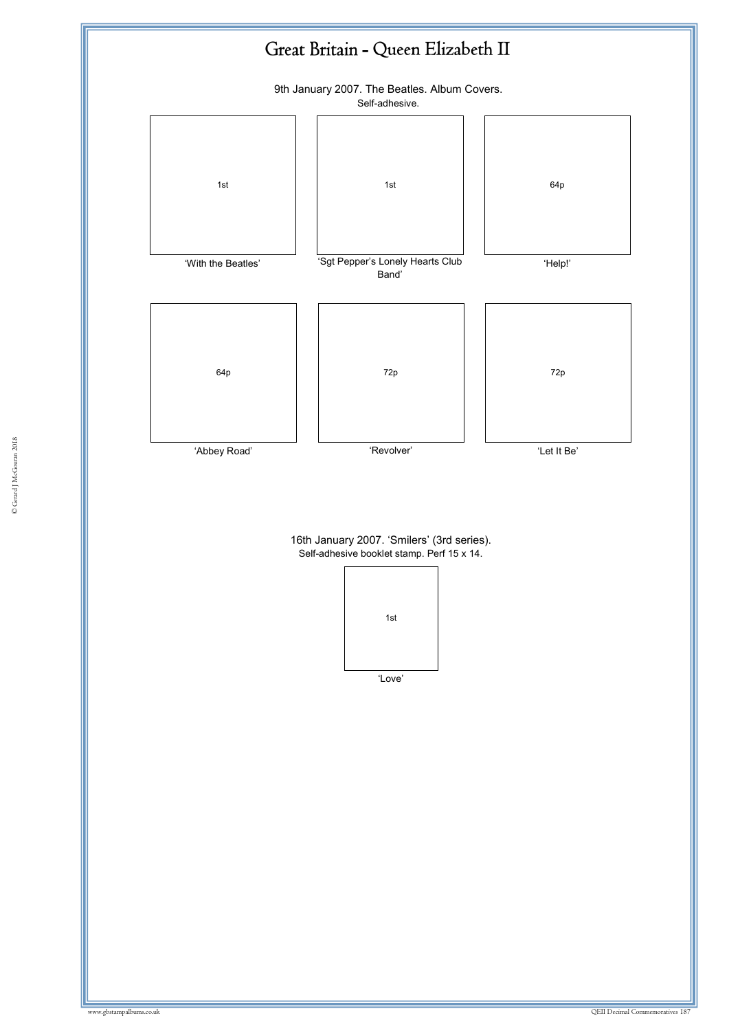# Great Britain - Queen Elizabeth II

9th January 2007. The Beatles. Album Covers.

Self-adhesive.

1st

'With the Beatles'

1st

'Sgt Pepper's Lonely Hearts Club Band'

64p

'Help!'

64p

'Abbey Road'

72p

'Revolver'

72p

'Let It Be'

16th January 2007. 'Smilers' (3rd series).

Self-adhesive booklet stamp. Perf 15 x 14.

1st

'Love'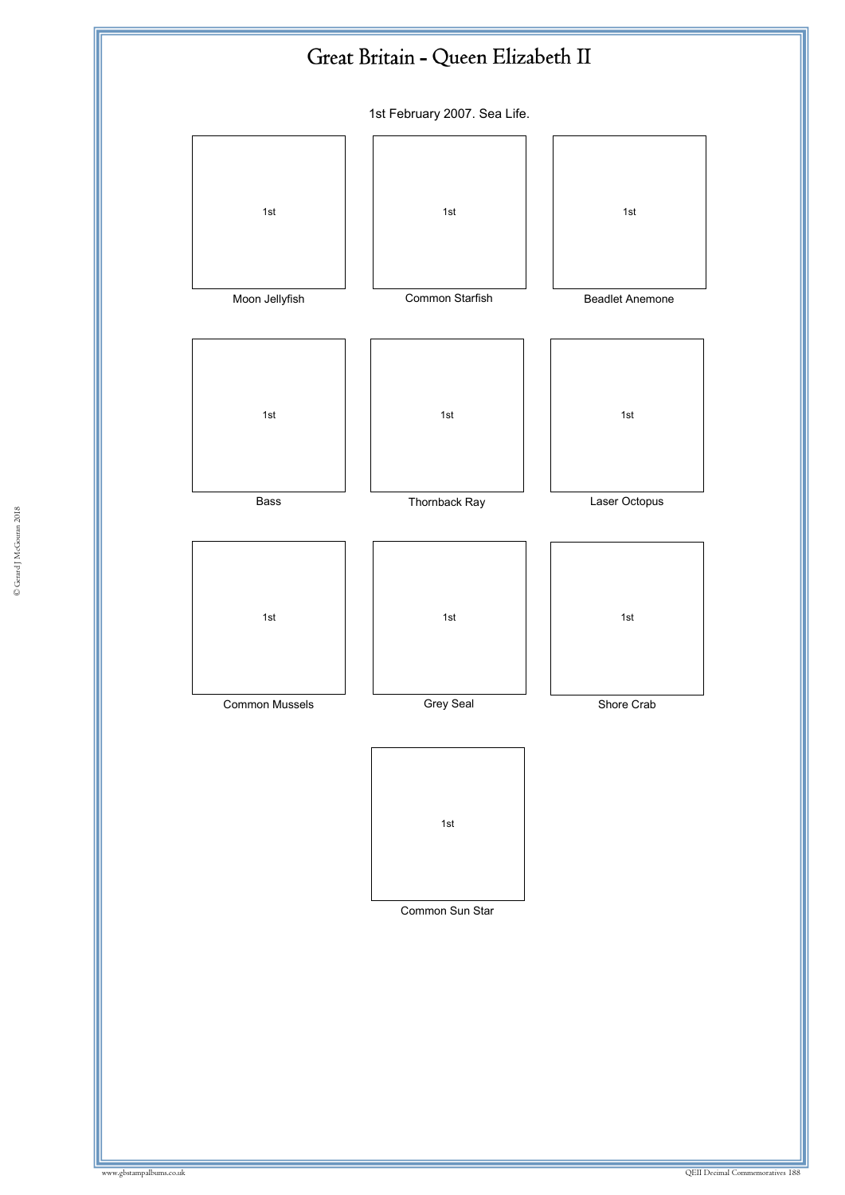# Great Britain - Queen Elizabeth II

1st February 2007. Sea Life.

1st

Moon Jellyfish

1st

Common Starfish

1st

Beadlet Anemone

1st

Bass

1st

Thornback Ray

1st

Laser Octopus

1st

Common Mussels

1st

Grey Seal

1st

Shore Crab

1st

Common Sun Star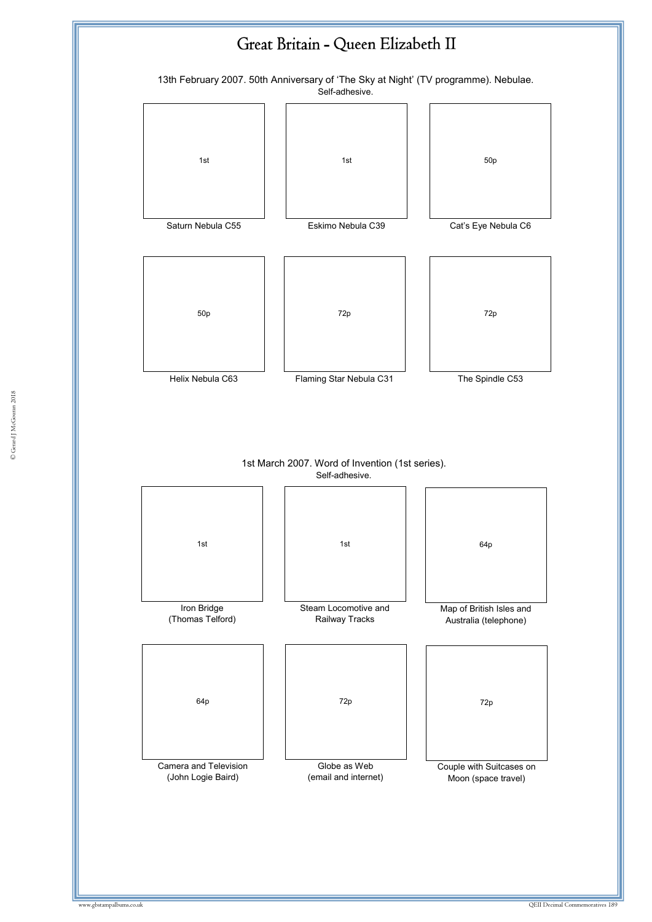# Great Britain - Queen Elizabeth II

13th February 2007. 50th Anniversary of 'The Sky at Night' (TV programme). Nebulae.
Self-adhesive.

1st
Saturn Nebula C55

1st
Eskimo Nebula C39

50p
Cat's Eye Nebula C6

50p
Helix Nebula C63

72p
Flaming Star Nebula C31

72p
The Spindle C53

1st March 2007. Word of Invention (1st series).
Self-adhesive.

1st
Iron Bridge
(Thomas Telford)

1st
Steam Locomotive and
Railway Tracks

64p
Map of British Isles and
Australia (telephone)

64p
Camera and Television
(John Logie Baird)

72p
Globe as Web
(email and internet)

72p
Couple with Suitcases on
Moon (space travel)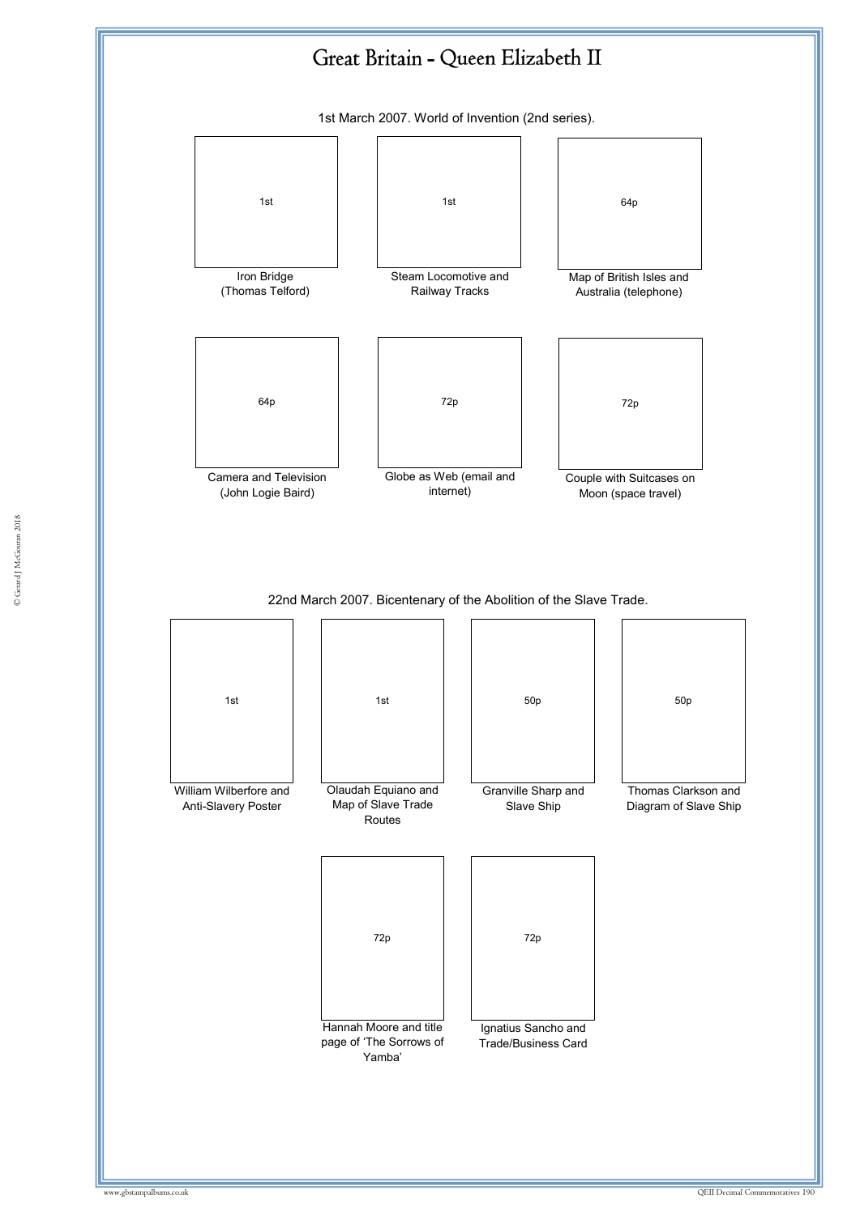# Great Britain - Queen Elizabeth II

1st March 2007. World of Invention (2nd series).

1st
Iron Bridge (Thomas Telford)

1st
Steam Locomotive and Railway Tracks

64p
Map of British Isles and Australia (telephone)

64p
Camera and Television (John Logie Baird)

72p
Globe as Web (email and internet)

72p
Couple with Suitcases on Moon (space travel)

22nd March 2007. Bicentenary of the Abolition of the Slave Trade.

1st
William Wilberfore and Anti-Slavery Poster

1st
Olaudah Equiano and Map of Slave Trade Routes

50p
Granville Sharp and Slave Ship

50p
Thomas Clarkson and Diagram of Slave Ship

72p
Hannah Moore and title page of 'The Sorrows of Yamba'

72p
Ignatius Sancho and Trade/Business Card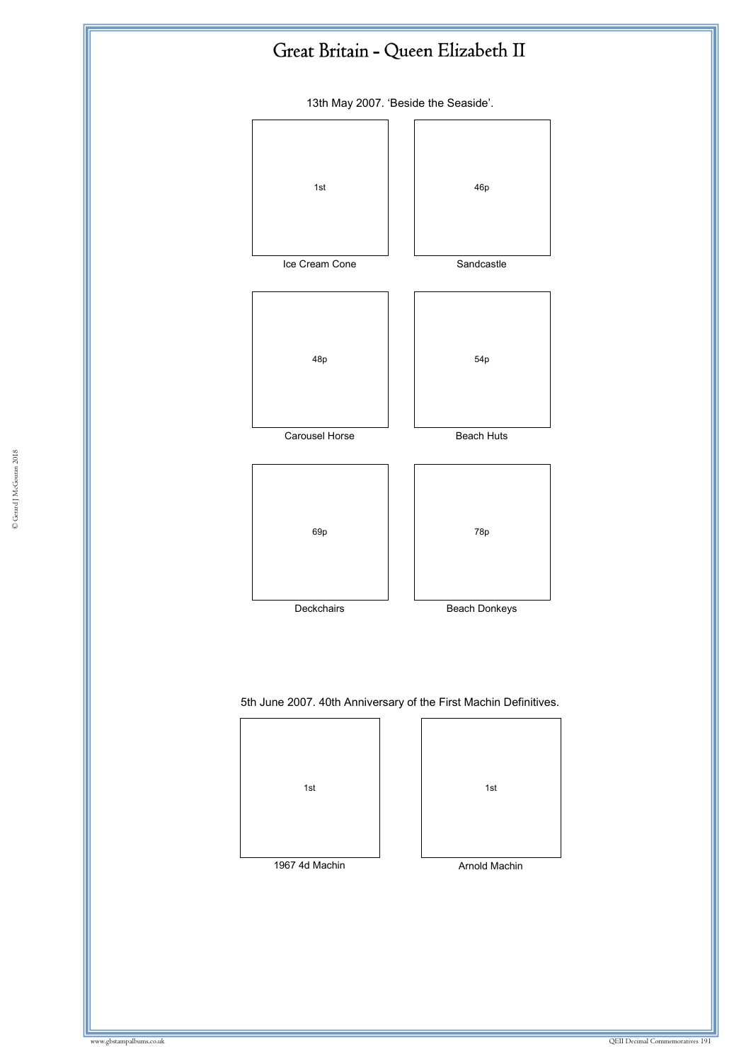# Great Britain - Queen Elizabeth II

13th May 2007. 'Beside the Seaside'.

1st

Ice Cream Cone

46p

Sandcastle

48p

Carousel Horse

54p

Beach Huts

69p

Deckchairs

78p

Beach Donkeys

5th June 2007. 40th Anniversary of the First Machin Definitives.

1st

1967 4d Machin

1st

Arnold Machin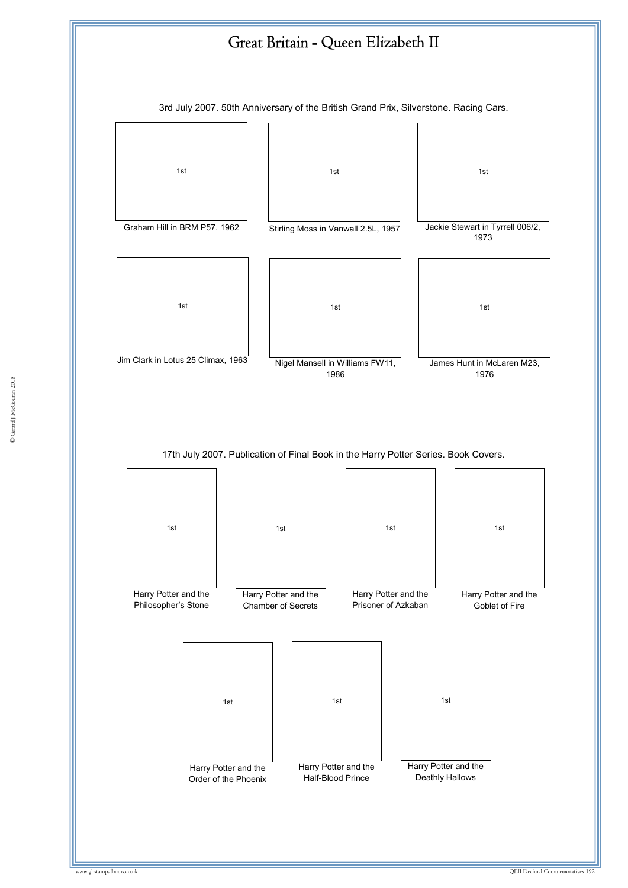# Great Britain - Queen Elizabeth II

3rd July 2007. 50th Anniversary of the British Grand Prix, Silverstone. Racing Cars.

1st

Graham Hill in BRM P57, 1962

1st

Stirling Moss in Vanwall 2.5L, 1957

1st

Jackie Stewart in Tyrrell 006/2, 1973

1st

Jim Clark in Lotus 25 Climax, 1963

1st

Nigel Mansell in Williams FW11, 1986

1st

James Hunt in McLaren M23, 1976

17th July 2007. Publication of Final Book in the Harry Potter Series. Book Covers.

1st

Harry Potter and the Philosopher's Stone

1st

Harry Potter and the Chamber of Secrets

1st

Harry Potter and the Prisoner of Azkaban

1st

Harry Potter and the Goblet of Fire

1st

Harry Potter and the Order of the Phoenix

1st

Harry Potter and the Half-Blood Prince

1st

Harry Potter and the Deathly Hallows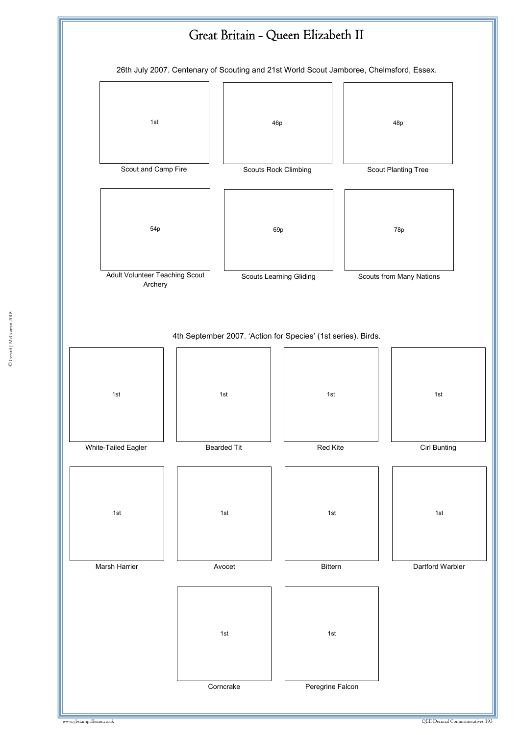# Great Britain - Queen Elizabeth II

26th July 2007. Centenary of Scouting and 21st World Scout Jamboree, Chelmsford, Essex.

| 1st | 46p | 48p |
|---|---|---|
| Scout and Camp Fire | Scouts Rock Climbing | Scout Planting Tree |
| **54p** | **69p** | **78p** |
| Adult Volunteer Teaching Scout Archery | Scouts Learning Gliding | Scouts from Many Nations |

4th September 2007. 'Action for Species' (1st series). Birds.

| 1st | 1st | 1st | 1st |
|---|---|---|---|
| White-Tailed Eagler | Bearded Tit | Red Kite | Cirl Bunting |
| **1st** | **1st** | **1st** | **1st** |
| Marsh Harrier | Avocet | Bittern | Dartford Warbler |
| | **1st** | **1st** | |
| | Corncrake | Peregrine Falcon | |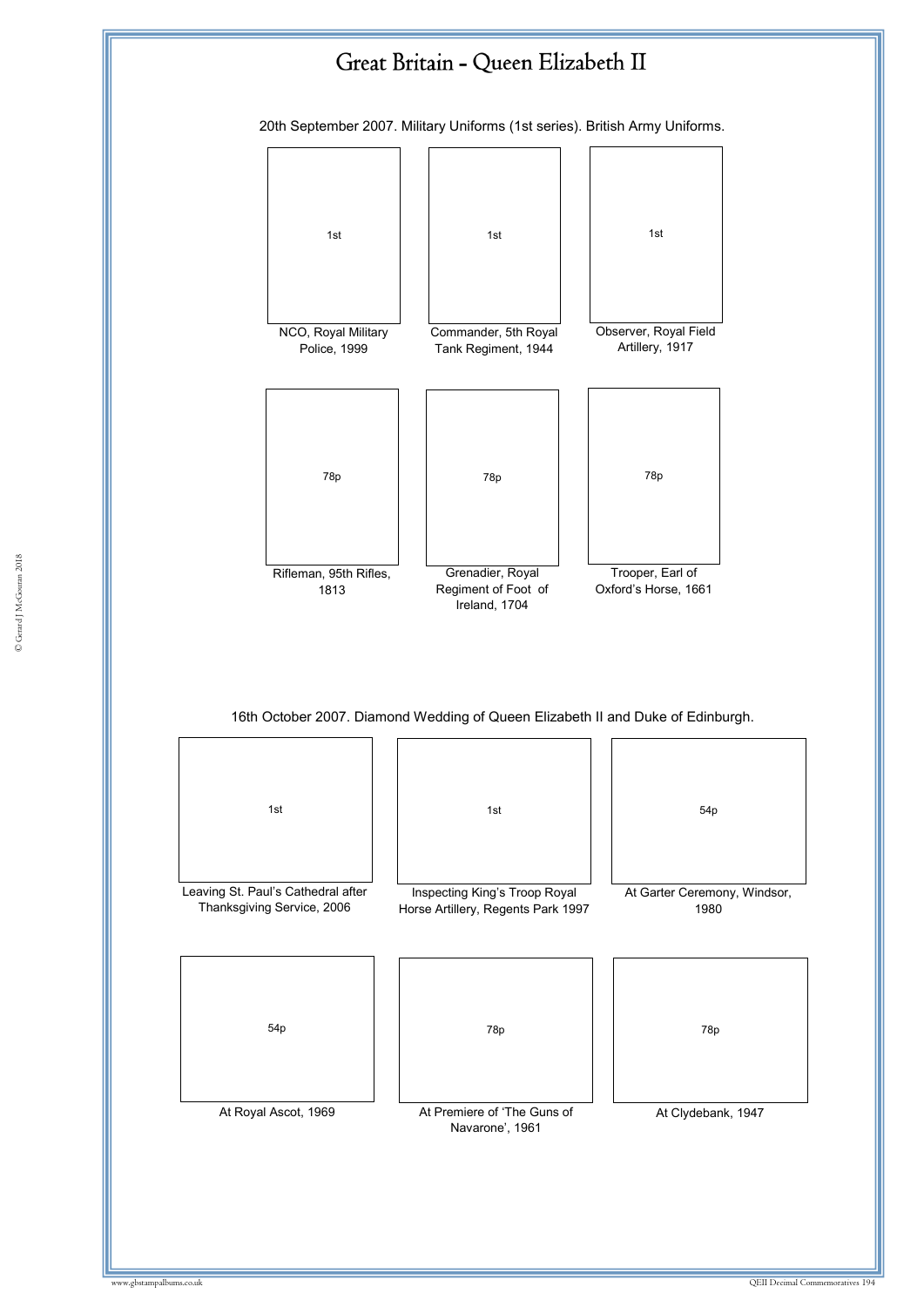# Great Britain - Queen Elizabeth II

20th September 2007. Military Uniforms (1st series). British Army Uniforms.

1st

NCO, Royal Military Police, 1999

1st

Commander, 5th Royal Tank Regiment, 1944

1st

Observer, Royal Field Artillery, 1917

78p

Rifleman, 95th Rifles, 1813

78p

Grenadier, Royal Regiment of Foot of Ireland, 1704

78p

Trooper, Earl of Oxford's Horse, 1661

16th October 2007. Diamond Wedding of Queen Elizabeth II and Duke of Edinburgh.

1st

Leaving St. Paul's Cathedral after Thanksgiving Service, 2006

1st

Inspecting King's Troop Royal Horse Artillery, Regents Park 1997

54p

At Garter Ceremony, Windsor, 1980

54p

At Royal Ascot, 1969

78p

At Premiere of 'The Guns of Navarone', 1961

78p

At Clydebank, 1947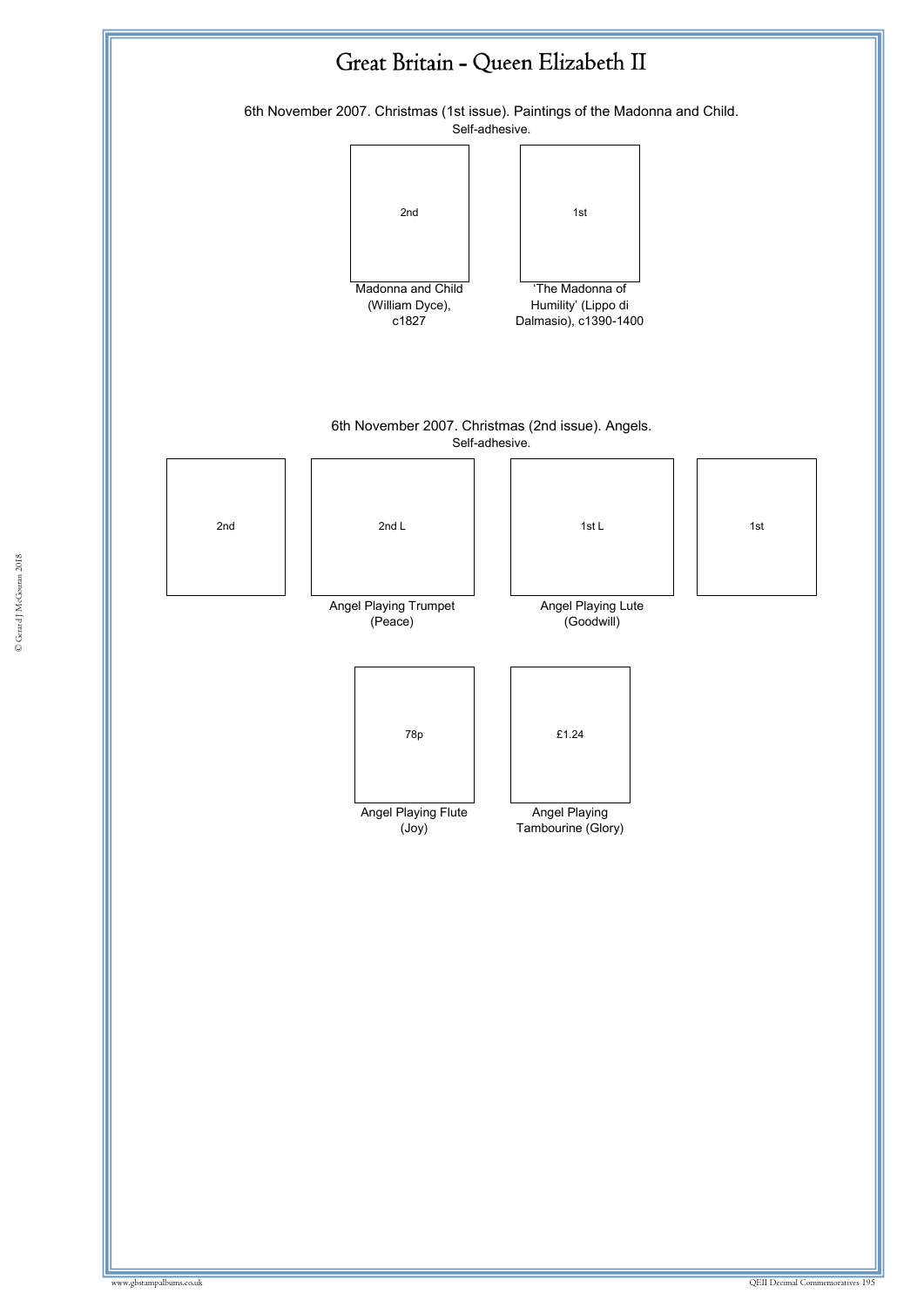# Great Britain - Queen Elizabeth II

6th November 2007. Christmas (1st issue). Paintings of the Madonna and Child.

Self-adhesive.

2nd

Madonna and Child (William Dyce), c1827

1st

'The Madonna of Humility' (Lippo di Dalmasio), c1390-1400

6th November 2007. Christmas (2nd issue). Angels.

Self-adhesive.

2nd

2nd L

Angel Playing Trumpet (Peace)

1st L

Angel Playing Lute (Goodwill)

1st

78p

Angel Playing Flute (Joy)

£1.24

Angel Playing Tambourine (Glory)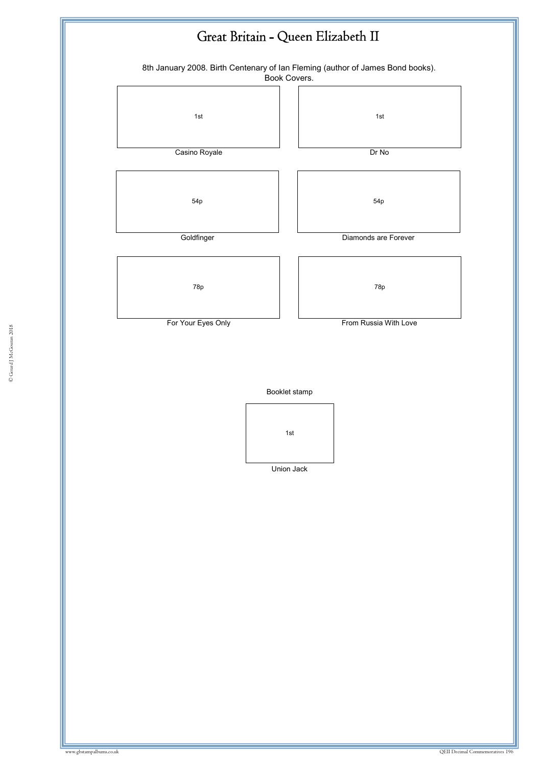# Great Britain - Queen Elizabeth II

8th January 2008. Birth Centenary of Ian Fleming (author of James Bond books).
Book Covers.

1st

Casino Royale

1st

Dr No

54p

Goldfinger

54p

Diamonds are Forever

78p

For Your Eyes Only

78p

From Russia With Love

Booklet stamp

1st

Union Jack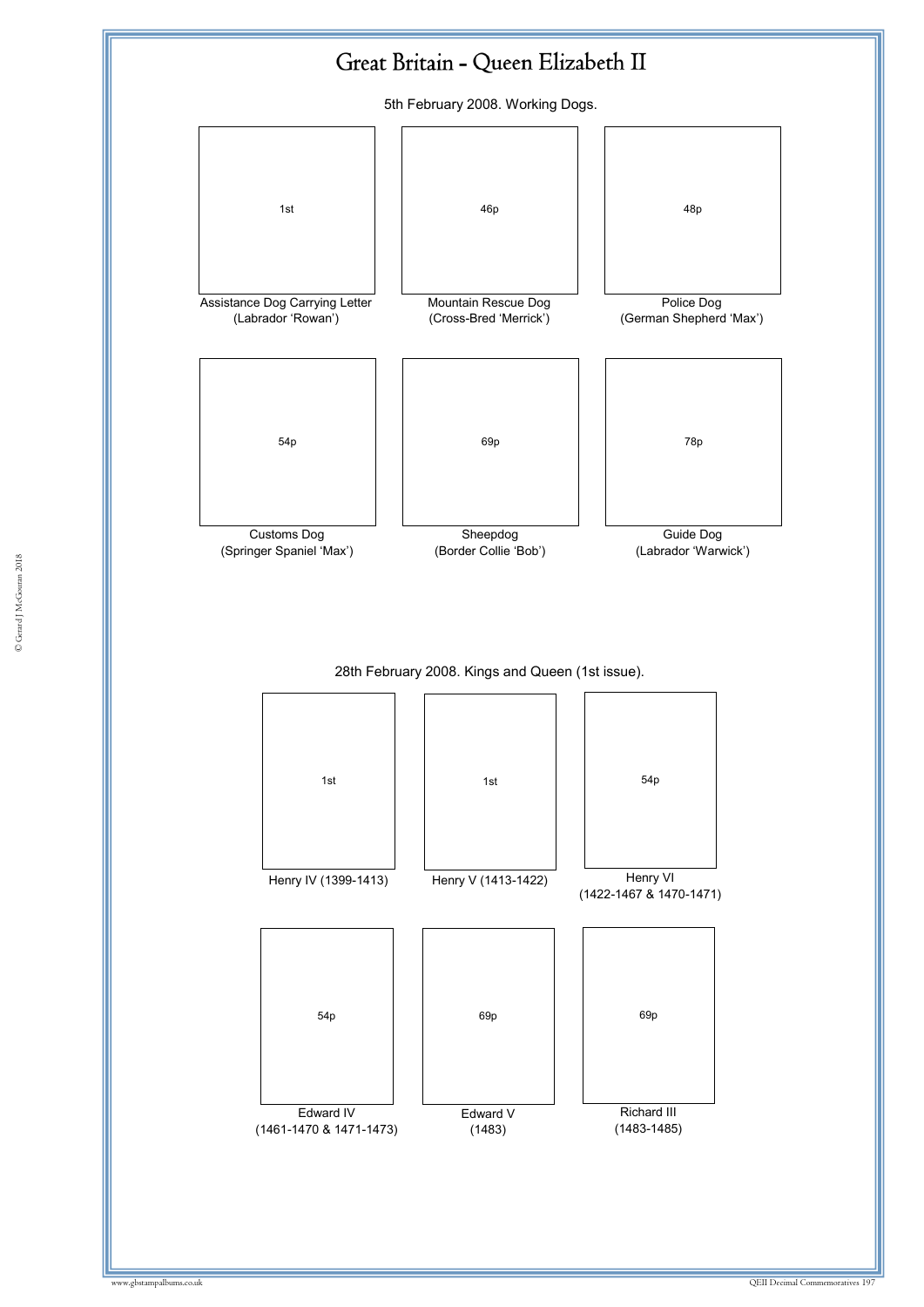# Great Britain - Queen Elizabeth II

5th February 2008. Working Dogs.

1st

Assistance Dog Carrying Letter
(Labrador 'Rowan')

46p

Mountain Rescue Dog
(Cross-Bred 'Merrick')

48p

Police Dog
(German Shepherd 'Max')

54p

Customs Dog
(Springer Spaniel 'Max')

69p

Sheepdog
(Border Collie 'Bob')

78p

Guide Dog
(Labrador 'Warwick')

28th February 2008. Kings and Queen (1st issue).

1st

Henry IV (1399-1413)

1st

Henry V (1413-1422)

54p

Henry VI
(1422-1467 & 1470-1471)

54p

Edward IV
(1461-1470 & 1471-1473)

69p

Edward V
(1483)

69p

Richard III
(1483-1485)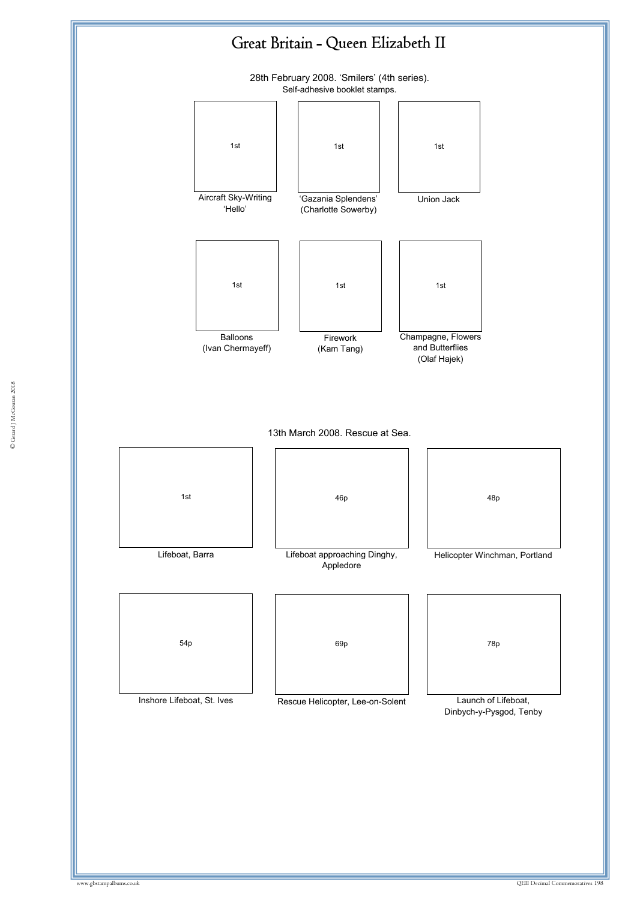# Great Britain - Queen Elizabeth II

28th February 2008. 'Smilers' (4th series).

Self-adhesive booklet stamps.

1st
Aircraft Sky-Writing 'Hello'

1st
'Gazania Splendens' (Charlotte Sowerby)

1st
Union Jack

1st
Balloons (Ivan Chermayeff)

1st
Firework (Kam Tang)

1st
Champagne, Flowers and Butterflies (Olaf Hajek)

13th March 2008. Rescue at Sea.

1st
Lifeboat, Barra

46p
Lifeboat approaching Dinghy, Appledore

48p
Helicopter Winchman, Portland

54p
Inshore Lifeboat, St. Ives

69p
Rescue Helicopter, Lee-on-Solent

78p
Launch of Lifeboat, Dinbych-y-Pysgod, Tenby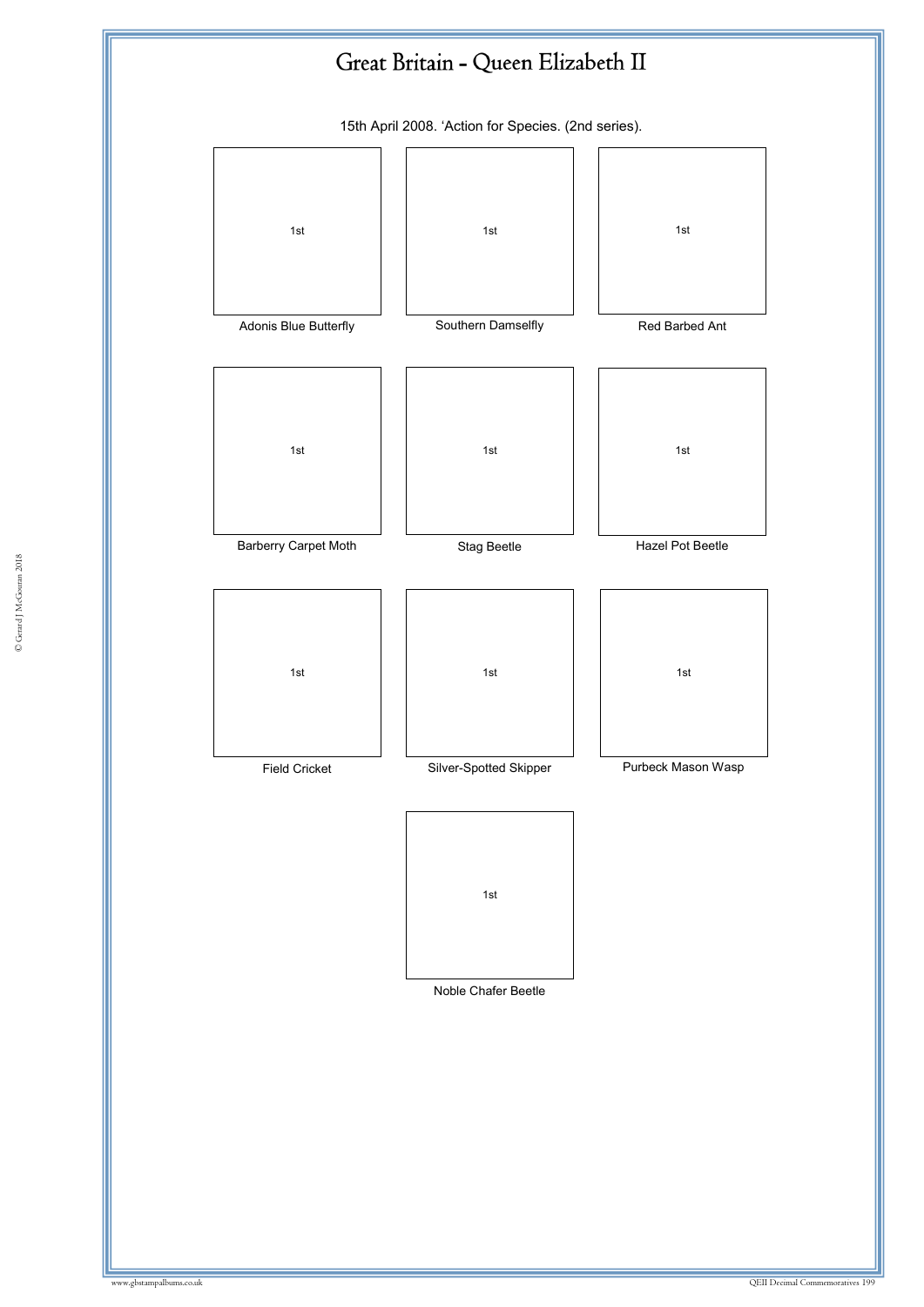# Great Britain - Queen Elizabeth II

15th April 2008. 'Action for Species. (2nd series).

1st

Adonis Blue Butterfly

1st

Southern Damselfly

1st

Red Barbed Ant

1st

Barberry Carpet Moth

1st

Stag Beetle

1st

Hazel Pot Beetle

1st

Field Cricket

1st

Silver-Spotted Skipper

1st

Purbeck Mason Wasp

1st

Noble Chafer Beetle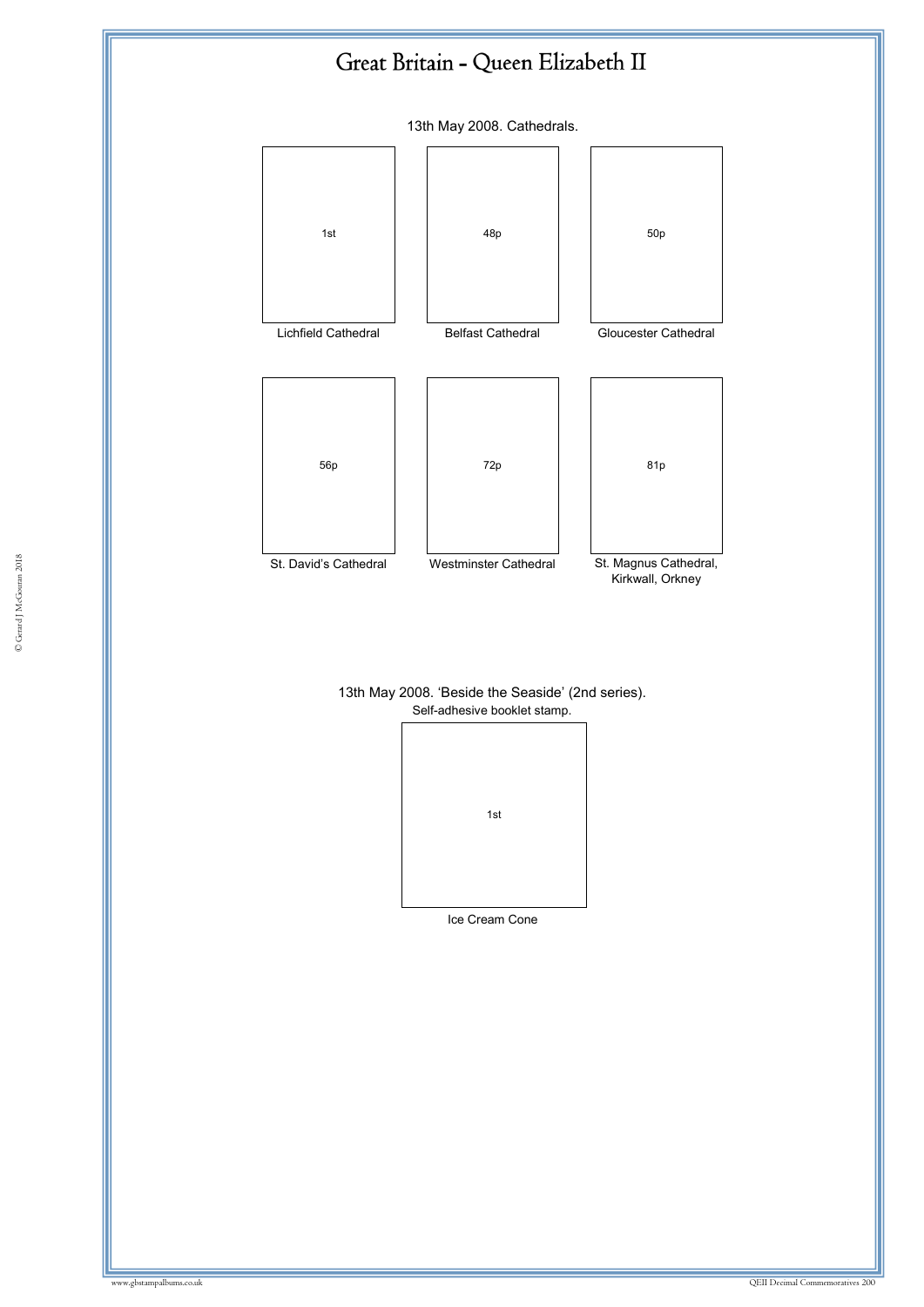# Great Britain - Queen Elizabeth II

13th May 2008. Cathedrals.

1st

Lichfield Cathedral

48p

Belfast Cathedral

50p

Gloucester Cathedral

56p

St. David's Cathedral

72p

Westminster Cathedral

81p

St. Magnus Cathedral, Kirkwall, Orkney

13th May 2008. 'Beside the Seaside' (2nd series).

Self-adhesive booklet stamp.

1st

Ice Cream Cone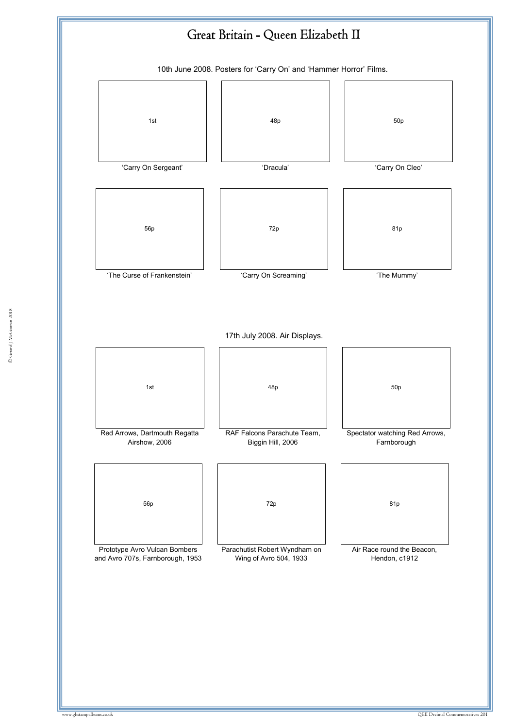# Great Britain - Queen Elizabeth II

10th June 2008. Posters for 'Carry On' and 'Hammer Horror' Films.

1st

'Carry On Sergeant'

48p

'Dracula'

50p

'Carry On Cleo'

56p

'The Curse of Frankenstein'

72p

'Carry On Screaming'

81p

'The Mummy'

17th July 2008. Air Displays.

1st

Red Arrows, Dartmouth Regatta Airshow, 2006

48p

RAF Falcons Parachute Team, Biggin Hill, 2006

50p

Spectator watching Red Arrows, Farnborough

56p

Prototype Avro Vulcan Bombers and Avro 707s, Farnborough, 1953

72p

Parachutist Robert Wyndham on Wing of Avro 504, 1933

81p

Air Race round the Beacon, Hendon, c1912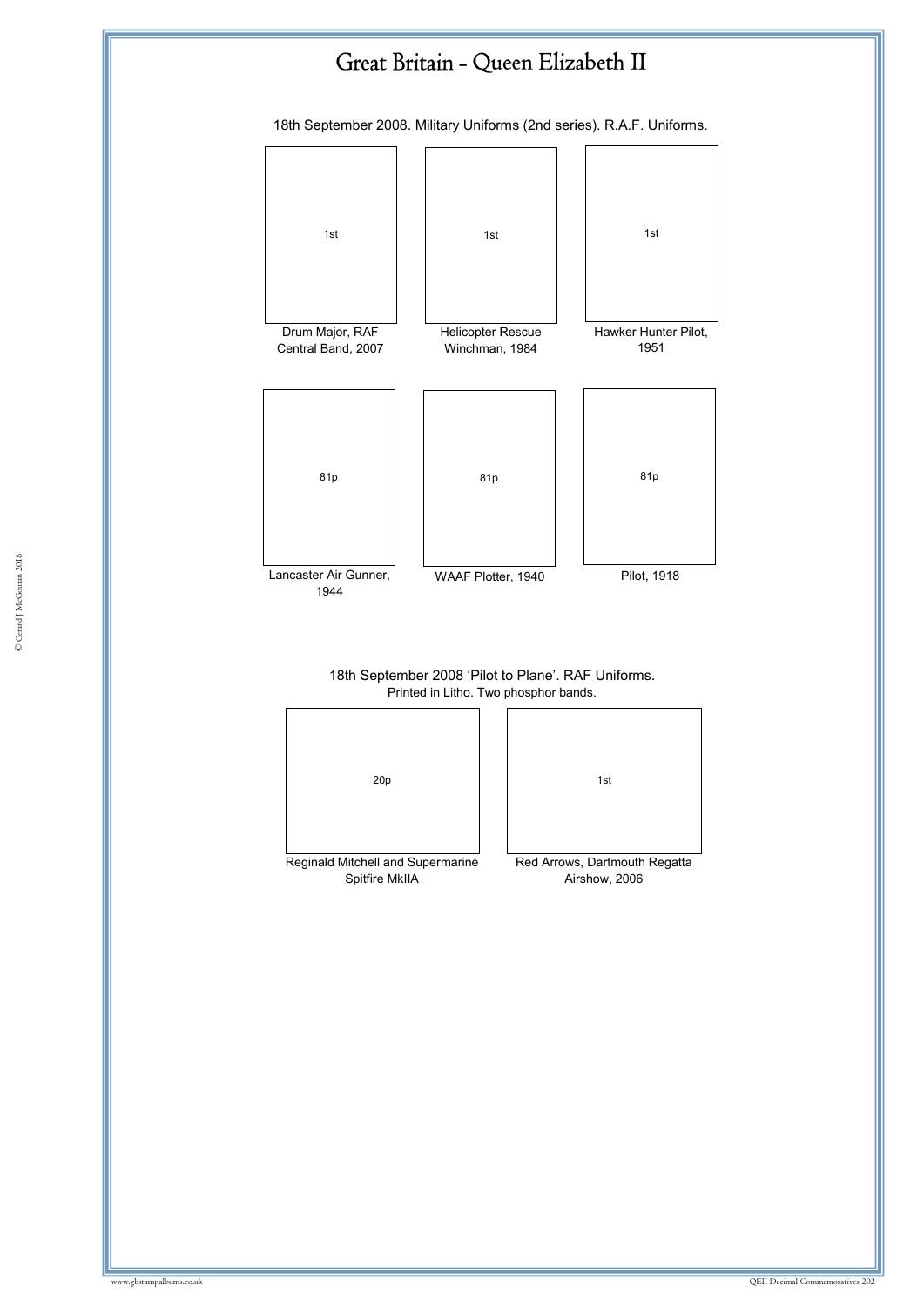# Great Britain - Queen Elizabeth II

18th September 2008. Military Uniforms (2nd series). R.A.F. Uniforms.

1st

Drum Major, RAF Central Band, 2007

1st

Helicopter Rescue Winchman, 1984

1st

Hawker Hunter Pilot, 1951

81p

Lancaster Air Gunner, 1944

81p

WAAF Plotter, 1940

81p

Pilot, 1918

18th September 2008 'Pilot to Plane'. RAF Uniforms.
Printed in Litho. Two phosphor bands.

20p

Reginald Mitchell and Supermarine Spitfire MkIIA

1st

Red Arrows, Dartmouth Regatta Airshow, 2006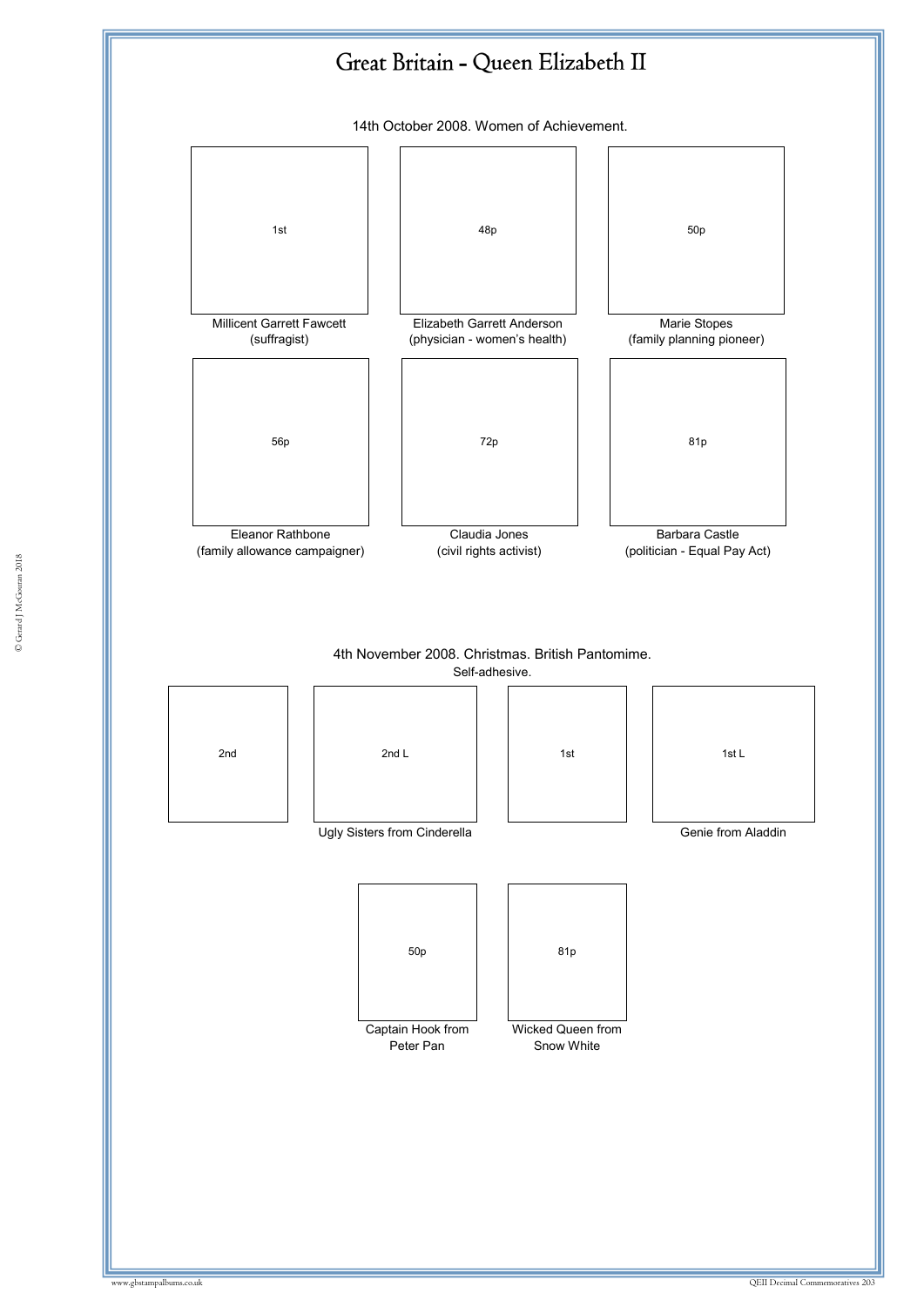# Great Britain - Queen Elizabeth II

14th October 2008. Women of Achievement.

1st

Millicent Garrett Fawcett
(suffragist)

48p

Elizabeth Garrett Anderson
(physician - women's health)

50p

Marie Stopes
(family planning pioneer)

56p

Eleanor Rathbone
(family allowance campaigner)

72p

Claudia Jones
(civil rights activist)

81p

Barbara Castle
(politician - Equal Pay Act)

4th November 2008. Christmas. British Pantomime.
Self-adhesive.

2nd

2nd L

Ugly Sisters from Cinderella

1st

1st L

Genie from Aladdin

50p

Captain Hook from
Peter Pan

81p

Wicked Queen from
Snow White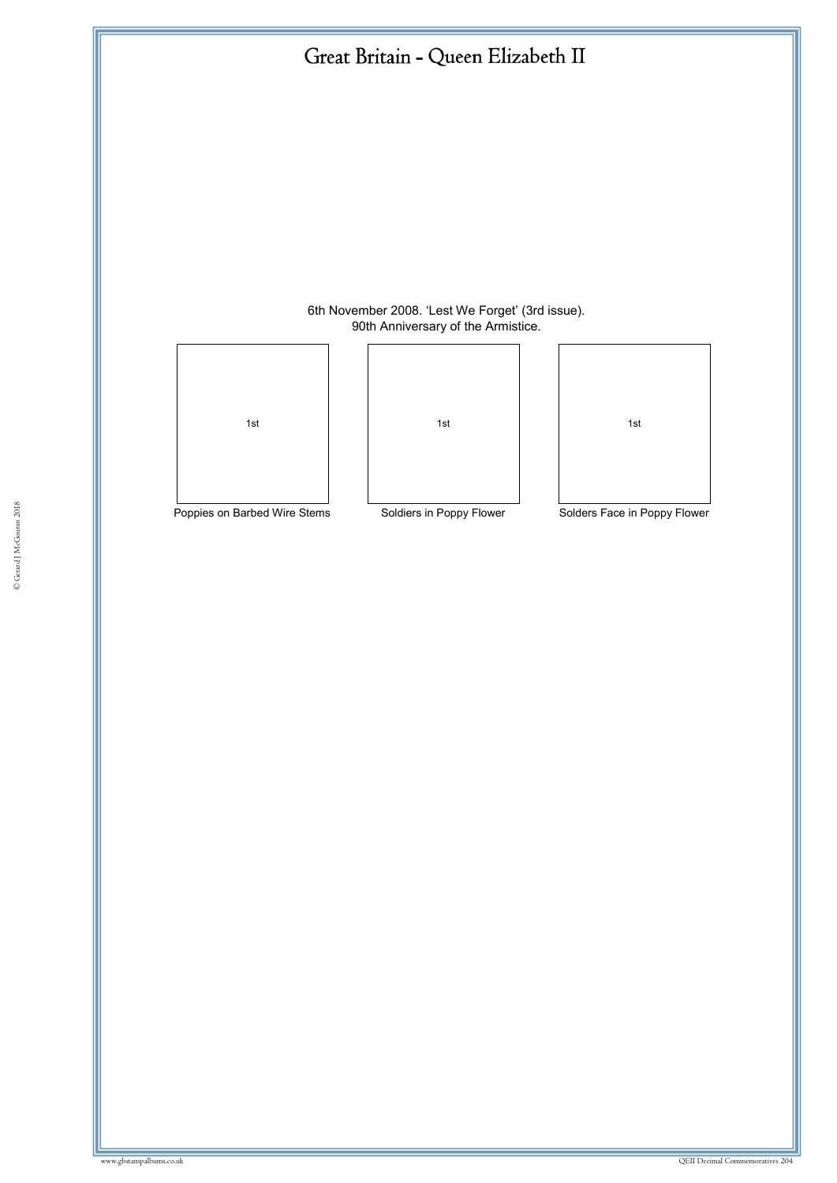# Great Britain - Queen Elizabeth II

6th November 2008. 'Lest We Forget' (3rd issue).
90th Anniversary of the Armistice.

1st

Poppies on Barbed Wire Stems

1st

Soldiers in Poppy Flower

1st

Solders Face in Poppy Flower